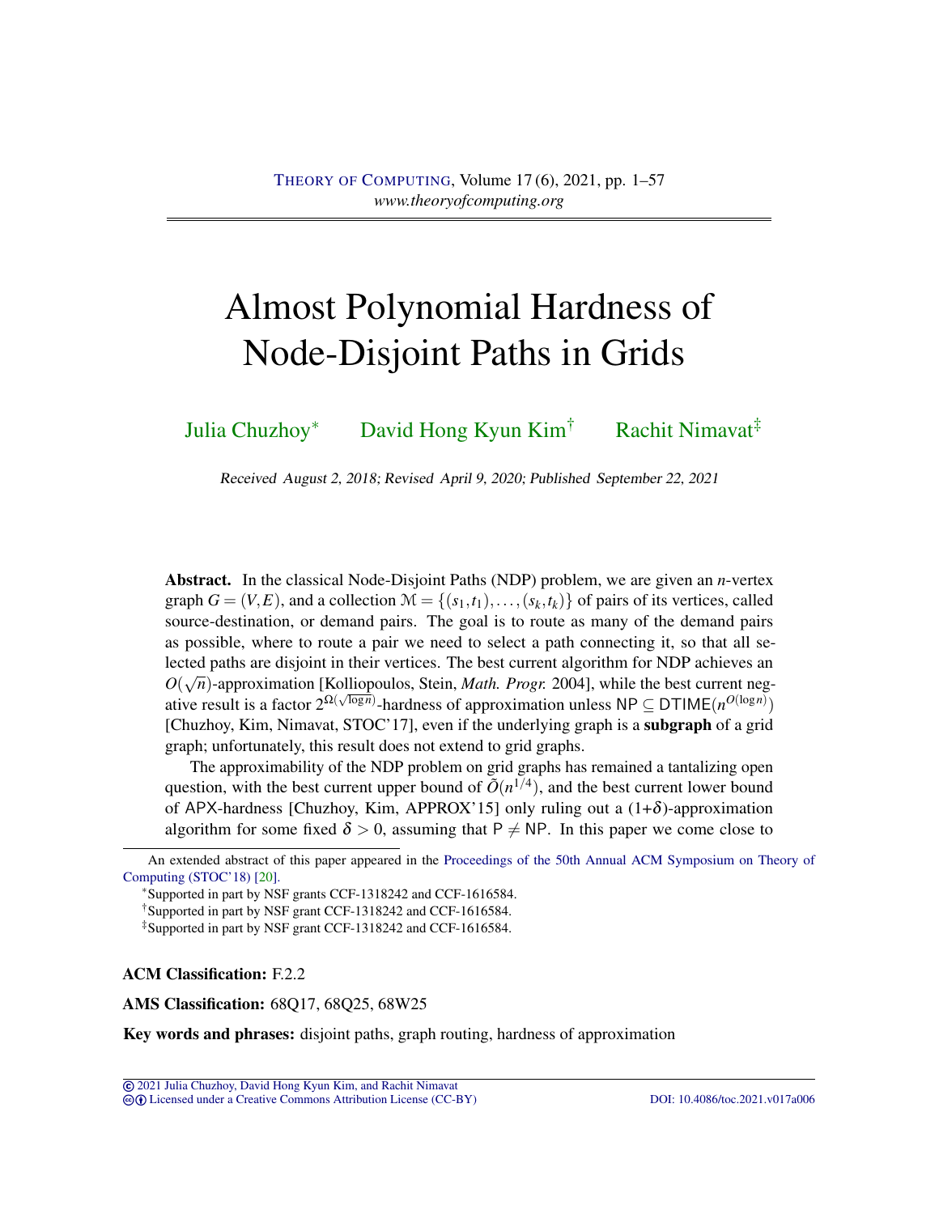# Almost Polynomial Hardness of Node-Disjoint Paths in Grids

Julia Chuzhoy[*] David Hong Kyun Kim[†] Rachit Nimavat[‡]

Received August 2, 2018; Revised April 9, 2020; Published September 22, 2021

**Abstract.** In the classical Node-Disjoint Paths (NDP) problem, we are given an $n$-vertex graph $G = (V,E)$, and a collection $\mathcal{M} = \{(s_1,t_1),\ldots,(s_k,t_k)\}$ of pairs of its vertices, called source-destination, or demand pairs. The goal is to route as many of the demand pairs as possible, where to route a pair we need to select a path connecting it, so that all selected paths are disjoint in their vertices. The best current algorithm for NDP achieves an $O(\sqrt{n})$-approximation [Kolliopoulos, Stein, *Math. Progr.* 2004], while the best current negative result is a factor $2^{\Omega(\sqrt{\log n})}$-hardness of approximation unless $\mathsf{NP} \subseteq \mathsf{DTIME}(n^{O(\log n)})$ [Chuzhoy, Kim, Nimavat, STOC'17], even if the underlying graph is a **subgraph** of a grid graph; unfortunately, this result does not extend to grid graphs.

The approximability of the NDP problem on grid graphs has remained a tantalizing open question, with the best current upper bound of $\tilde{O}(n^{1/4})$, and the best current lower bound of APX-hardness [Chuzhoy, Kim, APPROX'15] only ruling out a $(1+\delta)$-approximation algorithm for some fixed $\delta > 0$, assuming that $\mathsf{P} \neq \mathsf{NP}$. In this paper we come close to

---

An extended abstract of this paper appeared in the Proceedings of the 50th Annual ACM Symposium on Theory of Computing (STOC'18) [20].

[*] Supported in part by NSF grants CCF-1318242 and CCF-1616584.

[†] Supported in part by NSF grant CCF-1318242 and CCF-1616584.

[‡] Supported in part by NSF grant CCF-1318242 and CCF-1616584.

**ACM Classification:** F.2.2

**AMS Classification:** 68Q17, 68Q25, 68W25

**Key words and phrases:** disjoint paths, graph routing, hardness of approximation

© 2021 Julia Chuzhoy, David Hong Kyun Kim, and Rachit Nimavat
Licensed under a Creative Commons Attribution License (CC-BY) DOI: 10.4086/toc.2021.v017a006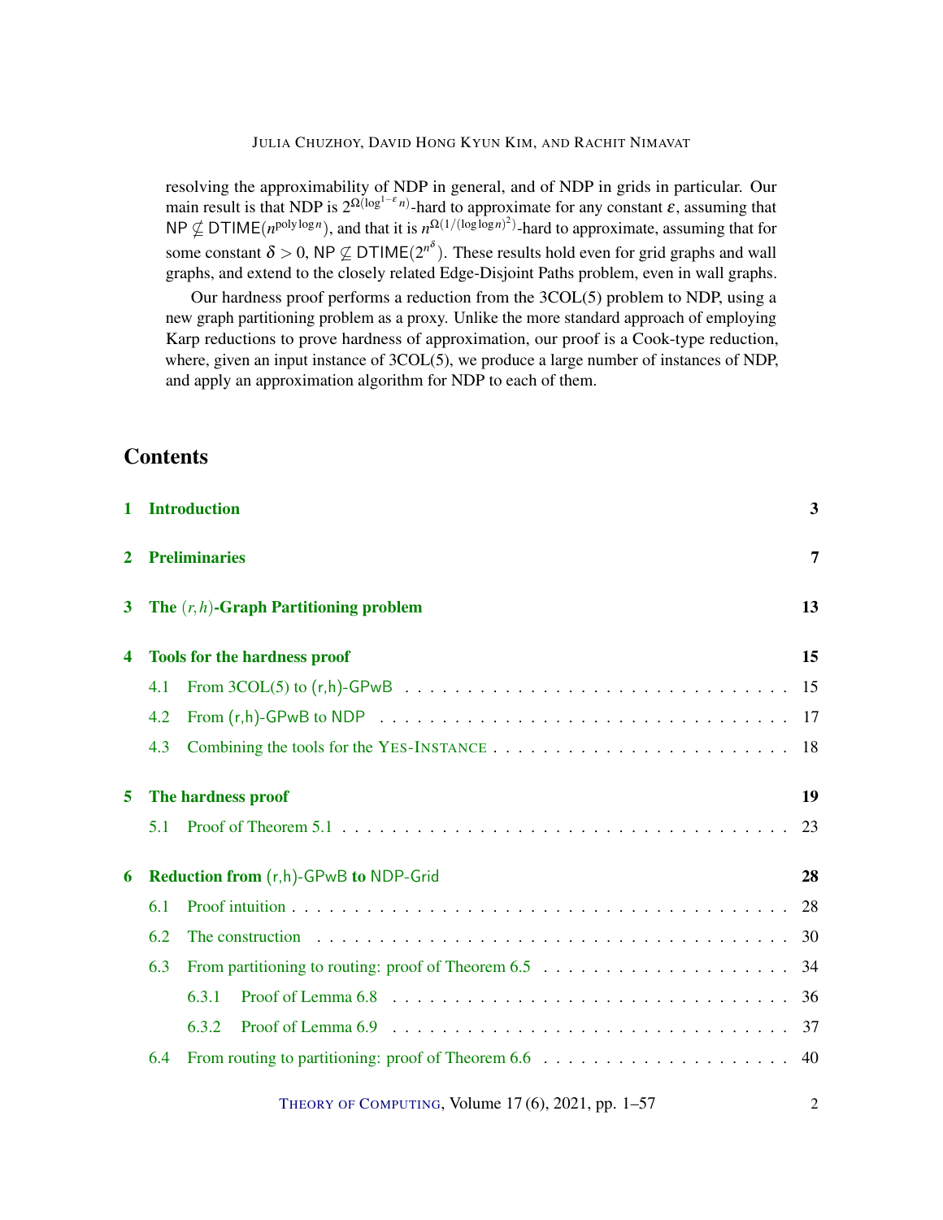resolving the approximability of NDP in general, and of NDP in grids in particular. Our main result is that NDP is $2^{\Omega(\log^{1-\varepsilon} n)}$-hard to approximate for any constant $\varepsilon$, assuming that $\mathsf{NP} \not\subseteq \mathsf{DTIME}(n^{\mathrm{poly}\log n})$, and that it is $n^{\Omega(1/(\log\log n)^2)}$-hard to approximate, assuming that for some constant $\delta > 0$, $\mathsf{NP} \not\subseteq \mathsf{DTIME}(2^{n^\delta})$. These results hold even for grid graphs and wall graphs, and extend to the closely related Edge-Disjoint Paths problem, even in wall graphs.

Our hardness proof performs a reduction from the 3COL(5) problem to NDP, using a new graph partitioning problem as a proxy. Unlike the more standard approach of employing Karp reductions to prove hardness of approximation, our proof is a Cook-type reduction, where, given an input instance of 3COL(5), we produce a large number of instances of NDP, and apply an approximation algorithm for NDP to each of them.

## Contents

- **1 Introduction** — 3
- **2 Preliminaries** — 7
- **3 The $(r,h)$-Graph Partitioning problem** — 13
- **4 Tools for the hardness proof** — 15
  - 4.1 From 3COL(5) to (r,h)-GPwB — 15
  - 4.2 From (r,h)-GPwB to NDP — 17
  - 4.3 Combining the tools for the YES-INSTANCE — 18
- **5 The hardness proof** — 19
  - 5.1 Proof of Theorem 5.1 — 23
- **6 Reduction from (r,h)-GPwB to NDP-Grid** — 28
  - 6.1 Proof intuition — 28
  - 6.2 The construction — 30
  - 6.3 From partitioning to routing: proof of Theorem 6.5 — 34
    - 6.3.1 Proof of Lemma 6.8 — 36
    - 6.3.2 Proof of Lemma 6.9 — 37
  - 6.4 From routing to partitioning: proof of Theorem 6.6 — 40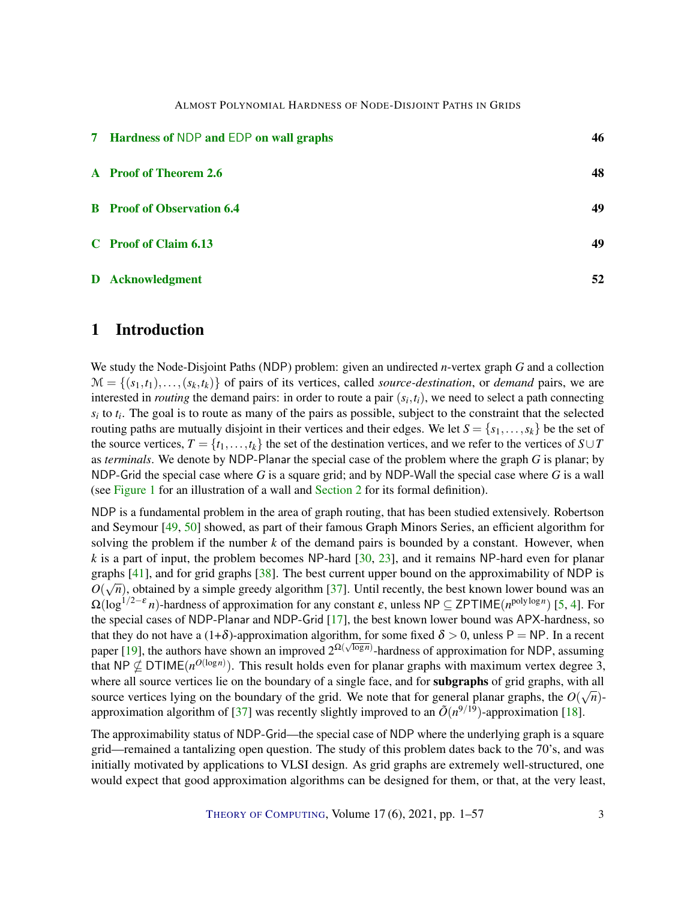7 Hardness of NDP and EDP on wall graphs 46

A Proof of Theorem 2.6 48

B Proof of Observation 6.4 49

C Proof of Claim 6.13 49

D Acknowledgment 52

# 1 Introduction

We study the Node-Disjoint Paths (NDP) problem: given an undirected $n$-vertex graph $G$ and a collection $\mathcal{M} = \{(s_1,t_1),\ldots,(s_k,t_k)\}$ of pairs of its vertices, called *source-destination*, or *demand* pairs, we are interested in *routing* the demand pairs: in order to route a pair $(s_i,t_i)$, we need to select a path connecting $s_i$ to $t_i$. The goal is to route as many of the pairs as possible, subject to the constraint that the selected routing paths are mutually disjoint in their vertices and their edges. We let $S = \{s_1,\ldots,s_k\}$ be the set of the source vertices, $T = \{t_1,\ldots,t_k\}$ the set of the destination vertices, and we refer to the vertices of $S \cup T$ as *terminals*. We denote by NDP-Planar the special case of the problem where the graph $G$ is planar; by NDP-Grid the special case where $G$ is a square grid; and by NDP-Wall the special case where $G$ is a wall (see Figure 1 for an illustration of a wall and Section 2 for its formal definition).

NDP is a fundamental problem in the area of graph routing, that has been studied extensively. Robertson and Seymour [49, 50] showed, as part of their famous Graph Minors Series, an efficient algorithm for solving the problem if the number $k$ of the demand pairs is bounded by a constant. However, when $k$ is a part of input, the problem becomes NP-hard [30, 23], and it remains NP-hard even for planar graphs [41], and for grid graphs [38]. The best current upper bound on the approximability of NDP is $O(\sqrt{n})$, obtained by a simple greedy algorithm [37]. Until recently, the best known lower bound was an $\Omega(\log^{1/2-\varepsilon} n)$-hardness of approximation for any constant $\varepsilon$, unless $\mathsf{NP} \subseteq \mathsf{ZPTIME}(n^{\mathrm{poly}\log n})$ [5, 4]. For the special cases of NDP-Planar and NDP-Grid [17], the best known lower bound was APX-hardness, so that they do not have a $(1{+}\delta)$-approximation algorithm, for some fixed $\delta > 0$, unless $\mathsf{P} = \mathsf{NP}$. In a recent paper [19], the authors have shown an improved $2^{\Omega(\sqrt{\log n})}$-hardness of approximation for NDP, assuming that $\mathsf{NP} \not\subseteq \mathsf{DTIME}(n^{O(\log n)})$. This result holds even for planar graphs with maximum vertex degree 3, where all source vertices lie on the boundary of a single face, and for **subgraphs** of grid graphs, with all source vertices lying on the boundary of the grid. We note that for general planar graphs, the $O(\sqrt{n})$-approximation algorithm of [37] was recently slightly improved to an $\tilde{O}(n^{9/19})$-approximation [18].

The approximability status of NDP-Grid—the special case of NDP where the underlying graph is a square grid—remained a tantalizing open question. The study of this problem dates back to the 70's, and was initially motivated by applications to VLSI design. As grid graphs are extremely well-structured, one would expect that good approximation algorithms can be designed for them, or that, at the very least,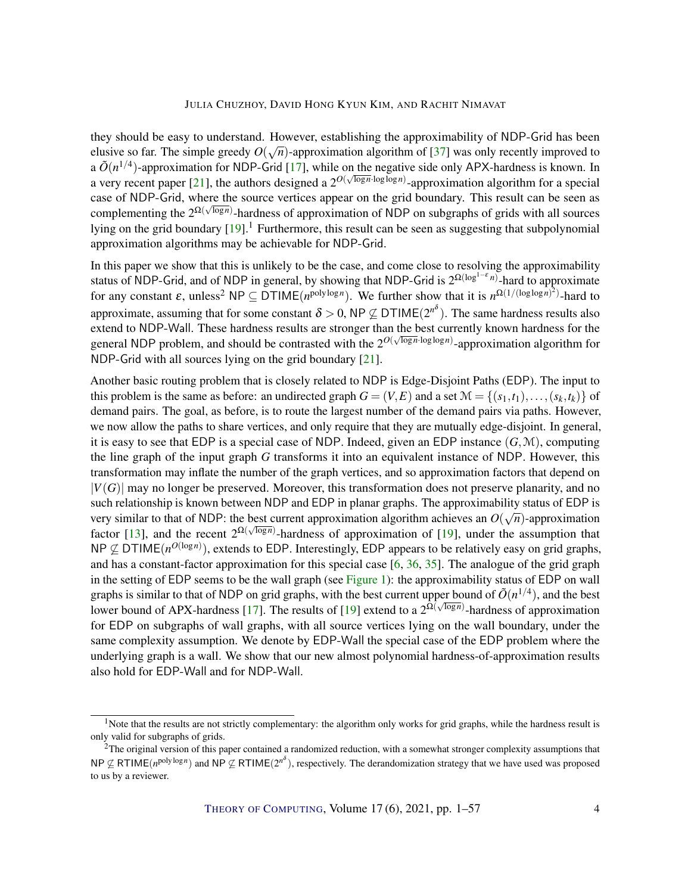they should be easy to understand. However, establishing the approximability of NDP-Grid has been elusive so far. The simple greedy $O(\sqrt{n})$-approximation algorithm of [37] was only recently improved to a $\tilde{O}(n^{1/4})$-approximation for NDP-Grid [17], while on the negative side only APX-hardness is known. In a very recent paper [21], the authors designed a $2^{O(\sqrt{\log n} \cdot \log\log n)}$-approximation algorithm for a special case of NDP-Grid, where the source vertices appear on the grid boundary. This result can be seen as complementing the $2^{\Omega(\sqrt{\log n})}$-hardness of approximation of NDP on subgraphs of grids with all sources lying on the grid boundary [19].[1] Furthermore, this result can be seen as suggesting that subpolynomial approximation algorithms may be achievable for NDP-Grid.

In this paper we show that this is unlikely to be the case, and come close to resolving the approximability status of NDP-Grid, and of NDP in general, by showing that NDP-Grid is $2^{\Omega(\log^{1-\varepsilon} n)}$-hard to approximate for any constant $\varepsilon$, unless[2] $\mathsf{NP} \subseteq \mathsf{DTIME}(n^{\mathrm{poly}\log n})$. We further show that it is $n^{\Omega(1/(\log\log n)^2)}$-hard to approximate, assuming that for some constant $\delta > 0$, $\mathsf{NP} \not\subseteq \mathsf{DTIME}(2^{n^\delta})$. The same hardness results also extend to NDP-Wall. These hardness results are stronger than the best currently known hardness for the general NDP problem, and should be contrasted with the $2^{O(\sqrt{\log n} \cdot \log\log n)}$-approximation algorithm for NDP-Grid with all sources lying on the grid boundary [21].

Another basic routing problem that is closely related to NDP is Edge-Disjoint Paths (EDP). The input to this problem is the same as before: an undirected graph $G = (V,E)$ and a set $\mathcal{M} = \{(s_1,t_1),\dots,(s_k,t_k)\}$ of demand pairs. The goal, as before, is to route the largest number of the demand pairs via paths. However, we now allow the paths to share vertices, and only require that they are mutually edge-disjoint. In general, it is easy to see that EDP is a special case of NDP. Indeed, given an EDP instance $(G,\mathcal{M})$, computing the line graph of the input graph $G$ transforms it into an equivalent instance of NDP. However, this transformation may inflate the number of the graph vertices, and so approximation factors that depend on $|V(G)|$ may no longer be preserved. Moreover, this transformation does not preserve planarity, and no such relationship is known between NDP and EDP in planar graphs. The approximability status of EDP is very similar to that of NDP: the best current approximation algorithm achieves an $O(\sqrt{n})$-approximation factor [13], and the recent $2^{\Omega(\sqrt{\log n})}$-hardness of approximation of [19], under the assumption that $\mathsf{NP} \not\subseteq \mathsf{DTIME}(n^{O(\log n)})$, extends to EDP. Interestingly, EDP appears to be relatively easy on grid graphs, and has a constant-factor approximation for this special case [6, 36, 35]. The analogue of the grid graph in the setting of EDP seems to be the wall graph (see Figure 1): the approximability status of EDP on wall graphs is similar to that of NDP on grid graphs, with the best current upper bound of $\tilde{O}(n^{1/4})$, and the best lower bound of APX-hardness [17]. The results of [19] extend to a $2^{\Omega(\sqrt{\log n})}$-hardness of approximation for EDP on subgraphs of wall graphs, with all source vertices lying on the wall boundary, under the same complexity assumption. We denote by EDP-Wall the special case of the EDP problem where the underlying graph is a wall. We show that our new almost polynomial hardness-of-approximation results also hold for EDP-Wall and for NDP-Wall.

[1] Note that the results are not strictly complementary: the algorithm only works for grid graphs, while the hardness result is only valid for subgraphs of grids.

[2] The original version of this paper contained a randomized reduction, with a somewhat stronger complexity assumptions that $\mathsf{NP} \not\subseteq \mathsf{RTIME}(n^{\mathrm{poly}\log n})$ and $\mathsf{NP} \not\subseteq \mathsf{RTIME}(2^{n^\delta})$, respectively. The derandomization strategy that we have used was proposed to us by a reviewer.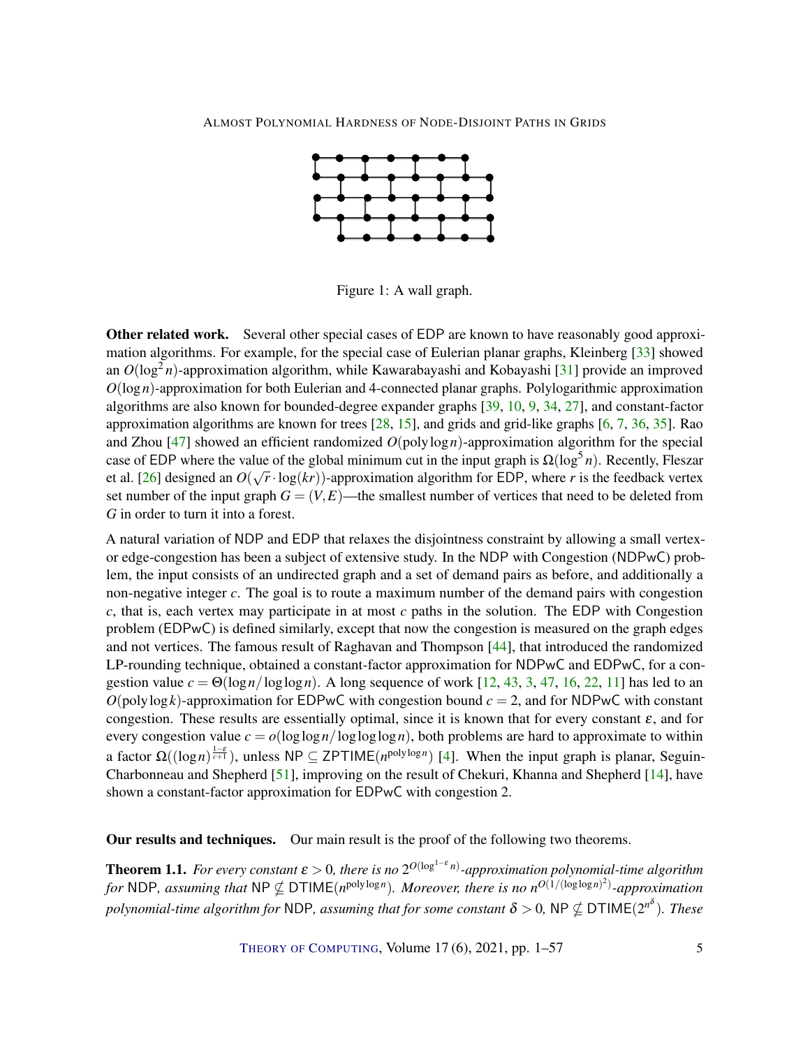Figure 1: A wall graph.

**Other related work.** Several other special cases of EDP are known to have reasonably good approximation algorithms. For example, for the special case of Eulerian planar graphs, Kleinberg [33] showed an $O(\log^2 n)$-approximation algorithm, while Kawarabayashi and Kobayashi [31] provide an improved $O(\log n)$-approximation for both Eulerian and 4-connected planar graphs. Polylogarithmic approximation algorithms are also known for bounded-degree expander graphs [39, 10, 9, 34, 27], and constant-factor approximation algorithms are known for trees [28, 15], and grids and grid-like graphs [6, 7, 36, 35]. Rao and Zhou [47] showed an efficient randomized $O(\operatorname{poly}\log n)$-approximation algorithm for the special case of EDP where the value of the global minimum cut in the input graph is $\Omega(\log^5 n)$. Recently, Fleszar et al. [26] designed an $O(\sqrt{r}\cdot\log(kr))$-approximation algorithm for EDP, where $r$ is the feedback vertex set number of the input graph $G=(V,E)$—the smallest number of vertices that need to be deleted from $G$ in order to turn it into a forest.

A natural variation of NDP and EDP that relaxes the disjointness constraint by allowing a small vertex- or edge-congestion has been a subject of extensive study. In the NDP with Congestion (NDPwC) problem, the input consists of an undirected graph and a set of demand pairs as before, and additionally a non-negative integer $c$. The goal is to route a maximum number of the demand pairs with congestion $c$, that is, each vertex may participate in at most $c$ paths in the solution. The EDP with Congestion problem (EDPwC) is defined similarly, except that now the congestion is measured on the graph edges and not vertices. The famous result of Raghavan and Thompson [44], that introduced the randomized LP-rounding technique, obtained a constant-factor approximation for NDPwC and EDPwC, for a congestion value $c=\Theta(\log n/\log\log n)$. A long sequence of work [12, 43, 3, 47, 16, 22, 11] has led to an $O(\operatorname{poly}\log k)$-approximation for EDPwC with congestion bound $c=2$, and for NDPwC with constant congestion. These results are essentially optimal, since it is known that for every constant $\varepsilon$, and for every congestion value $c=o(\log\log n/\log\log\log n)$, both problems are hard to approximate to within a factor $\Omega((\log n)^{\frac{1-\varepsilon}{c+1}})$, unless $\mathsf{NP}\subseteq\mathsf{ZPTIME}(n^{\operatorname{poly}\log n})$ [4]. When the input graph is planar, Seguin-Charbonneau and Shepherd [51], improving on the result of Chekuri, Khanna and Shepherd [14], have shown a constant-factor approximation for EDPwC with congestion 2.

**Our results and techniques.** Our main result is the proof of the following two theorems.

**Theorem 1.1.** *For every constant $\varepsilon>0$, there is no $2^{O(\log^{1-\varepsilon} n)}$-approximation polynomial-time algorithm for NDP, assuming that $\mathsf{NP}\not\subseteq\mathsf{DTIME}(n^{\operatorname{poly}\log n})$. Moreover, there is no $n^{O(1/(\log\log n)^2)}$-approximation polynomial-time algorithm for NDP, assuming that for some constant $\delta>0$, $\mathsf{NP}\not\subseteq\mathsf{DTIME}(2^{n^{\delta}})$. These*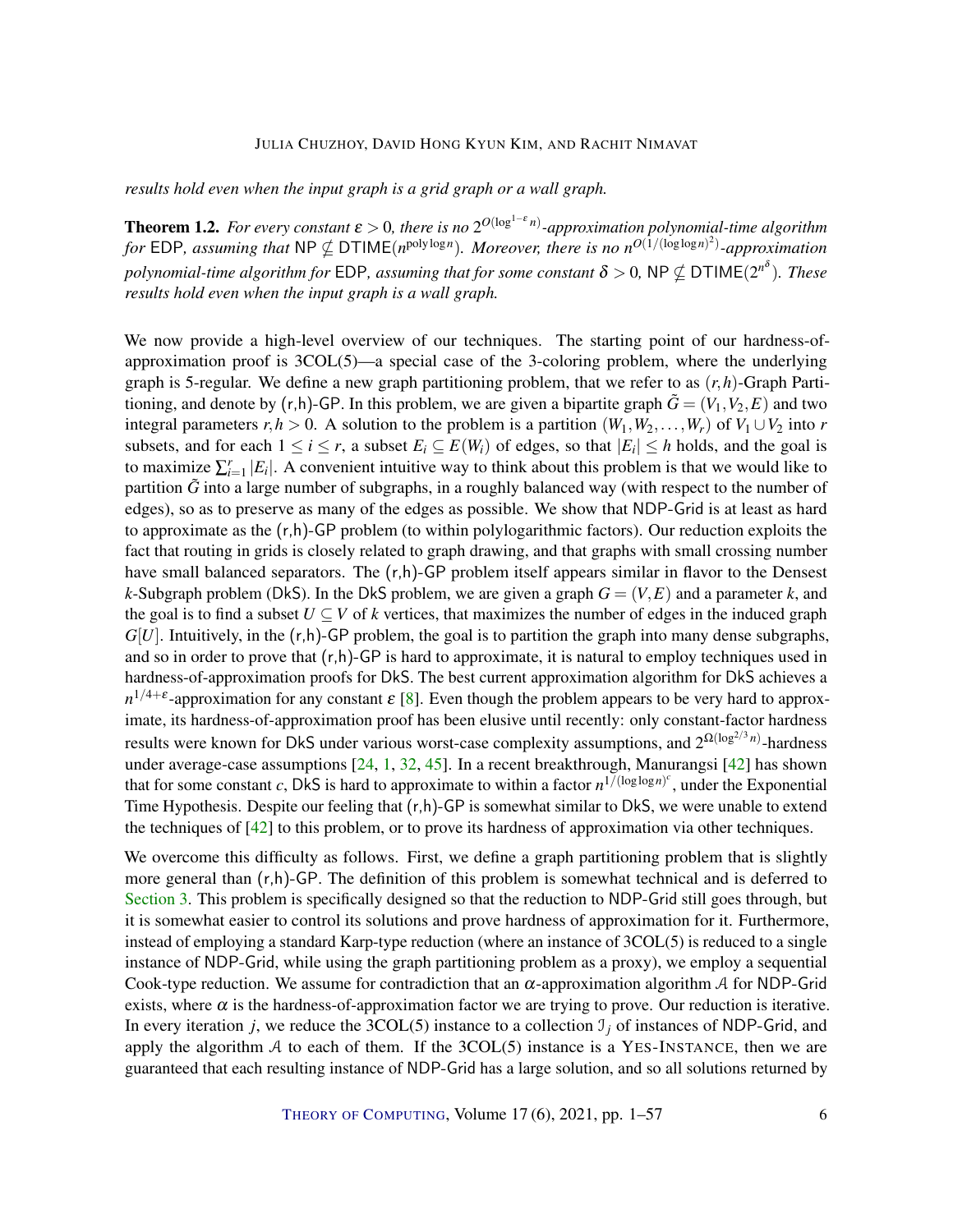*results hold even when the input graph is a grid graph or a wall graph.*

**Theorem 1.2.** *For every constant $\varepsilon > 0$, there is no $2^{O(\log^{1-\varepsilon} n)}$-approximation polynomial-time algorithm for* EDP*, assuming that* $\mathsf{NP} \not\subseteq \mathsf{DTIME}(n^{\mathrm{poly}\log n})$*. Moreover, there is no $n^{O(1/(\log\log n)^2)}$-approximation polynomial-time algorithm for* EDP*, assuming that for some constant $\delta > 0$,* $\mathsf{NP} \not\subseteq \mathsf{DTIME}(2^{n^\delta})$*. These results hold even when the input graph is a wall graph.*

We now provide a high-level overview of our techniques. The starting point of our hardness-of-approximation proof is 3COL(5)—a special case of the 3-coloring problem, where the underlying graph is 5-regular. We define a new graph partitioning problem, that we refer to as $(r,h)$-Graph Partitioning, and denote by (r,h)-GP. In this problem, we are given a bipartite graph $\tilde{G} = (V_1, V_2, E)$ and two integral parameters $r, h > 0$. A solution to the problem is a partition $(W_1, W_2, \ldots, W_r)$ of $V_1 \cup V_2$ into $r$ subsets, and for each $1 \le i \le r$, a subset $E_i \subseteq E(W_i)$ of edges, so that $|E_i| \le h$ holds, and the goal is to maximize $\sum_{i=1}^{r} |E_i|$. A convenient intuitive way to think about this problem is that we would like to partition $\tilde{G}$ into a large number of subgraphs, in a roughly balanced way (with respect to the number of edges), so as to preserve as many of the edges as possible. We show that NDP-Grid is at least as hard to approximate as the (r,h)-GP problem (to within polylogarithmic factors). Our reduction exploits the fact that routing in grids is closely related to graph drawing, and that graphs with small crossing number have small balanced separators. The (r,h)-GP problem itself appears similar in flavor to the Densest $k$-Subgraph problem (DkS). In the DkS problem, we are given a graph $G = (V, E)$ and a parameter $k$, and the goal is to find a subset $U \subseteq V$ of $k$ vertices, that maximizes the number of edges in the induced graph $G[U]$. Intuitively, in the (r,h)-GP problem, the goal is to partition the graph into many dense subgraphs, and so in order to prove that (r,h)-GP is hard to approximate, it is natural to employ techniques used in hardness-of-approximation proofs for DkS. The best current approximation algorithm for DkS achieves a $n^{1/4+\varepsilon}$-approximation for any constant $\varepsilon$ [8]. Even though the problem appears to be very hard to approximate, its hardness-of-approximation proof has been elusive until recently: only constant-factor hardness results were known for DkS under various worst-case complexity assumptions, and $2^{\Omega(\log^{2/3} n)}$-hardness under average-case assumptions [24, 1, 32, 45]. In a recent breakthrough, Manurangsi [42] has shown that for some constant $c$, DkS is hard to approximate to within a factor $n^{1/(\log\log n)^c}$, under the Exponential Time Hypothesis. Despite our feeling that (r,h)-GP is somewhat similar to DkS, we were unable to extend the techniques of [42] to this problem, or to prove its hardness of approximation via other techniques.

We overcome this difficulty as follows. First, we define a graph partitioning problem that is slightly more general than (r,h)-GP. The definition of this problem is somewhat technical and is deferred to Section 3. This problem is specifically designed so that the reduction to NDP-Grid still goes through, but it is somewhat easier to control its solutions and prove hardness of approximation for it. Furthermore, instead of employing a standard Karp-type reduction (where an instance of 3COL(5) is reduced to a single instance of NDP-Grid, while using the graph partitioning problem as a proxy), we employ a sequential Cook-type reduction. We assume for contradiction that an $\alpha$-approximation algorithm $\mathcal{A}$ for NDP-Grid exists, where $\alpha$ is the hardness-of-approximation factor we are trying to prove. Our reduction is iterative. In every iteration $j$, we reduce the 3COL(5) instance to a collection $\mathcal{I}_j$ of instances of NDP-Grid, and apply the algorithm $\mathcal{A}$ to each of them. If the 3COL(5) instance is a YES-INSTANCE, then we are guaranteed that each resulting instance of NDP-Grid has a large solution, and so all solutions returned by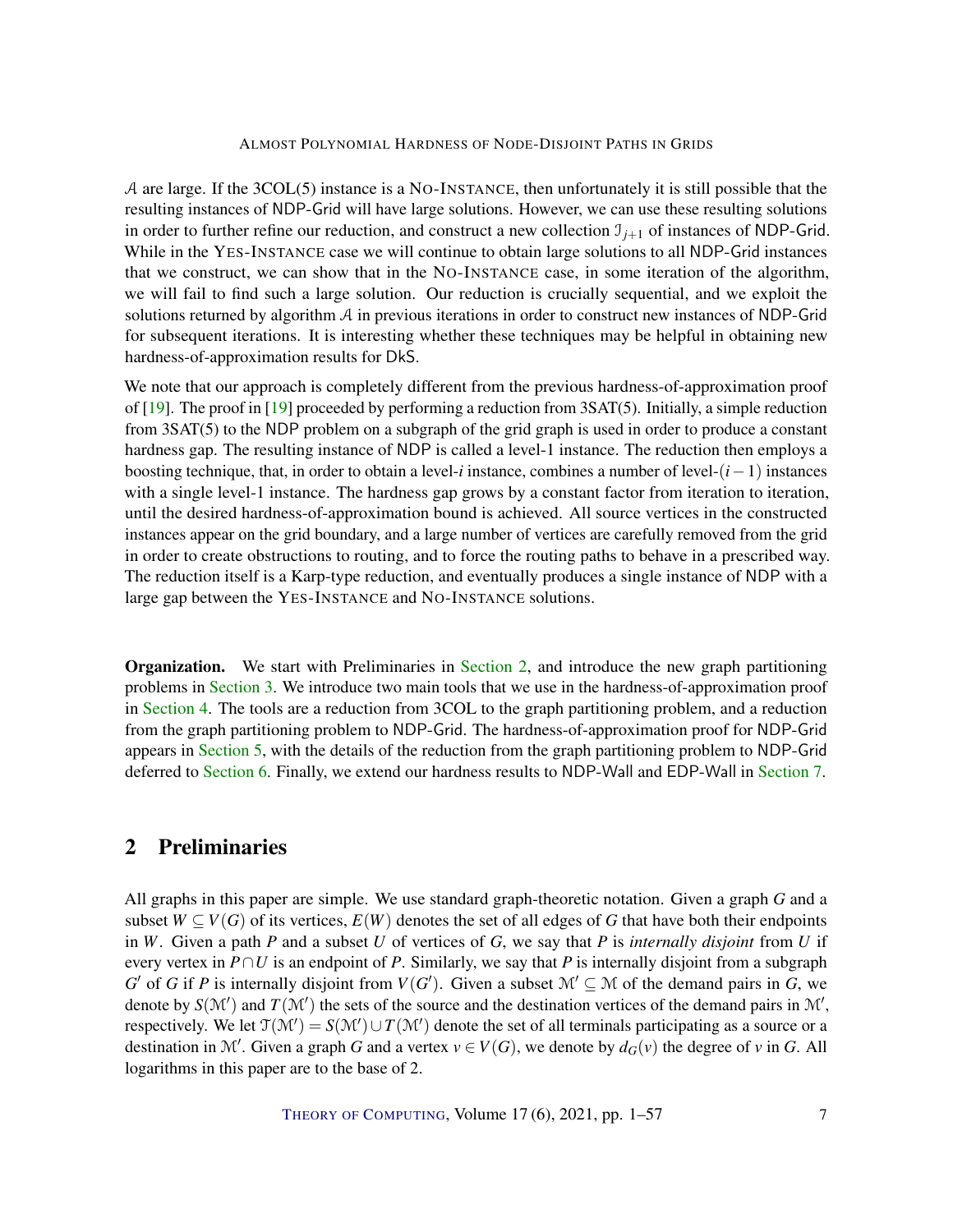$\mathcal{A}$ are large. If the 3COL(5) instance is a NO-INSTANCE, then unfortunately it is still possible that the resulting instances of NDP-Grid will have large solutions. However, we can use these resulting solutions in order to further refine our reduction, and construct a new collection $\mathcal{I}_{j+1}$ of instances of NDP-Grid. While in the YES-INSTANCE case we will continue to obtain large solutions to all NDP-Grid instances that we construct, we can show that in the NO-INSTANCE case, in some iteration of the algorithm, we will fail to find such a large solution. Our reduction is crucially sequential, and we exploit the solutions returned by algorithm $\mathcal{A}$ in previous iterations in order to construct new instances of NDP-Grid for subsequent iterations. It is interesting whether these techniques may be helpful in obtaining new hardness-of-approximation results for DkS.

We note that our approach is completely different from the previous hardness-of-approximation proof of [19]. The proof in [19] proceeded by performing a reduction from 3SAT(5). Initially, a simple reduction from 3SAT(5) to the NDP problem on a subgraph of the grid graph is used in order to produce a constant hardness gap. The resulting instance of NDP is called a level-1 instance. The reduction then employs a boosting technique, that, in order to obtain a level-$i$ instance, combines a number of level-$(i-1)$ instances with a single level-1 instance. The hardness gap grows by a constant factor from iteration to iteration, until the desired hardness-of-approximation bound is achieved. All source vertices in the constructed instances appear on the grid boundary, and a large number of vertices are carefully removed from the grid in order to create obstructions to routing, and to force the routing paths to behave in a prescribed way. The reduction itself is a Karp-type reduction, and eventually produces a single instance of NDP with a large gap between the YES-INSTANCE and NO-INSTANCE solutions.

**Organization.** We start with Preliminaries in Section 2, and introduce the new graph partitioning problems in Section 3. We introduce two main tools that we use in the hardness-of-approximation proof in Section 4. The tools are a reduction from 3COL to the graph partitioning problem, and a reduction from the graph partitioning problem to NDP-Grid. The hardness-of-approximation proof for NDP-Grid appears in Section 5, with the details of the reduction from the graph partitioning problem to NDP-Grid deferred to Section 6. Finally, we extend our hardness results to NDP-Wall and EDP-Wall in Section 7.

## 2 Preliminaries

All graphs in this paper are simple. We use standard graph-theoretic notation. Given a graph $G$ and a subset $W \subseteq V(G)$ of its vertices, $E(W)$ denotes the set of all edges of $G$ that have both their endpoints in $W$. Given a path $P$ and a subset $U$ of vertices of $G$, we say that $P$ is *internally disjoint* from $U$ if every vertex in $P \cap U$ is an endpoint of $P$. Similarly, we say that $P$ is internally disjoint from a subgraph $G'$ of $G$ if $P$ is internally disjoint from $V(G')$. Given a subset $\mathcal{M}' \subseteq \mathcal{M}$ of the demand pairs in $G$, we denote by $S(\mathcal{M}')$ and $T(\mathcal{M}')$ the sets of the source and the destination vertices of the demand pairs in $\mathcal{M}'$, respectively. We let $\mathcal{T}(\mathcal{M}') = S(\mathcal{M}') \cup T(\mathcal{M}')$ denote the set of all terminals participating as a source or a destination in $\mathcal{M}'$. Given a graph $G$ and a vertex $v \in V(G)$, we denote by $d_G(v)$ the degree of $v$ in $G$. All logarithms in this paper are to the base of 2.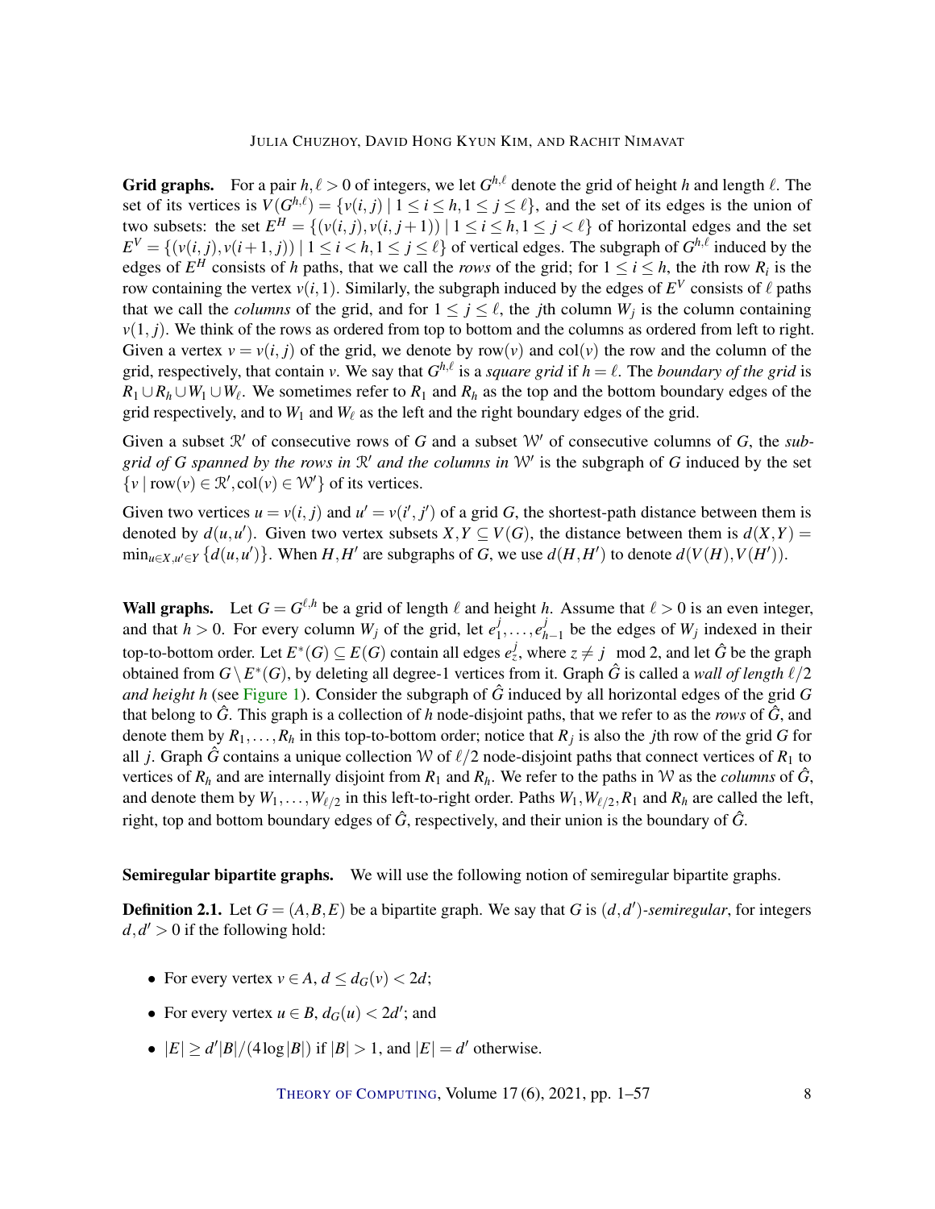**Grid graphs.** For a pair $h,\ell > 0$ of integers, we let $G^{h,\ell}$ denote the grid of height $h$ and length $\ell$. The set of its vertices is $V(G^{h,\ell}) = \{v(i,j) \mid 1 \le i \le h, 1 \le j \le \ell\}$, and the set of its edges is the union of two subsets: the set $E^H = \{(v(i,j), v(i,j+1)) \mid 1 \le i \le h, 1 \le j < \ell\}$ of horizontal edges and the set $E^V = \{(v(i,j), v(i+1,j)) \mid 1 \le i < h, 1 \le j \le \ell\}$ of vertical edges. The subgraph of $G^{h,\ell}$ induced by the edges of $E^H$ consists of $h$ paths, that we call the *rows* of the grid; for $1 \le i \le h$, the $i$th row $R_i$ is the row containing the vertex $v(i,1)$. Similarly, the subgraph induced by the edges of $E^V$ consists of $\ell$ paths that we call the *columns* of the grid, and for $1 \le j \le \ell$, the $j$th column $W_j$ is the column containing $v(1,j)$. We think of the rows as ordered from top to bottom and the columns as ordered from left to right. Given a vertex $v = v(i,j)$ of the grid, we denote by $\text{row}(v)$ and $\text{col}(v)$ the row and the column of the grid, respectively, that contain $v$. We say that $G^{h,\ell}$ is a *square grid* if $h = \ell$. The *boundary of the grid* is $R_1 \cup R_h \cup W_1 \cup W_\ell$. We sometimes refer to $R_1$ and $R_h$ as the top and the bottom boundary edges of the grid respectively, and to $W_1$ and $W_\ell$ as the left and the right boundary edges of the grid.

Given a subset $\mathcal{R}'$ of consecutive rows of $G$ and a subset $\mathcal{W}'$ of consecutive columns of $G$, the *subgrid of $G$ spanned by the rows in $\mathcal{R}'$ and the columns in $\mathcal{W}'$* is the subgraph of $G$ induced by the set $\{v \mid \text{row}(v) \in \mathcal{R}', \text{col}(v) \in \mathcal{W}'\}$ of its vertices.

Given two vertices $u = v(i,j)$ and $u' = v(i',j')$ of a grid $G$, the shortest-path distance between them is denoted by $d(u,u')$. Given two vertex subsets $X,Y \subseteq V(G)$, the distance between them is $d(X,Y) = \min_{u \in X, u' \in Y} \{d(u,u')\}$. When $H,H'$ are subgraphs of $G$, we use $d(H,H')$ to denote $d(V(H),V(H'))$.

**Wall graphs.** Let $G = G^{\ell,h}$ be a grid of length $\ell$ and height $h$. Assume that $\ell > 0$ is an even integer, and that $h > 0$. For every column $W_j$ of the grid, let $e_1^j, \ldots, e_{h-1}^j$ be the edges of $W_j$ indexed in their top-to-bottom order. Let $E^*(G) \subseteq E(G)$ contain all edges $e_z^j$, where $z \ne j \mod 2$, and let $\hat{G}$ be the graph obtained from $G \setminus E^*(G)$, by deleting all degree-1 vertices from it. Graph $\hat{G}$ is called a *wall of length $\ell/2$ and height $h$* (see Figure 1). Consider the subgraph of $\hat{G}$ induced by all horizontal edges of the grid $G$ that belong to $\hat{G}$. This graph is a collection of $h$ node-disjoint paths, that we refer to as the *rows* of $\hat{G}$, and denote them by $R_1,\ldots,R_h$ in this top-to-bottom order; notice that $R_j$ is also the $j$th row of the grid $G$ for all $j$. Graph $\hat{G}$ contains a unique collection $\mathcal{W}$ of $\ell/2$ node-disjoint paths that connect vertices of $R_1$ to vertices of $R_h$ and are internally disjoint from $R_1$ and $R_h$. We refer to the paths in $\mathcal{W}$ as the *columns* of $\hat{G}$, and denote them by $W_1,\ldots,W_{\ell/2}$ in this left-to-right order. Paths $W_1, W_{\ell/2}, R_1$ and $R_h$ are called the left, right, top and bottom boundary edges of $\hat{G}$, respectively, and their union is the boundary of $\hat{G}$.

**Semiregular bipartite graphs.** We will use the following notion of semiregular bipartite graphs.

**Definition 2.1.** Let $G = (A,B,E)$ be a bipartite graph. We say that $G$ is $(d,d')$*-semiregular*, for integers $d,d' > 0$ if the following hold:

- For every vertex $v \in A$, $d \le d_G(v) < 2d$;
- For every vertex $u \in B$, $d_G(u) < 2d'$; and
- $|E| \ge d'|B|/(4\log|B|)$ if $|B| > 1$, and $|E| = d'$ otherwise.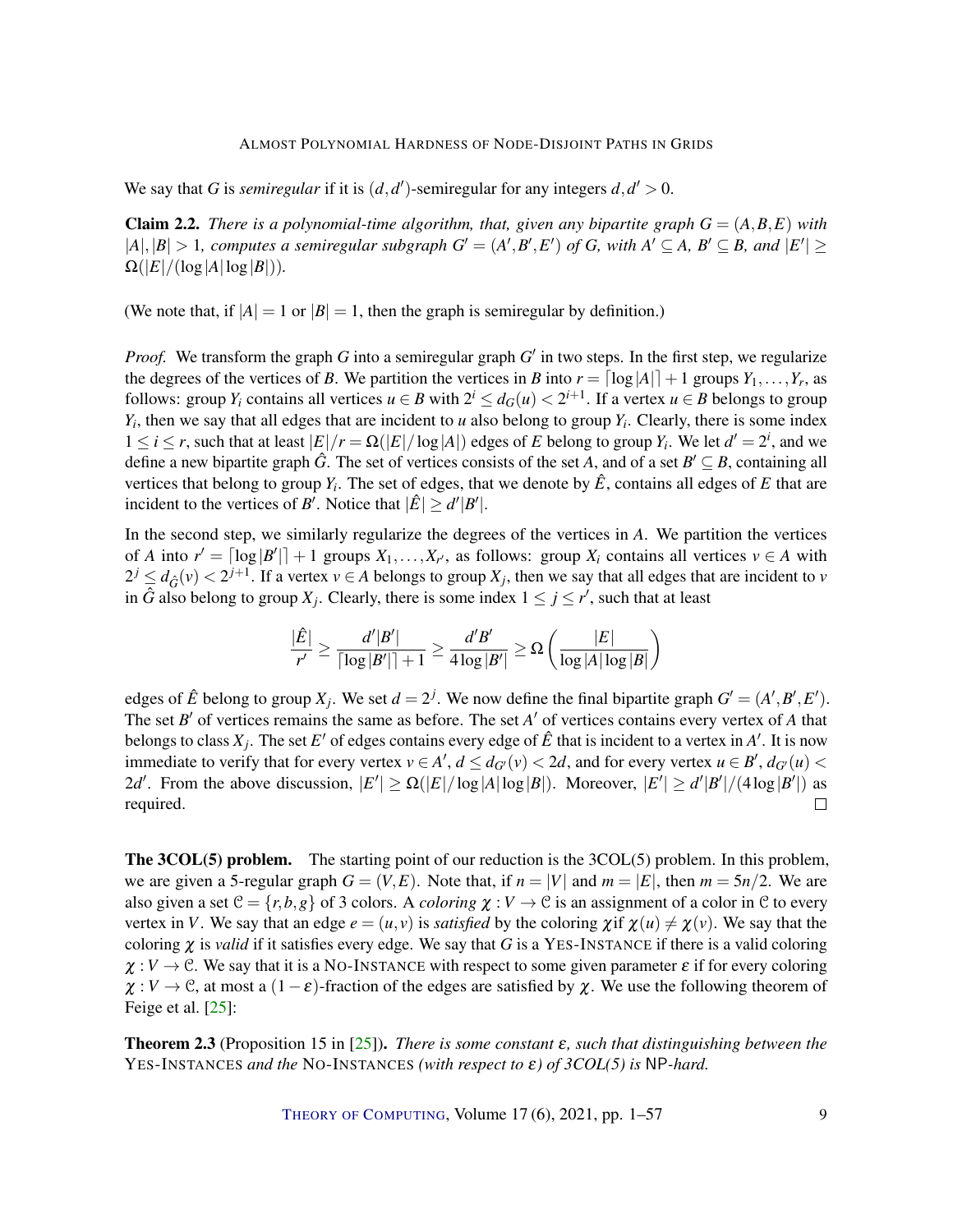We say that $G$ is *semiregular* if it is $(d,d')$-semiregular for any integers $d,d' > 0$.

**Claim 2.2.** *There is a polynomial-time algorithm, that, given any bipartite graph $G = (A,B,E)$ with $|A|,|B| > 1$, computes a semiregular subgraph $G' = (A',B',E')$ of $G$, with $A' \subseteq A$, $B' \subseteq B$, and $|E'| \geq \Omega(|E|/(\log|A|\log|B|))$.*

(We note that, if $|A| = 1$ or $|B| = 1$, then the graph is semiregular by definition.)

*Proof.* We transform the graph $G$ into a semiregular graph $G'$ in two steps. In the first step, we regularize the degrees of the vertices of $B$. We partition the vertices in $B$ into $r = \lceil \log|A| \rceil + 1$ groups $Y_1,\dots,Y_r$, as follows: group $Y_i$ contains all vertices $u \in B$ with $2^i \leq d_G(u) < 2^{i+1}$. If a vertex $u \in B$ belongs to group $Y_i$, then we say that all edges that are incident to $u$ also belong to group $Y_i$. Clearly, there is some index $1 \leq i \leq r$, such that at least $|E|/r = \Omega(|E|/\log|A|)$ edges of $E$ belong to group $Y_i$. We let $d' = 2^i$, and we define a new bipartite graph $\hat{G}$. The set of vertices consists of the set $A$, and of a set $B' \subseteq B$, containing all vertices that belong to group $Y_i$. The set of edges, that we denote by $\hat{E}$, contains all edges of $E$ that are incident to the vertices of $B'$. Notice that $|\hat{E}| \geq d'|B'|$.

In the second step, we similarly regularize the degrees of the vertices in $A$. We partition the vertices of $A$ into $r' = \lceil \log|B'| \rceil + 1$ groups $X_1,\dots,X_{r'}$, as follows: group $X_i$ contains all vertices $v \in A$ with $2^j \leq d_{\hat{G}}(v) < 2^{j+1}$. If a vertex $v \in A$ belongs to group $X_j$, then we say that all edges that are incident to $v$ in $\hat{G}$ also belong to group $X_j$. Clearly, there is some index $1 \leq j \leq r'$, such that at least

$$\frac{|\hat{E}|}{r'} \geq \frac{d'|B'|}{\lceil \log|B'| \rceil + 1} \geq \frac{d'B'}{4\log|B'|} \geq \Omega\left(\frac{|E|}{\log|A|\log|B|}\right)$$

edges of $\hat{E}$ belong to group $X_j$. We set $d = 2^j$. We now define the final bipartite graph $G' = (A',B',E')$. The set $B'$ of vertices remains the same as before. The set $A'$ of vertices contains every vertex of $A$ that belongs to class $X_j$. The set $E'$ of edges contains every edge of $\hat{E}$ that is incident to a vertex in $A'$. It is now immediate to verify that for every vertex $v \in A'$, $d \leq d_{G'}(v) < 2d$, and for every vertex $u \in B'$, $d_{G'}(u) < 2d'$. From the above discussion, $|E'| \geq \Omega(|E|/\log|A|\log|B|)$. Moreover, $|E'| \geq d'|B'|/(4\log|B'|)$ as required. $\square$

**The 3COL(5) problem.** The starting point of our reduction is the 3COL(5) problem. In this problem, we are given a 5-regular graph $G = (V,E)$. Note that, if $n = |V|$ and $m = |E|$, then $m = 5n/2$. We are also given a set $\mathcal{C} = \{r,b,g\}$ of 3 colors. A *coloring* $\chi : V \to \mathcal{C}$ is an assignment of a color in $\mathcal{C}$ to every vertex in $V$. We say that an edge $e = (u,v)$ is *satisfied* by the coloring $\chi$if $\chi(u) \neq \chi(v)$. We say that the coloring $\chi$ is *valid* if it satisfies every edge. We say that $G$ is a YES-INSTANCE if there is a valid coloring $\chi : V \to \mathcal{C}$. We say that it is a NO-INSTANCE with respect to some given parameter $\varepsilon$ if for every coloring $\chi : V \to \mathcal{C}$, at most a $(1-\varepsilon)$-fraction of the edges are satisfied by $\chi$. We use the following theorem of Feige et al. [25]:

**Theorem 2.3** (Proposition 15 in [25]). *There is some constant $\varepsilon$, such that distinguishing between the* YES-INSTANCES *and the* NO-INSTANCES *(with respect to $\varepsilon$) of 3COL(5) is* NP*-hard.*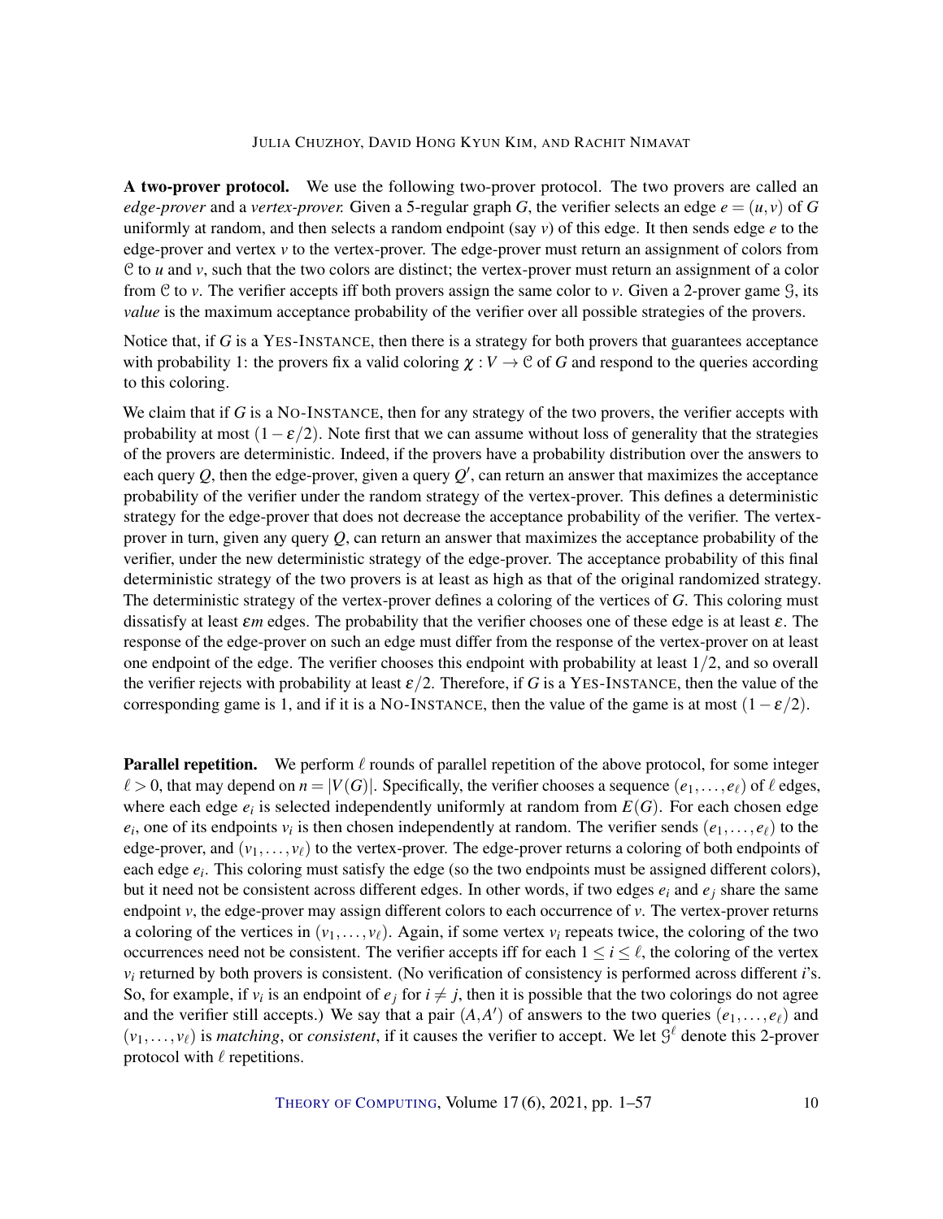**A two-prover protocol.** We use the following two-prover protocol. The two provers are called an *edge-prover* and a *vertex-prover.* Given a 5-regular graph $G$, the verifier selects an edge $e = (u, v)$ of $G$ uniformly at random, and then selects a random endpoint (say $v$) of this edge. It then sends edge $e$ to the edge-prover and vertex $v$ to the vertex-prover. The edge-prover must return an assignment of colors from $\mathcal{C}$ to $u$ and $v$, such that the two colors are distinct; the vertex-prover must return an assignment of a color from $\mathcal{C}$ to $v$. The verifier accepts iff both provers assign the same color to $v$. Given a 2-prover game $\mathcal{G}$, its *value* is the maximum acceptance probability of the verifier over all possible strategies of the provers.

Notice that, if $G$ is a YES-INSTANCE, then there is a strategy for both provers that guarantees acceptance with probability 1: the provers fix a valid coloring $\chi : V \to \mathcal{C}$ of $G$ and respond to the queries according to this coloring.

We claim that if $G$ is a NO-INSTANCE, then for any strategy of the two provers, the verifier accepts with probability at most $(1 - \varepsilon/2)$. Note first that we can assume without loss of generality that the strategies of the provers are deterministic. Indeed, if the provers have a probability distribution over the answers to each query $Q$, then the edge-prover, given a query $Q'$, can return an answer that maximizes the acceptance probability of the verifier under the random strategy of the vertex-prover. This defines a deterministic strategy for the edge-prover that does not decrease the acceptance probability of the verifier. The vertex-prover in turn, given any query $Q$, can return an answer that maximizes the acceptance probability of the verifier, under the new deterministic strategy of the edge-prover. The acceptance probability of this final deterministic strategy of the two provers is at least as high as that of the original randomized strategy. The deterministic strategy of the vertex-prover defines a coloring of the vertices of $G$. This coloring must dissatisfy at least $\varepsilon m$ edges. The probability that the verifier chooses one of these edge is at least $\varepsilon$. The response of the edge-prover on such an edge must differ from the response of the vertex-prover on at least one endpoint of the edge. The verifier chooses this endpoint with probability at least $1/2$, and so overall the verifier rejects with probability at least $\varepsilon/2$. Therefore, if $G$ is a YES-INSTANCE, then the value of the corresponding game is 1, and if it is a NO-INSTANCE, then the value of the game is at most $(1 - \varepsilon/2)$.

**Parallel repetition.** We perform $\ell$ rounds of parallel repetition of the above protocol, for some integer $\ell > 0$, that may depend on $n = |V(G)|$. Specifically, the verifier chooses a sequence $(e_1, \ldots, e_\ell)$ of $\ell$ edges, where each edge $e_i$ is selected independently uniformly at random from $E(G)$. For each chosen edge $e_i$, one of its endpoints $v_i$ is then chosen independently at random. The verifier sends $(e_1, \ldots, e_\ell)$ to the edge-prover, and $(v_1, \ldots, v_\ell)$ to the vertex-prover. The edge-prover returns a coloring of both endpoints of each edge $e_i$. This coloring must satisfy the edge (so the two endpoints must be assigned different colors), but it need not be consistent across different edges. In other words, if two edges $e_i$ and $e_j$ share the same endpoint $v$, the edge-prover may assign different colors to each occurrence of $v$. The vertex-prover returns a coloring of the vertices in $(v_1, \ldots, v_\ell)$. Again, if some vertex $v_i$ repeats twice, the coloring of the two occurrences need not be consistent. The verifier accepts iff for each $1 \le i \le \ell$, the coloring of the vertex $v_i$ returned by both provers is consistent. (No verification of consistency is performed across different $i$'s. So, for example, if $v_i$ is an endpoint of $e_j$ for $i \ne j$, then it is possible that the two colorings do not agree and the verifier still accepts.) We say that a pair $(A, A')$ of answers to the two queries $(e_1, \ldots, e_\ell)$ and $(v_1, \ldots, v_\ell)$ is *matching*, or *consistent*, if it causes the verifier to accept. We let $\mathcal{G}^\ell$ denote this 2-prover protocol with $\ell$ repetitions.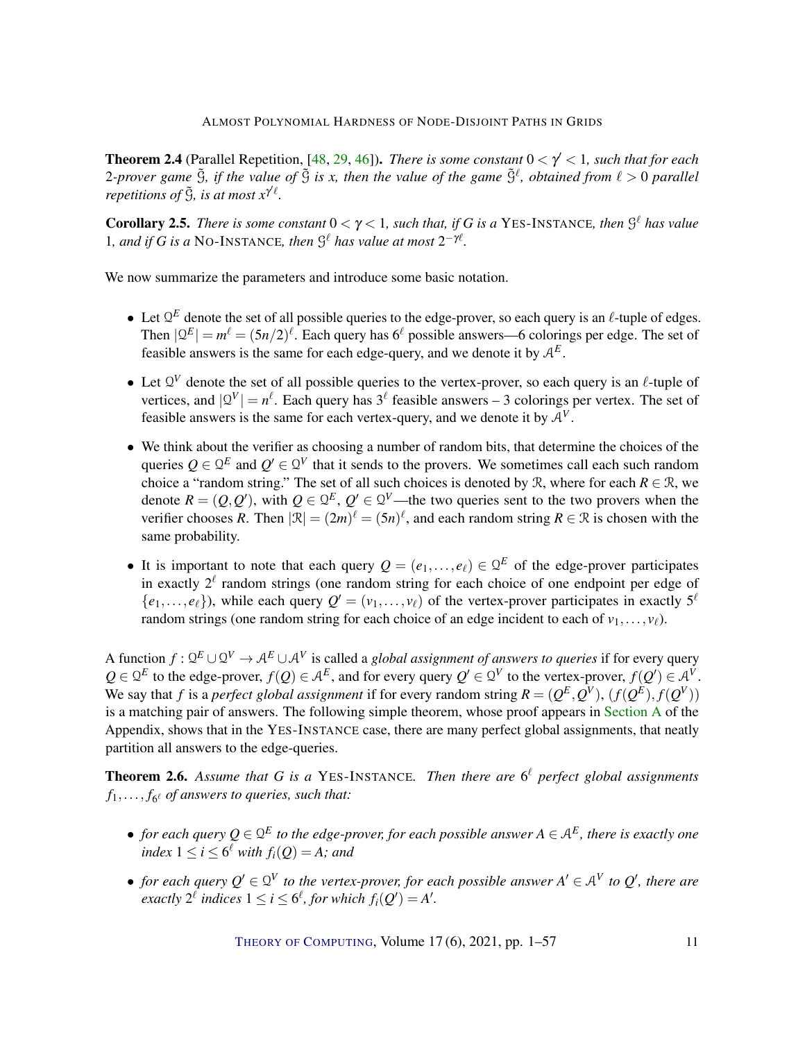**Theorem 2.4** (Parallel Repetition, [48, 29, 46]). *There is some constant $0 < \gamma' < 1$, such that for each 2-prover game $\tilde{\mathcal{G}}$, if the value of $\tilde{\mathcal{G}}$ is $x$, then the value of the game $\tilde{\mathcal{G}}^\ell$, obtained from $\ell > 0$ parallel repetitions of $\tilde{\mathcal{G}}$, is at most $x^{\gamma'\ell}$.*

**Corollary 2.5.** *There is some constant $0 < \gamma < 1$, such that, if $G$ is a* YES-INSTANCE*, then $\mathcal{G}^\ell$ has value 1, and if $G$ is a* NO-INSTANCE*, then $\mathcal{G}^\ell$ has value at most $2^{-\gamma\ell}$.*

We now summarize the parameters and introduce some basic notation.

- Let $\mathcal{Q}^E$ denote the set of all possible queries to the edge-prover, so each query is an $\ell$-tuple of edges. Then $|\mathcal{Q}^E| = m^\ell = (5n/2)^\ell$. Each query has $6^\ell$ possible answers—6 colorings per edge. The set of feasible answers is the same for each edge-query, and we denote it by $\mathcal{A}^E$.
- Let $\mathcal{Q}^V$ denote the set of all possible queries to the vertex-prover, so each query is an $\ell$-tuple of vertices, and $|\mathcal{Q}^V| = n^\ell$. Each query has $3^\ell$ feasible answers – 3 colorings per vertex. The set of feasible answers is the same for each vertex-query, and we denote it by $\mathcal{A}^V$.
- We think about the verifier as choosing a number of random bits, that determine the choices of the queries $Q \in \mathcal{Q}^E$ and $Q' \in \mathcal{Q}^V$ that it sends to the provers. We sometimes call each such random choice a "random string." The set of all such choices is denoted by $\mathcal{R}$, where for each $R \in \mathcal{R}$, we denote $R = (Q, Q')$, with $Q \in \mathcal{Q}^E$, $Q' \in \mathcal{Q}^V$—the two queries sent to the two provers when the verifier chooses $R$. Then $|\mathcal{R}| = (2m)^\ell = (5n)^\ell$, and each random string $R \in \mathcal{R}$ is chosen with the same probability.
- It is important to note that each query $Q = (e_1, \ldots, e_\ell) \in \mathcal{Q}^E$ of the edge-prover participates in exactly $2^\ell$ random strings (one random string for each choice of one endpoint per edge of $\{e_1, \ldots, e_\ell\}$), while each query $Q' = (v_1, \ldots, v_\ell)$ of the vertex-prover participates in exactly $5^\ell$ random strings (one random string for each choice of an edge incident to each of $v_1, \ldots, v_\ell$).

A function $f : \mathcal{Q}^E \cup \mathcal{Q}^V \to \mathcal{A}^E \cup \mathcal{A}^V$ is called a *global assignment of answers to queries* if for every query $Q \in \mathcal{Q}^E$ to the edge-prover, $f(Q) \in \mathcal{A}^E$, and for every query $Q' \in \mathcal{Q}^V$ to the vertex-prover, $f(Q') \in \mathcal{A}^V$. We say that $f$ is a *perfect global assignment* if for every random string $R = (Q^E, Q^V)$, $(f(Q^E), f(Q^V))$ is a matching pair of answers. The following simple theorem, whose proof appears in Section A of the Appendix, shows that in the YES-INSTANCE case, there are many perfect global assignments, that neatly partition all answers to the edge-queries.

**Theorem 2.6.** *Assume that $G$ is a* YES-INSTANCE*. Then there are $6^\ell$ perfect global assignments $f_1, \ldots, f_{6^\ell}$ of answers to queries, such that:*

- *for each query $Q \in \mathcal{Q}^E$ to the edge-prover, for each possible answer $A \in \mathcal{A}^E$, there is exactly one index $1 \le i \le 6^\ell$ with $f_i(Q) = A$; and*
- *for each query $Q' \in \mathcal{Q}^V$ to the vertex-prover, for each possible answer $A' \in \mathcal{A}^V$ to $Q'$, there are exactly $2^\ell$ indices $1 \le i \le 6^\ell$, for which $f_i(Q') = A'$.*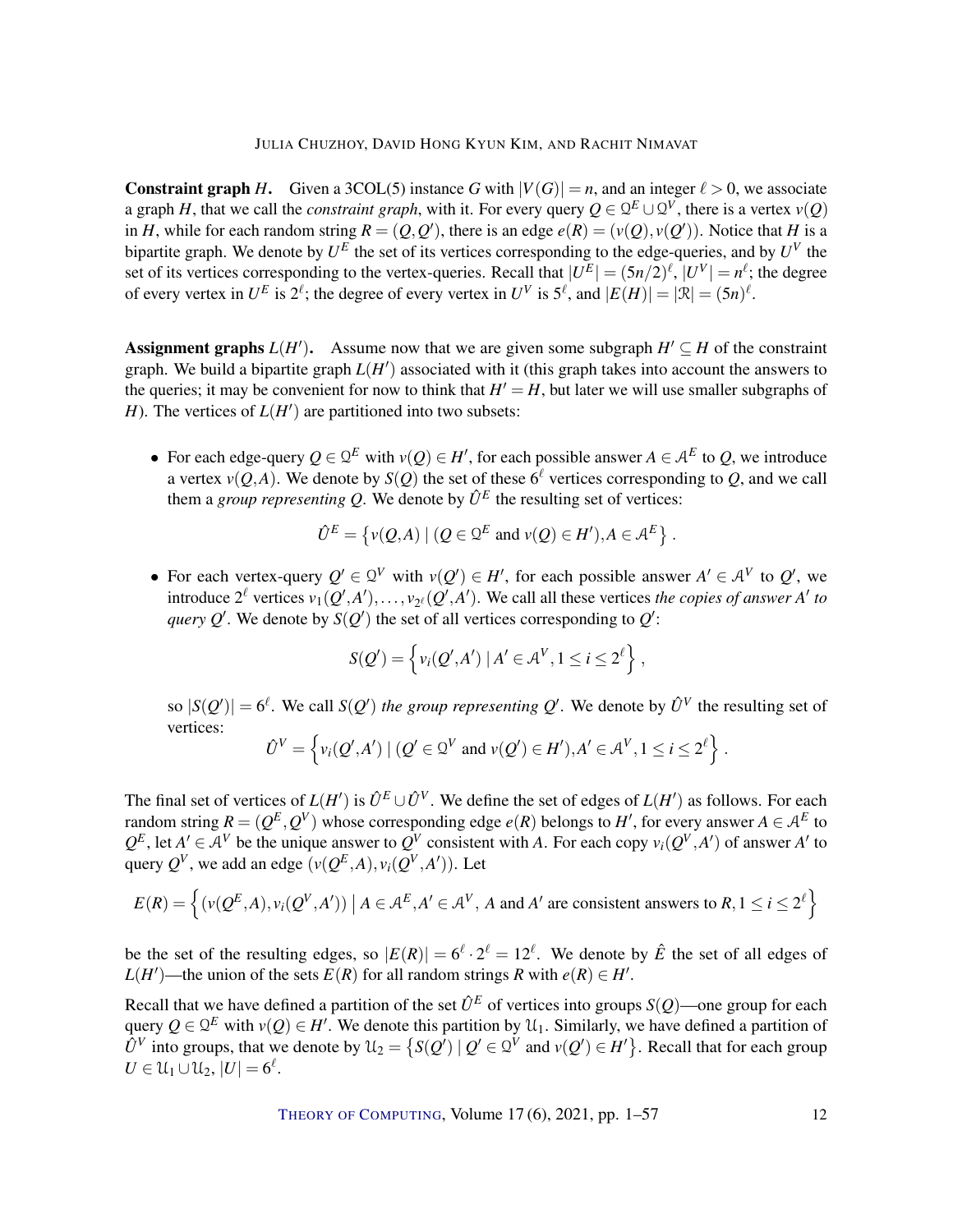**Constraint graph $H$.** Given a 3COL(5) instance $G$ with $|V(G)| = n$, and an integer $\ell > 0$, we associate a graph $H$, that we call the *constraint graph*, with it. For every query $Q \in \mathcal{Q}^E \cup \mathcal{Q}^V$, there is a vertex $v(Q)$ in $H$, while for each random string $R = (Q, Q')$, there is an edge $e(R) = (v(Q), v(Q'))$. Notice that $H$ is a bipartite graph. We denote by $U^E$ the set of its vertices corresponding to the edge-queries, and by $U^V$ the set of its vertices corresponding to the vertex-queries. Recall that $|U^E| = (5n/2)^\ell$, $|U^V| = n^\ell$; the degree of every vertex in $U^E$ is $2^\ell$; the degree of every vertex in $U^V$ is $5^\ell$, and $|E(H)| = |\mathcal{R}| = (5n)^\ell$.

**Assignment graphs $L(H')$.** Assume now that we are given some subgraph $H' \subseteq H$ of the constraint graph. We build a bipartite graph $L(H')$ associated with it (this graph takes into account the answers to the queries; it may be convenient for now to think that $H' = H$, but later we will use smaller subgraphs of $H$). The vertices of $L(H')$ are partitioned into two subsets:

- For each edge-query $Q \in \mathcal{Q}^E$ with $v(Q) \in H'$, for each possible answer $A \in \mathcal{A}^E$ to $Q$, we introduce a vertex $v(Q, A)$. We denote by $S(Q)$ the set of these $6^\ell$ vertices corresponding to $Q$, and we call them a *group representing $Q$*. We denote by $\hat{U}^E$ the resulting set of vertices:

$$\hat{U}^E = \left\{ v(Q, A) \mid (Q \in \mathcal{Q}^E \text{ and } v(Q) \in H'), A \in \mathcal{A}^E \right\}.$$

- For each vertex-query $Q' \in \mathcal{Q}^V$ with $v(Q') \in H'$, for each possible answer $A' \in \mathcal{A}^V$ to $Q'$, we introduce $2^\ell$ vertices $v_1(Q', A'), \ldots, v_{2^\ell}(Q', A')$. We call all these vertices *the copies of answer $A'$ to query $Q'$*. We denote by $S(Q')$ the set of all vertices corresponding to $Q'$:

$$S(Q') = \left\{ v_i(Q', A') \mid A' \in \mathcal{A}^V, 1 \le i \le 2^\ell \right\},$$

  so $|S(Q')| = 6^\ell$. We call $S(Q')$ *the group representing $Q'$*. We denote by $\hat{U}^V$ the resulting set of vertices:

$$\hat{U}^V = \left\{ v_i(Q', A') \mid (Q' \in \mathcal{Q}^V \text{ and } v(Q') \in H'), A' \in \mathcal{A}^V, 1 \le i \le 2^\ell \right\}.$$

The final set of vertices of $L(H')$ is $\hat{U}^E \cup \hat{U}^V$. We define the set of edges of $L(H')$ as follows. For each random string $R = (Q^E, Q^V)$ whose corresponding edge $e(R)$ belongs to $H'$, for every answer $A \in \mathcal{A}^E$ to $Q^E$, let $A' \in \mathcal{A}^V$ be the unique answer to $Q^V$ consistent with $A$. For each copy $v_i(Q^V, A')$ of answer $A'$ to query $Q^V$, we add an edge $(v(Q^E, A), v_i(Q^V, A'))$. Let

$$E(R) = \left\{ (v(Q^E, A), v_i(Q^V, A')) \;\middle|\; A \in \mathcal{A}^E, A' \in \mathcal{A}^V, A \text{ and } A' \text{ are consistent answers to } R, 1 \le i \le 2^\ell \right\}$$

be the set of the resulting edges, so $|E(R)| = 6^\ell \cdot 2^\ell = 12^\ell$. We denote by $\hat{E}$ the set of all edges of $L(H')$—the union of the sets $E(R)$ for all random strings $R$ with $e(R) \in H'$.

Recall that we have defined a partition of the set $\hat{U}^E$ of vertices into groups $S(Q)$—one group for each query $Q \in \mathcal{Q}^E$ with $v(Q) \in H'$. We denote this partition by $\mathcal{U}_1$. Similarly, we have defined a partition of $\hat{U}^V$ into groups, that we denote by $\mathcal{U}_2 = \left\{ S(Q') \mid Q' \in \mathcal{Q}^V \text{ and } v(Q') \in H' \right\}$. Recall that for each group $U \in \mathcal{U}_1 \cup \mathcal{U}_2$, $|U| = 6^\ell$.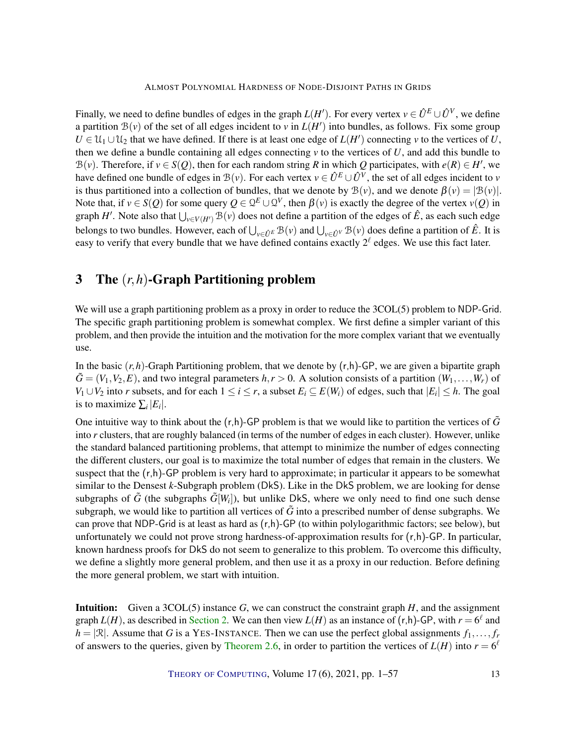Finally, we need to define bundles of edges in the graph $L(H')$. For every vertex $v \in \hat{U}^E \cup \hat{U}^V$, we define a partition $\mathcal{B}(v)$ of the set of all edges incident to $v$ in $L(H')$ into bundles, as follows. Fix some group $U \in \mathcal{U}_1 \cup \mathcal{U}_2$ that we have defined. If there is at least one edge of $L(H')$ connecting $v$ to the vertices of $U$, then we define a bundle containing all edges connecting $v$ to the vertices of $U$, and add this bundle to $\mathcal{B}(v)$. Therefore, if $v \in S(Q)$, then for each random string $R$ in which $Q$ participates, with $e(R) \in H'$, we have defined one bundle of edges in $\mathcal{B}(v)$. For each vertex $v \in \hat{U}^E \cup \hat{U}^V$, the set of all edges incident to $v$ is thus partitioned into a collection of bundles, that we denote by $\mathcal{B}(v)$, and we denote $\beta(v) = |\mathcal{B}(v)|$. Note that, if $v \in S(Q)$ for some query $Q \in \mathcal{Q}^E \cup \mathcal{Q}^V$, then $\beta(v)$ is exactly the degree of the vertex $v(Q)$ in graph $H'$. Note also that $\bigcup_{v \in V(H')} \mathcal{B}(v)$ does not define a partition of the edges of $\hat{E}$, as each such edge belongs to two bundles. However, each of $\bigcup_{v \in \hat{U}^E} \mathcal{B}(v)$ and $\bigcup_{v \in \hat{U}^V} \mathcal{B}(v)$ does define a partition of $\hat{E}$. It is easy to verify that every bundle that we have defined contains exactly $2^\ell$ edges. We use this fact later.

# 3 The $(r,h)$-Graph Partitioning problem

We will use a graph partitioning problem as a proxy in order to reduce the 3COL(5) problem to NDP-Grid. The specific graph partitioning problem is somewhat complex. We first define a simpler variant of this problem, and then provide the intuition and the motivation for the more complex variant that we eventually use.

In the basic $(r,h)$-Graph Partitioning problem, that we denote by (r,h)-GP, we are given a bipartite graph $\tilde{G} = (V_1, V_2, E)$, and two integral parameters $h, r > 0$. A solution consists of a partition $(W_1, \ldots, W_r)$ of $V_1 \cup V_2$ into $r$ subsets, and for each $1 \leq i \leq r$, a subset $E_i \subseteq E(W_i)$ of edges, such that $|E_i| \leq h$. The goal is to maximize $\sum_i |E_i|$.

One intuitive way to think about the (r,h)-GP problem is that we would like to partition the vertices of $\tilde{G}$ into $r$ clusters, that are roughly balanced (in terms of the number of edges in each cluster). However, unlike the standard balanced partitioning problems, that attempt to minimize the number of edges connecting the different clusters, our goal is to maximize the total number of edges that remain in the clusters. We suspect that the (r,h)-GP problem is very hard to approximate; in particular it appears to be somewhat similar to the Densest $k$-Subgraph problem (DkS). Like in the DkS problem, we are looking for dense subgraphs of $\tilde{G}$ (the subgraphs $\tilde{G}[W_i]$), but unlike DkS, where we only need to find one such dense subgraph, we would like to partition all vertices of $\tilde{G}$ into a prescribed number of dense subgraphs. We can prove that NDP-Grid is at least as hard as (r,h)-GP (to within polylogarithmic factors; see below), but unfortunately we could not prove strong hardness-of-approximation results for (r,h)-GP. In particular, known hardness proofs for DkS do not seem to generalize to this problem. To overcome this difficulty, we define a slightly more general problem, and then use it as a proxy in our reduction. Before defining the more general problem, we start with intuition.

**Intuition:** Given a 3COL(5) instance $G$, we can construct the constraint graph $H$, and the assignment graph $L(H)$, as described in Section 2. We can then view $L(H)$ as an instance of (r,h)-GP, with $r = 6^\ell$ and $h = |\mathcal{R}|$. Assume that $G$ is a YES-INSTANCE. Then we can use the perfect global assignments $f_1, \ldots, f_r$ of answers to the queries, given by Theorem 2.6, in order to partition the vertices of $L(H)$ into $r = 6^\ell$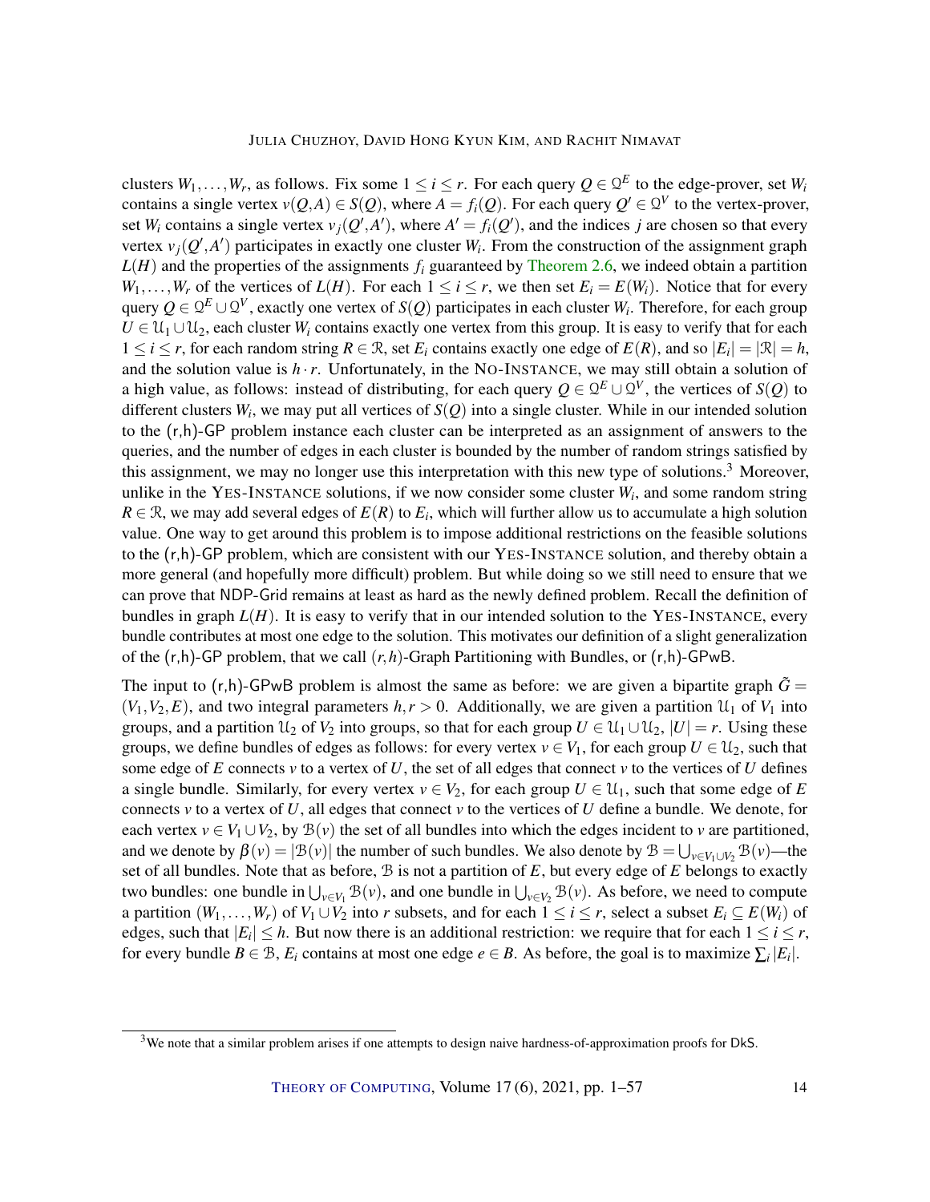clusters $W_1,\dots,W_r$, as follows. Fix some $1 \le i \le r$. For each query $Q \in \mathcal{Q}^E$ to the edge-prover, set $W_i$ contains a single vertex $v(Q,A) \in S(Q)$, where $A = f_i(Q)$. For each query $Q' \in \mathcal{Q}^V$ to the vertex-prover, set $W_i$ contains a single vertex $v_j(Q',A')$, where $A' = f_i(Q')$, and the indices $j$ are chosen so that every vertex $v_j(Q',A')$ participates in exactly one cluster $W_i$. From the construction of the assignment graph $L(H)$ and the properties of the assignments $f_i$ guaranteed by Theorem 2.6, we indeed obtain a partition $W_1,\dots,W_r$ of the vertices of $L(H)$. For each $1 \le i \le r$, we then set $E_i = E(W_i)$. Notice that for every query $Q \in \mathcal{Q}^E \cup \mathcal{Q}^V$, exactly one vertex of $S(Q)$ participates in each cluster $W_i$. Therefore, for each group $U \in \mathcal{U}_1 \cup \mathcal{U}_2$, each cluster $W_i$ contains exactly one vertex from this group. It is easy to verify that for each $1 \le i \le r$, for each random string $R \in \mathcal{R}$, set $E_i$ contains exactly one edge of $E(R)$, and so $|E_i| = |\mathcal{R}| = h$, and the solution value is $h \cdot r$. Unfortunately, in the NO-INSTANCE, we may still obtain a solution of a high value, as follows: instead of distributing, for each query $Q \in \mathcal{Q}^E \cup \mathcal{Q}^V$, the vertices of $S(Q)$ to different clusters $W_i$, we may put all vertices of $S(Q)$ into a single cluster. While in our intended solution to the (r,h)-GP problem instance each cluster can be interpreted as an assignment of answers to the queries, and the number of edges in each cluster is bounded by the number of random strings satisfied by this assignment, we may no longer use this interpretation with this new type of solutions.[3] Moreover, unlike in the YES-INSTANCE solutions, if we now consider some cluster $W_i$, and some random string $R \in \mathcal{R}$, we may add several edges of $E(R)$ to $E_i$, which will further allow us to accumulate a high solution value. One way to get around this problem is to impose additional restrictions on the feasible solutions to the (r,h)-GP problem, which are consistent with our YES-INSTANCE solution, and thereby obtain a more general (and hopefully more difficult) problem. But while doing so we still need to ensure that we can prove that NDP-Grid remains at least as hard as the newly defined problem. Recall the definition of bundles in graph $L(H)$. It is easy to verify that in our intended solution to the YES-INSTANCE, every bundle contributes at most one edge to the solution. This motivates our definition of a slight generalization of the (r,h)-GP problem, that we call $(r,h)$-Graph Partitioning with Bundles, or (r,h)-GPwB.

The input to (r,h)-GPwB problem is almost the same as before: we are given a bipartite graph $\tilde{G} = (V_1,V_2,E)$, and two integral parameters $h,r > 0$. Additionally, we are given a partition $\mathcal{U}_1$ of $V_1$ into groups, and a partition $\mathcal{U}_2$ of $V_2$ into groups, so that for each group $U \in \mathcal{U}_1 \cup \mathcal{U}_2$, $|U| = r$. Using these groups, we define bundles of edges as follows: for every vertex $v \in V_1$, for each group $U \in \mathcal{U}_2$, such that some edge of $E$ connects $v$ to a vertex of $U$, the set of all edges that connect $v$ to the vertices of $U$ defines a single bundle. Similarly, for every vertex $v \in V_2$, for each group $U \in \mathcal{U}_1$, such that some edge of $E$ connects $v$ to a vertex of $U$, all edges that connect $v$ to the vertices of $U$ define a bundle. We denote, for each vertex $v \in V_1 \cup V_2$, by $\mathcal{B}(v)$ the set of all bundles into which the edges incident to $v$ are partitioned, and we denote by $\beta(v) = |\mathcal{B}(v)|$ the number of such bundles. We also denote by $\mathcal{B} = \bigcup_{v \in V_1 \cup V_2} \mathcal{B}(v)$—the set of all bundles. Note that as before, $\mathcal{B}$ is not a partition of $E$, but every edge of $E$ belongs to exactly two bundles: one bundle in $\bigcup_{v \in V_1} \mathcal{B}(v)$, and one bundle in $\bigcup_{v \in V_2} \mathcal{B}(v)$. As before, we need to compute a partition $(W_1,\dots,W_r)$ of $V_1 \cup V_2$ into $r$ subsets, and for each $1 \le i \le r$, select a subset $E_i \subseteq E(W_i)$ of edges, such that $|E_i| \le h$. But now there is an additional restriction: we require that for each $1 \le i \le r$, for every bundle $B \in \mathcal{B}$, $E_i$ contains at most one edge $e \in B$. As before, the goal is to maximize $\sum_i |E_i|$.

[3] We note that a similar problem arises if one attempts to design naive hardness-of-approximation proofs for DkS.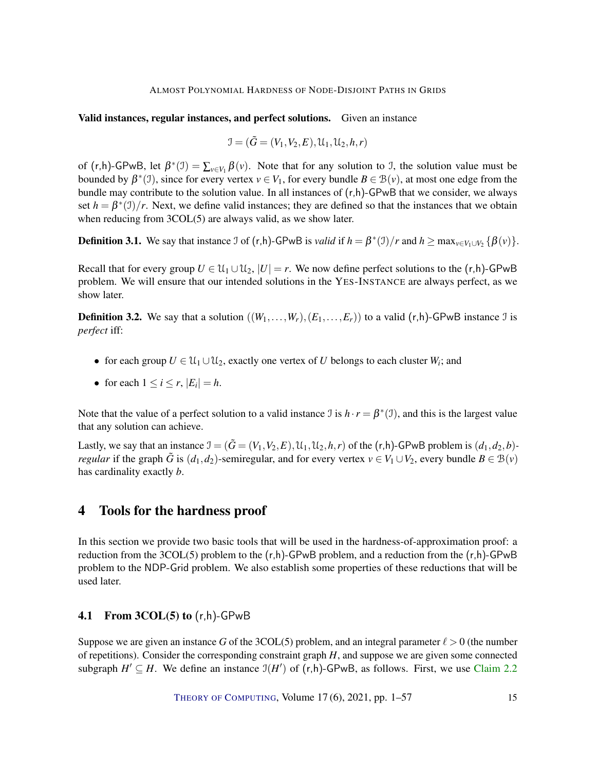**Valid instances, regular instances, and perfect solutions.** Given an instance

$$\mathcal{I} = (\tilde{G} = (V_1, V_2, E), \mathcal{U}_1, \mathcal{U}_2, h, r)$$

of (r,h)-GPwB, let $\beta^*(\mathcal{I}) = \sum_{v \in V_1} \beta(v)$. Note that for any solution to $\mathcal{I}$, the solution value must be bounded by $\beta^*(\mathcal{I})$, since for every vertex $v \in V_1$, for every bundle $B \in \mathcal{B}(v)$, at most one edge from the bundle may contribute to the solution value. In all instances of (r,h)-GPwB that we consider, we always set $h = \beta^*(\mathcal{I})/r$. Next, we define valid instances; they are defined so that the instances that we obtain when reducing from 3COL(5) are always valid, as we show later.

**Definition 3.1.** We say that instance $\mathcal{I}$ of (r,h)-GPwB is *valid* if $h = \beta^*(\mathcal{I})/r$ and $h \geq \max_{v \in V_1 \cup V_2} \{\beta(v)\}$.

Recall that for every group $U \in \mathcal{U}_1 \cup \mathcal{U}_2$, $|U| = r$. We now define perfect solutions to the (r,h)-GPwB problem. We will ensure that our intended solutions in the YES-INSTANCE are always perfect, as we show later.

**Definition 3.2.** We say that a solution $((W_1, \ldots, W_r), (E_1, \ldots, E_r))$ to a valid (r,h)-GPwB instance $\mathcal{I}$ is *perfect* iff:

- for each group $U \in \mathcal{U}_1 \cup \mathcal{U}_2$, exactly one vertex of $U$ belongs to each cluster $W_i$; and
- for each $1 \leq i \leq r$, $|E_i| = h$.

Note that the value of a perfect solution to a valid instance $\mathcal{I}$ is $h \cdot r = \beta^*(\mathcal{I})$, and this is the largest value that any solution can achieve.

Lastly, we say that an instance $\mathcal{I} = (\tilde{G} = (V_1, V_2, E), \mathcal{U}_1, \mathcal{U}_2, h, r)$ of the (r,h)-GPwB problem is $(d_1, d_2, b)$-*regular* if the graph $\tilde{G}$ is $(d_1, d_2)$-semiregular, and for every vertex $v \in V_1 \cup V_2$, every bundle $B \in \mathcal{B}(v)$ has cardinality exactly $b$.

## 4 Tools for the hardness proof

In this section we provide two basic tools that will be used in the hardness-of-approximation proof: a reduction from the 3COL(5) problem to the (r,h)-GPwB problem, and a reduction from the (r,h)-GPwB problem to the NDP-Grid problem. We also establish some properties of these reductions that will be used later.

### 4.1 From 3COL(5) to (r,h)-GPwB

Suppose we are given an instance $G$ of the 3COL(5) problem, and an integral parameter $\ell > 0$ (the number of repetitions). Consider the corresponding constraint graph $H$, and suppose we are given some connected subgraph $H' \subseteq H$. We define an instance $\mathcal{I}(H')$ of (r,h)-GPwB, as follows. First, we use Claim 2.2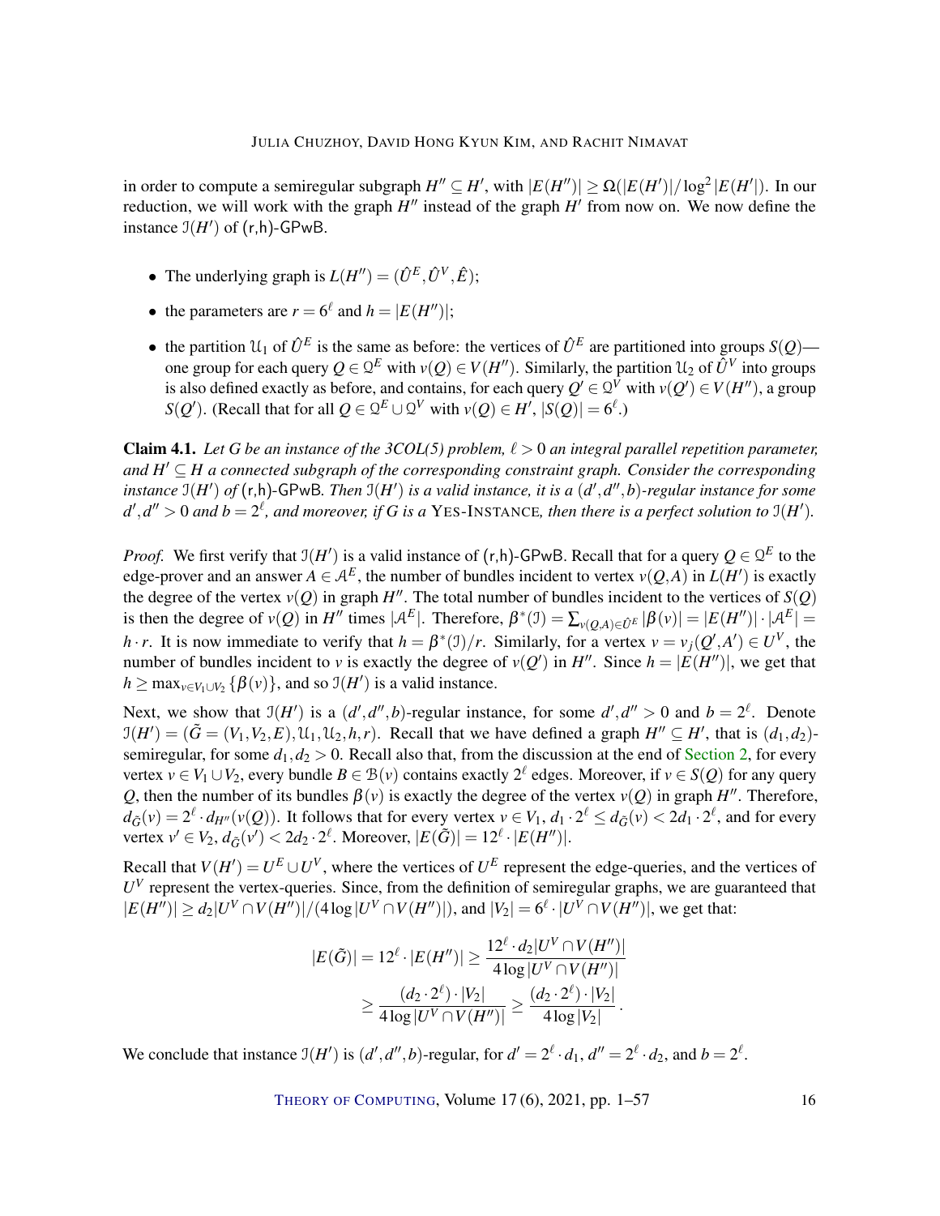in order to compute a semiregular subgraph $H'' \subseteq H'$, with $|E(H'')| \geq \Omega(|E(H')|/\log^2|E(H')|)$. In our reduction, we will work with the graph $H''$ instead of the graph $H'$ from now on. We now define the instance $\mathcal{I}(H')$ of (r,h)-GPwB.

- The underlying graph is $L(H'') = (\hat{U}^E, \hat{U}^V, \hat{E})$;
- the parameters are $r = 6^\ell$ and $h = |E(H'')|$;
- the partition $\mathcal{U}_1$ of $\hat{U}^E$ is the same as before: the vertices of $\hat{U}^E$ are partitioned into groups $S(Q)$—one group for each query $Q \in \mathcal{Q}^E$ with $v(Q) \in V(H'')$. Similarly, the partition $\mathcal{U}_2$ of $\hat{U}^V$ into groups is also defined exactly as before, and contains, for each query $Q' \in \mathcal{Q}^V$ with $v(Q') \in V(H'')$, a group $S(Q')$. (Recall that for all $Q \in \mathcal{Q}^E \cup \mathcal{Q}^V$ with $v(Q) \in H'$, $|S(Q)| = 6^\ell$.)

**Claim 4.1.** *Let $G$ be an instance of the 3COL(5) problem, $\ell > 0$ an integral parallel repetition parameter, and $H' \subseteq H$ a connected subgraph of the corresponding constraint graph. Consider the corresponding instance $\mathcal{I}(H')$ of* (r,h)-GPwB*. Then $\mathcal{I}(H')$ is a valid instance, it is a $(d', d'', b)$-regular instance for some $d', d'' > 0$ and $b = 2^\ell$, and moreover, if $G$ is a* YES-INSTANCE*, then there is a perfect solution to $\mathcal{I}(H')$.*

*Proof.* We first verify that $\mathcal{I}(H')$ is a valid instance of (r,h)-GPwB. Recall that for a query $Q \in \mathcal{Q}^E$ to the edge-prover and an answer $A \in \mathcal{A}^E$, the number of bundles incident to vertex $v(Q,A)$ in $L(H')$ is exactly the degree of the vertex $v(Q)$ in graph $H''$. The total number of bundles incident to the vertices of $S(Q)$ is then the degree of $v(Q)$ in $H''$ times $|\mathcal{A}^E|$. Therefore, $\beta^*(\mathcal{I}) = \sum_{v(Q,A) \in \hat{U}^E} |\beta(v)| = |E(H'')| \cdot |\mathcal{A}^E| = h \cdot r$. It is now immediate to verify that $h = \beta^*(\mathcal{I})/r$. Similarly, for a vertex $v = v_j(Q', A') \in U^V$, the number of bundles incident to $v$ is exactly the degree of $v(Q')$ in $H''$. Since $h = |E(H'')|$, we get that $h \geq \max_{v \in V_1 \cup V_2} \{\beta(v)\}$, and so $\mathcal{I}(H')$ is a valid instance.

Next, we show that $\mathcal{I}(H')$ is a $(d', d'', b)$-regular instance, for some $d', d'' > 0$ and $b = 2^\ell$. Denote $\mathcal{I}(H') = (\tilde{G} = (V_1, V_2, E), \mathcal{U}_1, \mathcal{U}_2, h, r)$. Recall that we have defined a graph $H'' \subseteq H'$, that is $(d_1, d_2)$-semiregular, for some $d_1, d_2 > 0$. Recall also that, from the discussion at the end of Section 2, for every vertex $v \in V_1 \cup V_2$, every bundle $B \in \mathcal{B}(v)$ contains exactly $2^\ell$ edges. Moreover, if $v \in S(Q)$ for any query $Q$, then the number of its bundles $\beta(v)$ is exactly the degree of the vertex $v(Q)$ in graph $H''$. Therefore, $d_{\tilde{G}}(v) = 2^\ell \cdot d_{H''}(v(Q))$. It follows that for every vertex $v \in V_1$, $d_1 \cdot 2^\ell \leq d_{\tilde{G}}(v) < 2d_1 \cdot 2^\ell$, and for every vertex $v' \in V_2$, $d_{\tilde{G}}(v') < 2d_2 \cdot 2^\ell$. Moreover, $|E(\tilde{G})| = 12^\ell \cdot |E(H'')|$.

Recall that $V(H') = U^E \cup U^V$, where the vertices of $U^E$ represent the edge-queries, and the vertices of $U^V$ represent the vertex-queries. Since, from the definition of semiregular graphs, we are guaranteed that $|E(H'')| \geq d_2|U^V \cap V(H'')|/(4\log|U^V \cap V(H'')|)$, and $|V_2| = 6^\ell \cdot |U^V \cap V(H'')|$, we get that:

$$
\begin{aligned}
|E(\tilde{G})| = 12^\ell \cdot |E(H'')| &\geq \frac{12^\ell \cdot d_2 |U^V \cap V(H'')|}{4\log|U^V \cap V(H'')|} \\
&\geq \frac{(d_2 \cdot 2^\ell) \cdot |V_2|}{4\log|U^V \cap V(H'')|} \geq \frac{(d_2 \cdot 2^\ell) \cdot |V_2|}{4\log|V_2|}.
\end{aligned}
$$

We conclude that instance $\mathcal{I}(H')$ is $(d', d'', b)$-regular, for $d' = 2^\ell \cdot d_1$, $d'' = 2^\ell \cdot d_2$, and $b = 2^\ell$.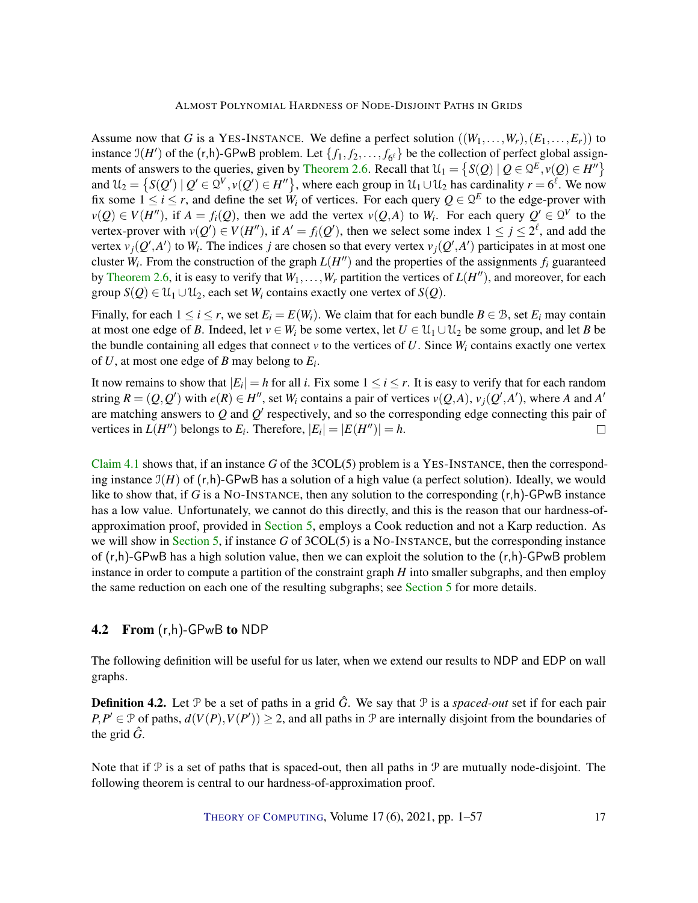Assume now that $G$ is a YES-INSTANCE. We define a perfect solution $((W_1,\dots,W_r),(E_1,\dots,E_r))$ to instance $\mathcal{I}(H')$ of the (r,h)-GPwB problem. Let $\{f_1, f_2, \dots, f_{6^\ell}\}$ be the collection of perfect global assignments of answers to the queries, given by Theorem 2.6. Recall that $\mathcal{U}_1 = \{S(Q) \mid Q \in \mathcal{Q}^E, v(Q) \in H''\}$ and $\mathcal{U}_2 = \{S(Q') \mid Q' \in \mathcal{Q}^V, v(Q') \in H''\}$, where each group in $\mathcal{U}_1 \cup \mathcal{U}_2$ has cardinality $r = 6^\ell$. We now fix some $1 \le i \le r$, and define the set $W_i$ of vertices. For each query $Q \in \mathcal{Q}^E$ to the edge-prover with $v(Q) \in V(H'')$, if $A = f_i(Q)$, then we add the vertex $v(Q,A)$ to $W_i$. For each query $Q' \in \mathcal{Q}^V$ to the vertex-prover with $v(Q') \in V(H'')$, if $A' = f_i(Q')$, then we select some index $1 \le j \le 2^\ell$, and add the vertex $v_j(Q',A')$ to $W_i$. The indices $j$ are chosen so that every vertex $v_j(Q',A')$ participates in at most one cluster $W_i$. From the construction of the graph $L(H'')$ and the properties of the assignments $f_i$ guaranteed by Theorem 2.6, it is easy to verify that $W_1,\dots,W_r$ partition the vertices of $L(H'')$, and moreover, for each group $S(Q) \in \mathcal{U}_1 \cup \mathcal{U}_2$, each set $W_i$ contains exactly one vertex of $S(Q)$.

Finally, for each $1 \le i \le r$, we set $E_i = E(W_i)$. We claim that for each bundle $B \in \mathcal{B}$, set $E_i$ may contain at most one edge of $B$. Indeed, let $v \in W_i$ be some vertex, let $U \in \mathcal{U}_1 \cup \mathcal{U}_2$ be some group, and let $B$ be the bundle containing all edges that connect $v$ to the vertices of $U$. Since $W_i$ contains exactly one vertex of $U$, at most one edge of $B$ may belong to $E_i$.

It now remains to show that $|E_i| = h$ for all $i$. Fix some $1 \le i \le r$. It is easy to verify that for each random string $R = (Q,Q')$ with $e(R) \in H''$, set $W_i$ contains a pair of vertices $v(Q,A)$, $v_j(Q',A')$, where $A$ and $A'$ are matching answers to $Q$ and $Q'$ respectively, and so the corresponding edge connecting this pair of vertices in $L(H'')$ belongs to $E_i$. Therefore, $|E_i| = |E(H'')| = h$. □

Claim 4.1 shows that, if an instance $G$ of the 3COL(5) problem is a YES-INSTANCE, then the corresponding instance $\mathcal{I}(H)$ of (r,h)-GPwB has a solution of a high value (a perfect solution). Ideally, we would like to show that, if $G$ is a NO-INSTANCE, then any solution to the corresponding (r,h)-GPwB instance has a low value. Unfortunately, we cannot do this directly, and this is the reason that our hardness-of-approximation proof, provided in Section 5, employs a Cook reduction and not a Karp reduction. As we will show in Section 5, if instance $G$ of 3COL(5) is a NO-INSTANCE, but the corresponding instance of (r,h)-GPwB has a high solution value, then we can exploit the solution to the (r,h)-GPwB problem instance in order to compute a partition of the constraint graph $H$ into smaller subgraphs, and then employ the same reduction on each one of the resulting subgraphs; see Section 5 for more details.

## 4.2 From (r,h)-GPwB to NDP

The following definition will be useful for us later, when we extend our results to NDP and EDP on wall graphs.

**Definition 4.2.** Let $\mathcal{P}$ be a set of paths in a grid $\hat{G}$. We say that $\mathcal{P}$ is a *spaced-out* set if for each pair $P,P' \in \mathcal{P}$ of paths, $d(V(P),V(P')) \ge 2$, and all paths in $\mathcal{P}$ are internally disjoint from the boundaries of the grid $\hat{G}$.

Note that if $\mathcal{P}$ is a set of paths that is spaced-out, then all paths in $\mathcal{P}$ are mutually node-disjoint. The following theorem is central to our hardness-of-approximation proof.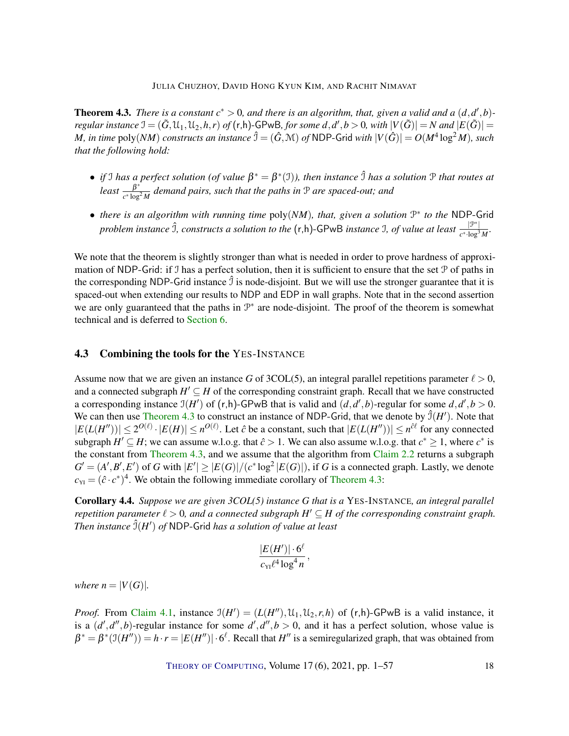**Theorem 4.3.** *There is a constant $c^* > 0$, and there is an algorithm, that, given a valid and a $(d,d',b)$-regular instance $\mathcal{I} = (\tilde{G}, \mathcal{U}_1, \mathcal{U}_2, h, r)$ of* (r,h)-GPwB*, for some $d, d', b > 0$, with $|V(\tilde{G})| = N$ and $|E(\tilde{G})| = M$, in time $\mathrm{poly}(NM)$ constructs an instance $\hat{\mathcal{I}} = (\hat{G}, \mathcal{M})$ of* NDP-Grid *with $|V(\hat{G})| = O(M^4 \log^2 M)$, such that the following hold:*

- *if $\mathcal{I}$ has a perfect solution (of value $\beta^* = \beta^*(\mathcal{I})$), then instance $\hat{\mathcal{I}}$ has a solution $\mathcal{P}$ that routes at least $\frac{\beta^*}{c^* \log^2 M}$ demand pairs, such that the paths in $\mathcal{P}$ are spaced-out; and*
- *there is an algorithm with running time $\mathrm{poly}(NM)$, that, given a solution $\mathcal{P}^*$ to the* NDP-Grid *problem instance $\hat{\mathcal{I}}$, constructs a solution to the* (r,h)-GPwB *instance $\mathcal{I}$, of value at least $\frac{|\mathcal{P}^*|}{c^* \cdot \log^3 M}$.*

We note that the theorem is slightly stronger than what is needed in order to prove hardness of approximation of NDP-Grid: if $\mathcal{I}$ has a perfect solution, then it is sufficient to ensure that the set $\mathcal{P}$ of paths in the corresponding NDP-Grid instance $\hat{\mathcal{I}}$ is node-disjoint. But we will use the stronger guarantee that it is spaced-out when extending our results to NDP and EDP in wall graphs. Note that in the second assertion we are only guaranteed that the paths in $\mathcal{P}^*$ are node-disjoint. The proof of the theorem is somewhat technical and is deferred to Section 6.

## 4.3 Combining the tools for the YES-INSTANCE

Assume now that we are given an instance $G$ of 3COL(5), an integral parallel repetitions parameter $\ell > 0$, and a connected subgraph $H' \subseteq H$ of the corresponding constraint graph. Recall that we have constructed a corresponding instance $\mathcal{I}(H')$ of (r,h)-GPwB that is valid and $(d,d',b)$-regular for some $d, d', b > 0$. We can then use Theorem 4.3 to construct an instance of NDP-Grid, that we denote by $\hat{\mathcal{I}}(H')$. Note that $|E(L(H''))| \leq 2^{O(\ell)} \cdot |E(H)| \leq n^{O(\ell)}$. Let $\hat{c}$ be a constant, such that $|E(L(H''))| \leq n^{\hat{c}\ell}$ for any connected subgraph $H' \subseteq H$; we can assume w.l.o.g. that $\hat{c} > 1$. We can also assume w.l.o.g. that $c^* \geq 1$, where $c^*$ is the constant from Theorem 4.3, and we assume that the algorithm from Claim 2.2 returns a subgraph $G' = (A', B', E')$ of $G$ with $|E'| \geq |E(G)|/(c^* \log^2 |E(G)|)$, if $G$ is a connected graph. Lastly, we denote $c_{\text{YI}} = (\hat{c} \cdot c^*)^4$. We obtain the following immediate corollary of Theorem 4.3:

**Corollary 4.4.** *Suppose we are given 3COL(5) instance $G$ that is a* YES-INSTANCE*, an integral parallel repetition parameter $\ell > 0$, and a connected subgraph $H' \subseteq H$ of the corresponding constraint graph. Then instance $\hat{\mathcal{I}}(H')$ of* NDP-Grid *has a solution of value at least*

$$\frac{|E(H')| \cdot 6^\ell}{c_{\text{YI}} \ell^4 \log^4 n},$$

*where $n = |V(G)|$.*

*Proof.* From Claim 4.1, instance $\mathcal{I}(H') = (L(H''), \mathcal{U}_1, \mathcal{U}_2, r, h)$ of (r,h)-GPwB is a valid instance, it is a $(d', d'', b)$-regular instance for some $d', d'', b > 0$, and it has a perfect solution, whose value is $\beta^* = \beta^*(\mathcal{I}(H'')) = h \cdot r = |E(H'')| \cdot 6^\ell$. Recall that $H''$ is a semiregularized graph, that was obtained from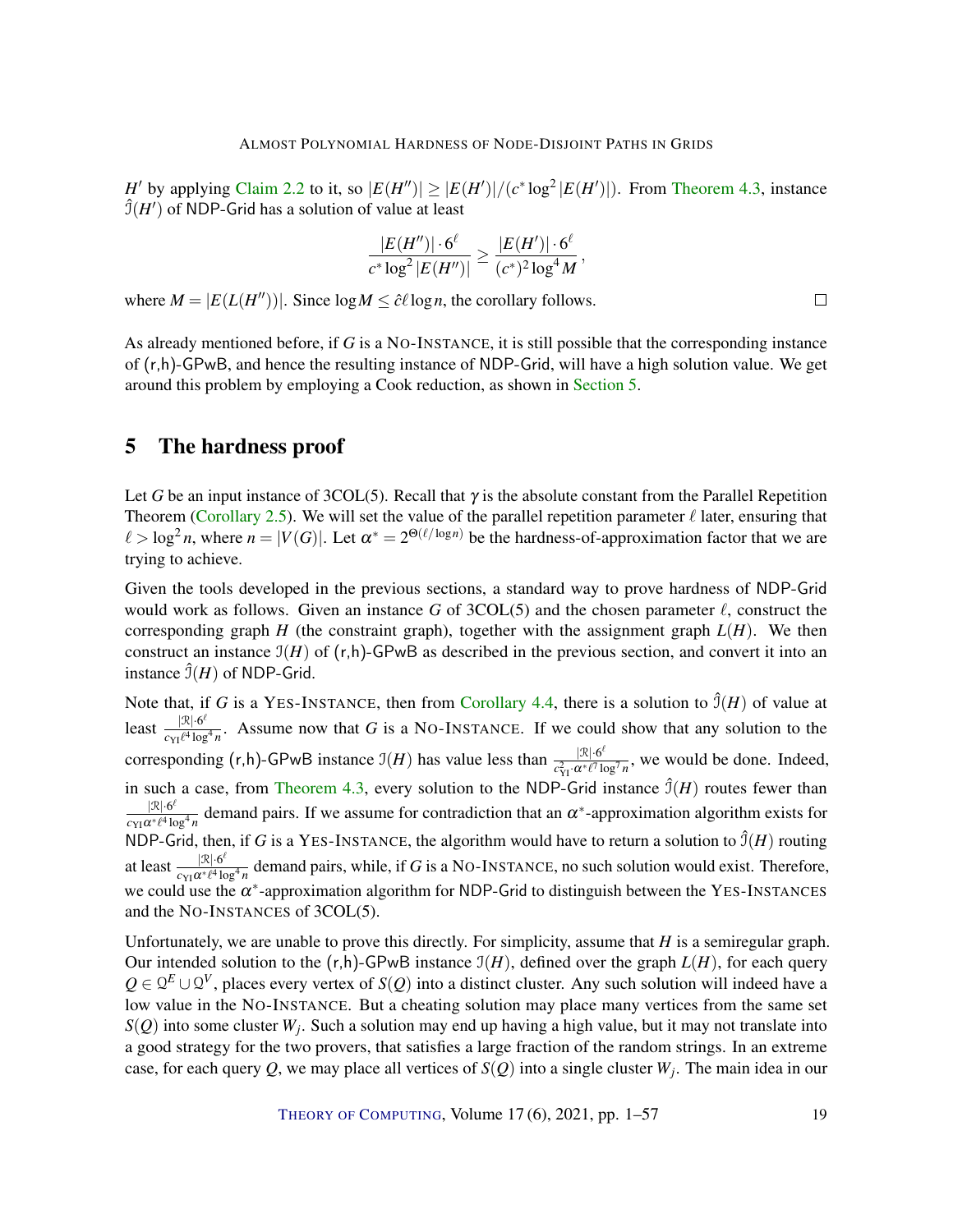$H'$ by applying Claim 2.2 to it, so $|E(H'')| \geq |E(H')|/(c^* \log^2 |E(H')|)$. From Theorem 4.3, instance $\hat{\mathcal{I}}(H')$ of NDP-Grid has a solution of value at least

$$\frac{|E(H'')| \cdot 6^\ell}{c^* \log^2 |E(H'')|} \geq \frac{|E(H')| \cdot 6^\ell}{(c^*)^2 \log^4 M},$$

where $M = |E(L(H''))|$. Since $\log M \leq \hat{c}\ell \log n$, the corollary follows. □

As already mentioned before, if $G$ is a NO-INSTANCE, it is still possible that the corresponding instance of (r,h)-GPwB, and hence the resulting instance of NDP-Grid, will have a high solution value. We get around this problem by employing a Cook reduction, as shown in Section 5.

## 5 The hardness proof

Let $G$ be an input instance of 3COL(5). Recall that $\gamma$ is the absolute constant from the Parallel Repetition Theorem (Corollary 2.5). We will set the value of the parallel repetition parameter $\ell$ later, ensuring that $\ell > \log^2 n$, where $n = |V(G)|$. Let $\alpha^* = 2^{\Theta(\ell/\log n)}$ be the hardness-of-approximation factor that we are trying to achieve.

Given the tools developed in the previous sections, a standard way to prove hardness of NDP-Grid would work as follows. Given an instance $G$ of 3COL(5) and the chosen parameter $\ell$, construct the corresponding graph $H$ (the constraint graph), together with the assignment graph $L(H)$. We then construct an instance $\mathcal{I}(H)$ of (r,h)-GPwB as described in the previous section, and convert it into an instance $\hat{\mathcal{I}}(H)$ of NDP-Grid.

Note that, if $G$ is a YES-INSTANCE, then from Corollary 4.4, there is a solution to $\hat{\mathcal{I}}(H)$ of value at least $\frac{|\mathcal{R}| \cdot 6^\ell}{c_{\mathrm{YI}} \ell^4 \log^4 n}$. Assume now that $G$ is a NO-INSTANCE. If we could show that any solution to the corresponding (r,h)-GPwB instance $\mathcal{I}(H)$ has value less than $\frac{|\mathcal{R}| \cdot 6^\ell}{c_{\mathrm{YI}}^2 \cdot \alpha^* \ell^7 \log^7 n}$, we would be done. Indeed, in such a case, from Theorem 4.3, every solution to the NDP-Grid instance $\hat{\mathcal{I}}(H)$ routes fewer than $\frac{|\mathcal{R}| \cdot 6^\ell}{c_{\mathrm{YI}} \alpha^* \ell^4 \log^4 n}$ demand pairs. If we assume for contradiction that an $\alpha^*$-approximation algorithm exists for NDP-Grid, then, if $G$ is a YES-INSTANCE, the algorithm would have to return a solution to $\hat{\mathcal{I}}(H)$ routing at least $\frac{|\mathcal{R}| \cdot 6^\ell}{c_{\mathrm{YI}} \alpha^* \ell^4 \log^4 n}$ demand pairs, while, if $G$ is a NO-INSTANCE, no such solution would exist. Therefore, we could use the $\alpha^*$-approximation algorithm for NDP-Grid to distinguish between the YES-INSTANCES and the NO-INSTANCES of 3COL(5).

Unfortunately, we are unable to prove this directly. For simplicity, assume that $H$ is a semiregular graph. Our intended solution to the (r,h)-GPwB instance $\mathcal{I}(H)$, defined over the graph $L(H)$, for each query $Q \in \mathcal{Q}^E \cup \mathcal{Q}^V$, places every vertex of $S(Q)$ into a distinct cluster. Any such solution will indeed have a low value in the NO-INSTANCE. But a cheating solution may place many vertices from the same set $S(Q)$ into some cluster $W_j$. Such a solution may end up having a high value, but it may not translate into a good strategy for the two provers, that satisfies a large fraction of the random strings. In an extreme case, for each query $Q$, we may place all vertices of $S(Q)$ into a single cluster $W_j$. The main idea in our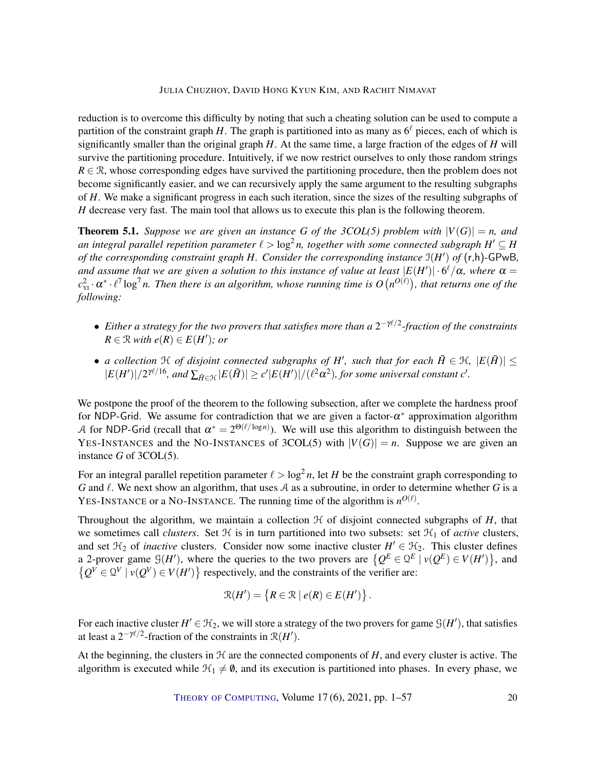reduction is to overcome this difficulty by noting that such a cheating solution can be used to compute a partition of the constraint graph $H$. The graph is partitioned into as many as $6^\ell$ pieces, each of which is significantly smaller than the original graph $H$. At the same time, a large fraction of the edges of $H$ will survive the partitioning procedure. Intuitively, if we now restrict ourselves to only those random strings $R \in \mathcal{R}$, whose corresponding edges have survived the partitioning procedure, then the problem does not become significantly easier, and we can recursively apply the same argument to the resulting subgraphs of $H$. We make a significant progress in each such iteration, since the sizes of the resulting subgraphs of $H$ decrease very fast. The main tool that allows us to execute this plan is the following theorem.

**Theorem 5.1.** *Suppose we are given an instance $G$ of the 3COL(5) problem with $|V(G)| = n$, and an integral parallel repetition parameter $\ell > \log^2 n$, together with some connected subgraph $H' \subseteq H$ of the corresponding constraint graph $H$. Consider the corresponding instance $\mathcal{I}(H')$ of* (r,h)-GPwB*, and assume that we are given a solution to this instance of value at least $|E(H')| \cdot 6^\ell/\alpha$, where $\alpha = c_{\text{YI}}^2 \cdot \alpha^* \cdot \ell^7 \log^7 n$. Then there is an algorithm, whose running time is $O\left(n^{O(\ell)}\right)$, that returns one of the following:*

- *Either a strategy for the two provers that satisfies more than a $2^{-\gamma\ell/2}$-fraction of the constraints $R \in \mathcal{R}$ with $e(R) \in E(H')$; or*
- *a collection $\mathcal{H}$ of disjoint connected subgraphs of $H'$, such that for each $\tilde{H} \in \mathcal{H}$, $|E(\tilde{H})| \leq |E(H')|/2^{\gamma\ell/16}$, and $\sum_{\tilde{H} \in \mathcal{H}} |E(\tilde{H})| \geq c'|E(H')|/(\ell^2\alpha^2)$, for some universal constant $c'$.*

We postpone the proof of the theorem to the following subsection, after we complete the hardness proof for NDP-Grid. We assume for contradiction that we are given a factor-$\alpha^*$ approximation algorithm $\mathcal{A}$ for NDP-Grid (recall that $\alpha^* = 2^{\Theta(\ell/\log n)}$). We will use this algorithm to distinguish between the YES-INSTANCES and the NO-INSTANCES of 3COL(5) with $|V(G)| = n$. Suppose we are given an instance $G$ of 3COL(5).

For an integral parallel repetition parameter $\ell > \log^2 n$, let $H$ be the constraint graph corresponding to $G$ and $\ell$. We next show an algorithm, that uses $\mathcal{A}$ as a subroutine, in order to determine whether $G$ is a YES-INSTANCE or a NO-INSTANCE. The running time of the algorithm is $n^{O(\ell)}$.

Throughout the algorithm, we maintain a collection $\mathcal{H}$ of disjoint connected subgraphs of $H$, that we sometimes call *clusters*. Set $\mathcal{H}$ is in turn partitioned into two subsets: set $\mathcal{H}_1$ of *active* clusters, and set $\mathcal{H}_2$ of *inactive* clusters. Consider now some inactive cluster $H' \in \mathcal{H}_2$. This cluster defines a 2-prover game $\mathcal{G}(H')$, where the queries to the two provers are $\left\{Q^E \in \mathcal{Q}^E \mid v(Q^E) \in V(H')\right\}$, and $\left\{Q^V \in \mathcal{Q}^V \mid v(Q^V) \in V(H')\right\}$ respectively, and the constraints of the verifier are:

$$\mathcal{R}(H') = \left\{R \in \mathcal{R} \mid e(R) \in E(H')\right\}.$$

For each inactive cluster $H' \in \mathcal{H}_2$, we will store a strategy of the two provers for game $\mathcal{G}(H')$, that satisfies at least a $2^{-\gamma\ell/2}$-fraction of the constraints in $\mathcal{R}(H')$.

At the beginning, the clusters in $\mathcal{H}$ are the connected components of $H$, and every cluster is active. The algorithm is executed while $\mathcal{H}_1 \neq \emptyset$, and its execution is partitioned into phases. In every phase, we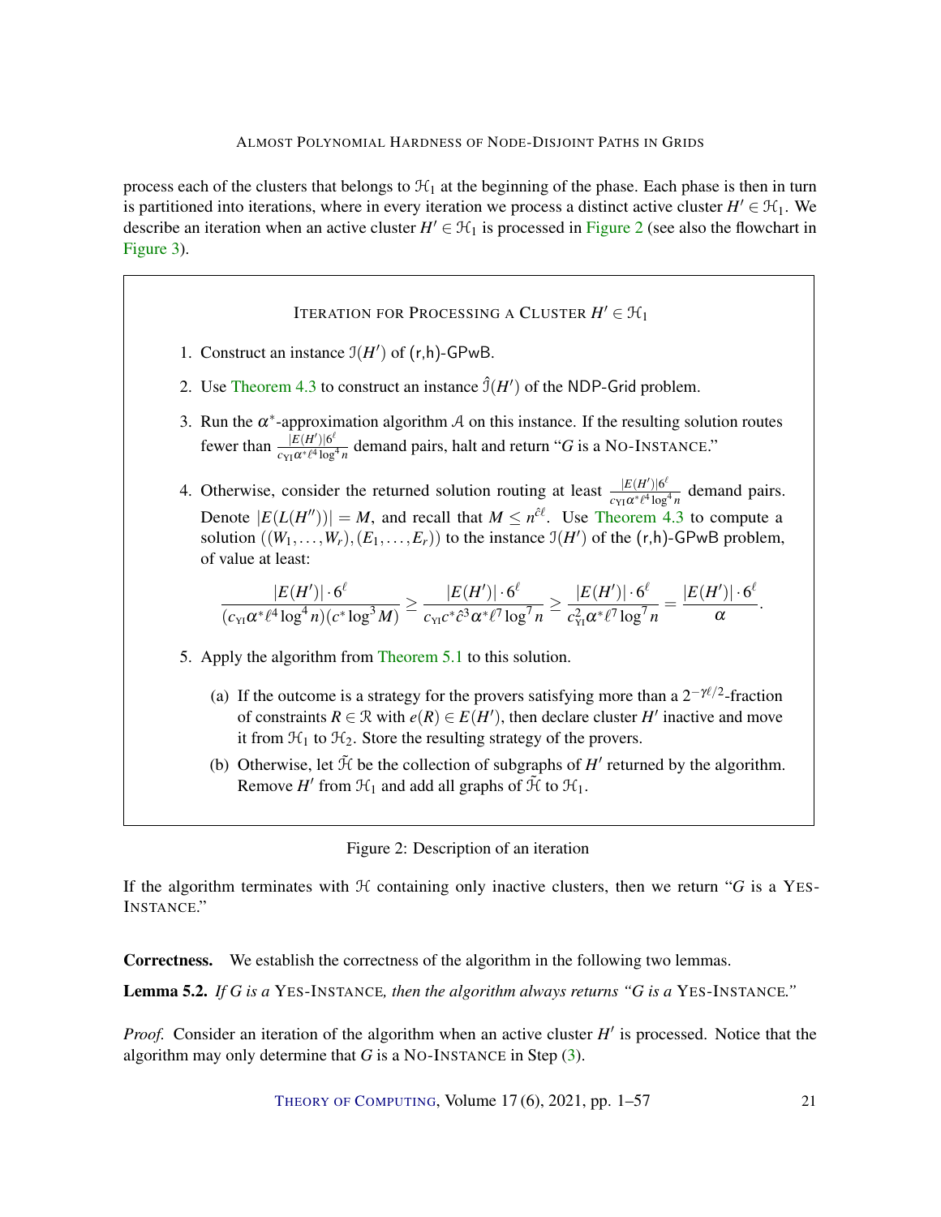process each of the clusters that belongs to $\mathcal{H}_1$ at the beginning of the phase. Each phase is then in turn is partitioned into iterations, where in every iteration we process a distinct active cluster $H' \in \mathcal{H}_1$. We describe an iteration when an active cluster $H' \in \mathcal{H}_1$ is processed in Figure 2 (see also the flowchart in Figure 3).

---

**ITERATION FOR PROCESSING A CLUSTER $H' \in \mathcal{H}_1$**

1. Construct an instance $\mathcal{I}(H')$ of (r,h)-GPwB.
2. Use Theorem 4.3 to construct an instance $\hat{\mathcal{I}}(H')$ of the NDP-Grid problem.
3. Run the $\alpha^*$-approximation algorithm $\mathcal{A}$ on this instance. If the resulting solution routes fewer than $\frac{|E(H')|6^\ell}{c_{\mathrm{YI}}\alpha^*\ell^4\log^4 n}$ demand pairs, halt and return "$G$ is a NO-INSTANCE."
4. Otherwise, consider the returned solution routing at least $\frac{|E(H')|6^\ell}{c_{\mathrm{YI}}\alpha^*\ell^4\log^4 n}$ demand pairs. Denote $|E(L(H''))| = M$, and recall that $M \leq n^{\hat{c}\ell}$. Use Theorem 4.3 to compute a solution $((W_1,\ldots,W_r),(E_1,\ldots,E_r))$ to the instance $\mathcal{I}(H')$ of the (r,h)-GPwB problem, of value at least:

$$\frac{|E(H')|\cdot 6^\ell}{(c_{\mathrm{YI}}\alpha^*\ell^4\log^4 n)(c^*\log^3 M)} \geq \frac{|E(H')|\cdot 6^\ell}{c_{\mathrm{YI}}c^*\hat{c}^3\alpha^*\ell^7\log^7 n} \geq \frac{|E(H')|\cdot 6^\ell}{c_{\mathrm{YI}}^2\alpha^*\ell^7\log^7 n} = \frac{|E(H')|\cdot 6^\ell}{\alpha}.$$

5. Apply the algorithm from Theorem 5.1 to this solution.
   (a) If the outcome is a strategy for the provers satisfying more than a $2^{-\gamma\ell/2}$-fraction of constraints $R \in \mathcal{R}$ with $e(R) \in E(H')$, then declare cluster $H'$ inactive and move it from $\mathcal{H}_1$ to $\mathcal{H}_2$. Store the resulting strategy of the provers.
   (b) Otherwise, let $\tilde{\mathcal{H}}$ be the collection of subgraphs of $H'$ returned by the algorithm. Remove $H'$ from $\mathcal{H}_1$ and add all graphs of $\tilde{\mathcal{H}}$ to $\mathcal{H}_1$.

---

Figure 2: Description of an iteration

If the algorithm terminates with $\mathcal{H}$ containing only inactive clusters, then we return "$G$ is a YES-INSTANCE."

**Correctness.** We establish the correctness of the algorithm in the following two lemmas.

**Lemma 5.2.** *If $G$ is a* YES-INSTANCE*, then the algorithm always returns "$G$ is a* YES-INSTANCE*."*

*Proof.* Consider an iteration of the algorithm when an active cluster $H'$ is processed. Notice that the algorithm may only determine that $G$ is a NO-INSTANCE in Step (3).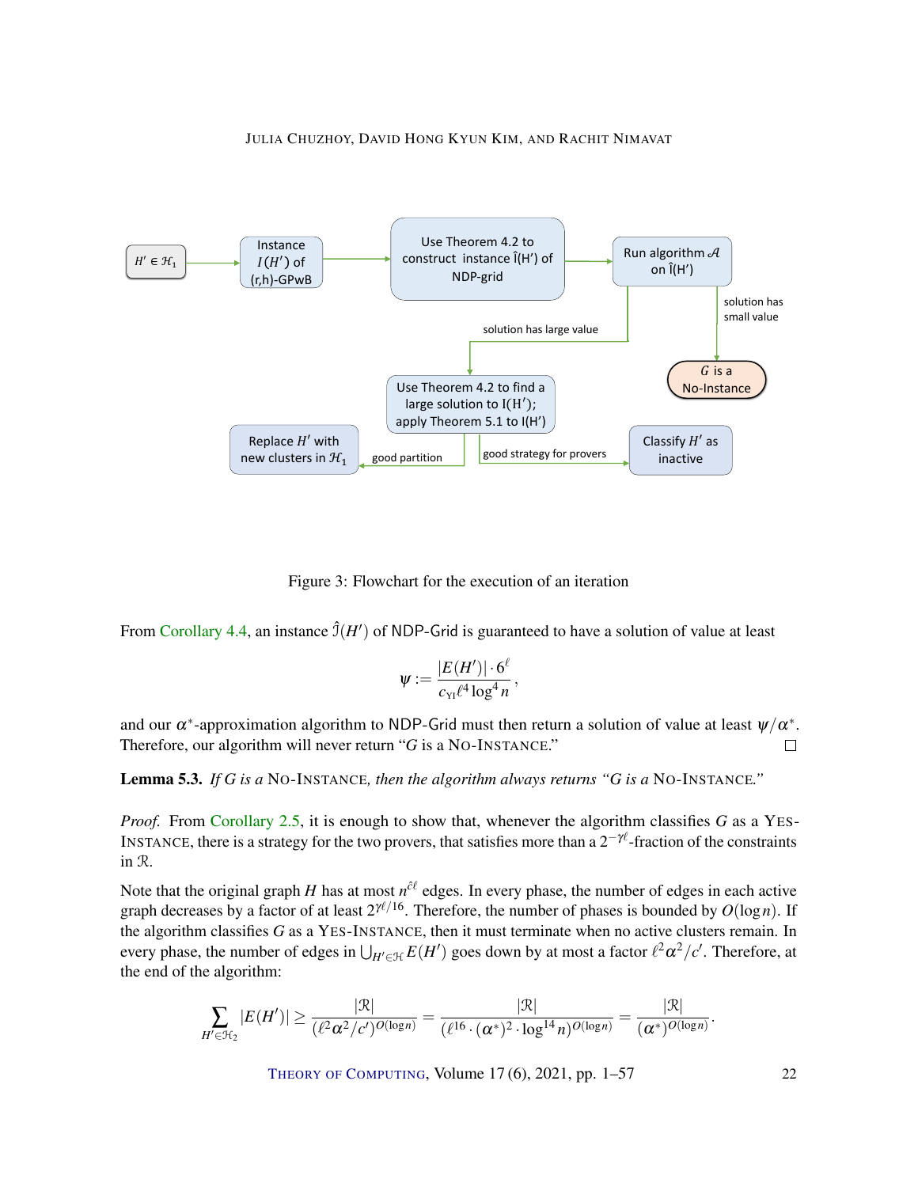Figure 3: Flowchart for the execution of an iteration

From Corollary 4.4, an instance $\hat{\mathcal{I}}(H')$ of NDP-Grid is guaranteed to have a solution of value at least

$$\psi := \frac{|E(H')| \cdot 6^{\ell}}{c_{\mathrm{YI}} \ell^4 \log^4 n},$$

and our $\alpha^*$-approximation algorithm to NDP-Grid must then return a solution of value at least $\psi/\alpha^*$. Therefore, our algorithm will never return "$G$ is a NO-INSTANCE." □

**Lemma 5.3.** *If $G$ is a* NO-INSTANCE*, then the algorithm always returns "$G$ is a* NO-INSTANCE*."*

*Proof.* From Corollary 2.5, it is enough to show that, whenever the algorithm classifies $G$ as a YES-INSTANCE, there is a strategy for the two provers, that satisfies more than a $2^{-\gamma\ell}$-fraction of the constraints in $\mathcal{R}$.

Note that the original graph $H$ has at most $n^{\hat{c}\ell}$ edges. In every phase, the number of edges in each active graph decreases by a factor of at least $2^{\gamma\ell/16}$. Therefore, the number of phases is bounded by $O(\log n)$. If the algorithm classifies $G$ as a YES-INSTANCE, then it must terminate when no active clusters remain. In every phase, the number of edges in $\bigcup_{H' \in \mathcal{H}} E(H')$ goes down by at most a factor $\ell^2\alpha^2/c'$. Therefore, at the end of the algorithm:

$$\sum_{H' \in \mathcal{H}_2} |E(H')| \geq \frac{|\mathcal{R}|}{(\ell^2\alpha^2/c')^{O(\log n)}} = \frac{|\mathcal{R}|}{(\ell^{16} \cdot (\alpha^*)^2 \cdot \log^{14} n)^{O(\log n)}} = \frac{|\mathcal{R}|}{(\alpha^*)^{O(\log n)}}.$$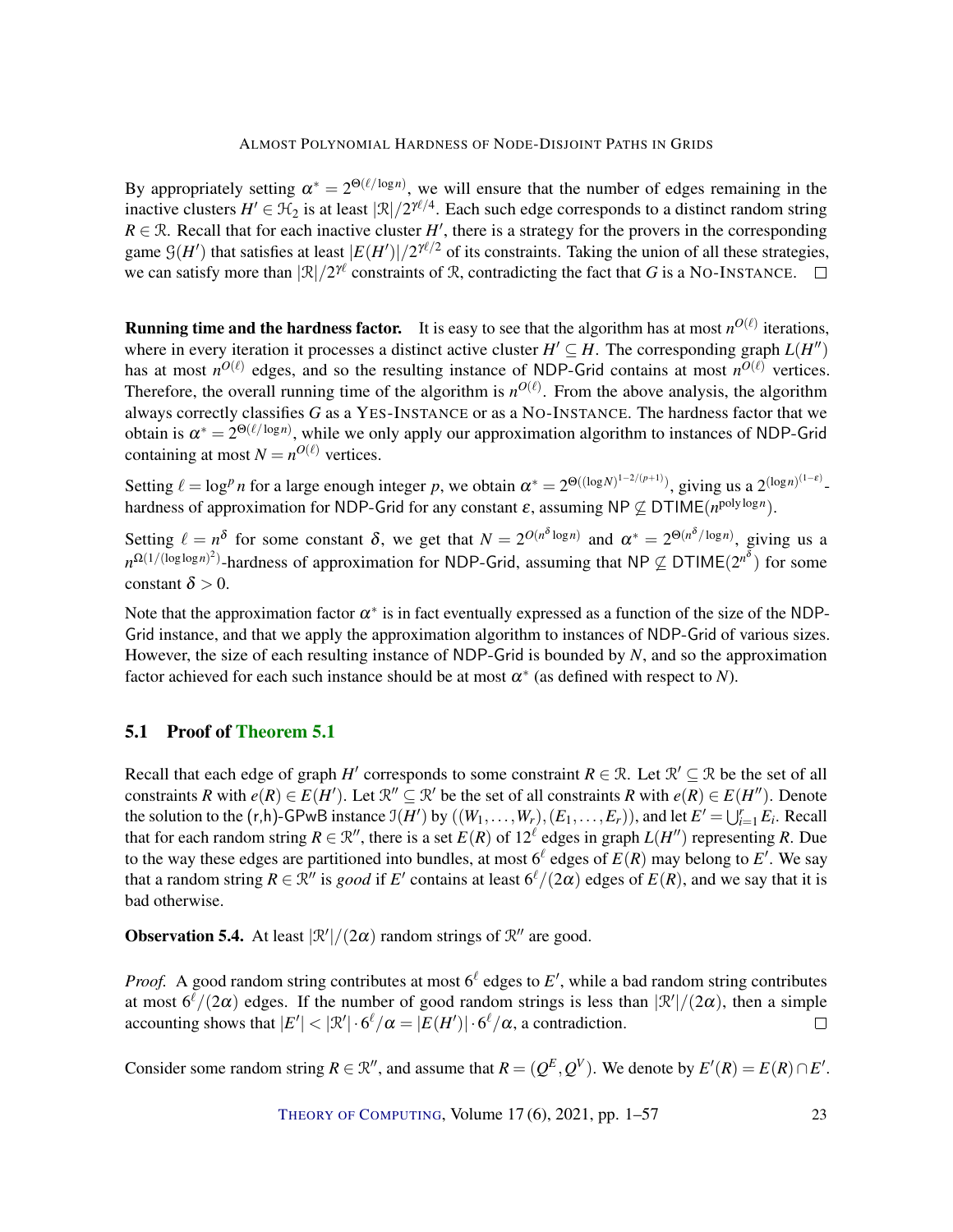By appropriately setting $\alpha^* = 2^{\Theta(\ell/\log n)}$, we will ensure that the number of edges remaining in the inactive clusters $H' \in \mathcal{H}_2$ is at least $|\mathcal{R}|/2^{\gamma\ell/4}$. Each such edge corresponds to a distinct random string $R \in \mathcal{R}$. Recall that for each inactive cluster $H'$, there is a strategy for the provers in the corresponding game $\mathcal{G}(H')$ that satisfies at least $|E(H')|/2^{\gamma\ell/2}$ of its constraints. Taking the union of all these strategies, we can satisfy more than $|\mathcal{R}|/2^{\gamma\ell}$ constraints of $\mathcal{R}$, contradicting the fact that $G$ is a NO-INSTANCE. $\square$

**Running time and the hardness factor.** It is easy to see that the algorithm has at most $n^{O(\ell)}$ iterations, where in every iteration it processes a distinct active cluster $H' \subseteq H$. The corresponding graph $L(H'')$ has at most $n^{O(\ell)}$ edges, and so the resulting instance of NDP-Grid contains at most $n^{O(\ell)}$ vertices. Therefore, the overall running time of the algorithm is $n^{O(\ell)}$. From the above analysis, the algorithm always correctly classifies $G$ as a YES-INSTANCE or as a NO-INSTANCE. The hardness factor that we obtain is $\alpha^* = 2^{\Theta(\ell/\log n)}$, while we only apply our approximation algorithm to instances of NDP-Grid containing at most $N = n^{O(\ell)}$ vertices.

Setting $\ell = \log^p n$ for a large enough integer $p$, we obtain $\alpha^* = 2^{\Theta((\log N)^{1-2/(p+1)})}$, giving us a $2^{(\log n)^{(1-\varepsilon)}}$-hardness of approximation for NDP-Grid for any constant $\varepsilon$, assuming $\mathsf{NP} \not\subseteq \mathsf{DTIME}(n^{\operatorname{poly}\log n})$.

Setting $\ell = n^{\delta}$ for some constant $\delta$, we get that $N = 2^{O(n^{\delta}\log n)}$ and $\alpha^* = 2^{\Theta(n^{\delta}/\log n)}$, giving us a $n^{\Omega(1/(\log\log n)^2)}$-hardness of approximation for NDP-Grid, assuming that $\mathsf{NP} \not\subseteq \mathsf{DTIME}(2^{n^{\delta}})$ for some constant $\delta > 0$.

Note that the approximation factor $\alpha^*$ is in fact eventually expressed as a function of the size of the NDP-Grid instance, and that we apply the approximation algorithm to instances of NDP-Grid of various sizes. However, the size of each resulting instance of NDP-Grid is bounded by $N$, and so the approximation factor achieved for each such instance should be at most $\alpha^*$ (as defined with respect to $N$).

## 5.1 Proof of Theorem 5.1

Recall that each edge of graph $H'$ corresponds to some constraint $R \in \mathcal{R}$. Let $\mathcal{R}' \subseteq \mathcal{R}$ be the set of all constraints $R$ with $e(R) \in E(H')$. Let $\mathcal{R}'' \subseteq \mathcal{R}'$ be the set of all constraints $R$ with $e(R) \in E(H'')$. Denote the solution to the (r,h)-GPwB instance $\mathcal{I}(H')$ by $((W_1, \ldots, W_r), (E_1, \ldots, E_r))$, and let $E' = \bigcup_{i=1}^{r} E_i$. Recall that for each random string $R \in \mathcal{R}''$, there is a set $E(R)$ of $12^{\ell}$ edges in graph $L(H'')$ representing $R$. Due to the way these edges are partitioned into bundles, at most $6^{\ell}$ edges of $E(R)$ may belong to $E'$. We say that a random string $R \in \mathcal{R}''$ is *good* if $E'$ contains at least $6^{\ell}/(2\alpha)$ edges of $E(R)$, and we say that it is bad otherwise.

**Observation 5.4.** At least $|\mathcal{R}'|/(2\alpha)$ random strings of $\mathcal{R}''$ are good.

*Proof.* A good random string contributes at most $6^{\ell}$ edges to $E'$, while a bad random string contributes at most $6^{\ell}/(2\alpha)$ edges. If the number of good random strings is less than $|\mathcal{R}'|/(2\alpha)$, then a simple accounting shows that $|E'| < |\mathcal{R}'| \cdot 6^{\ell}/\alpha = |E(H')| \cdot 6^{\ell}/\alpha$, a contradiction. $\square$

Consider some random string $R \in \mathcal{R}''$, and assume that $R = (Q^E, Q^V)$. We denote by $E'(R) = E(R) \cap E'$.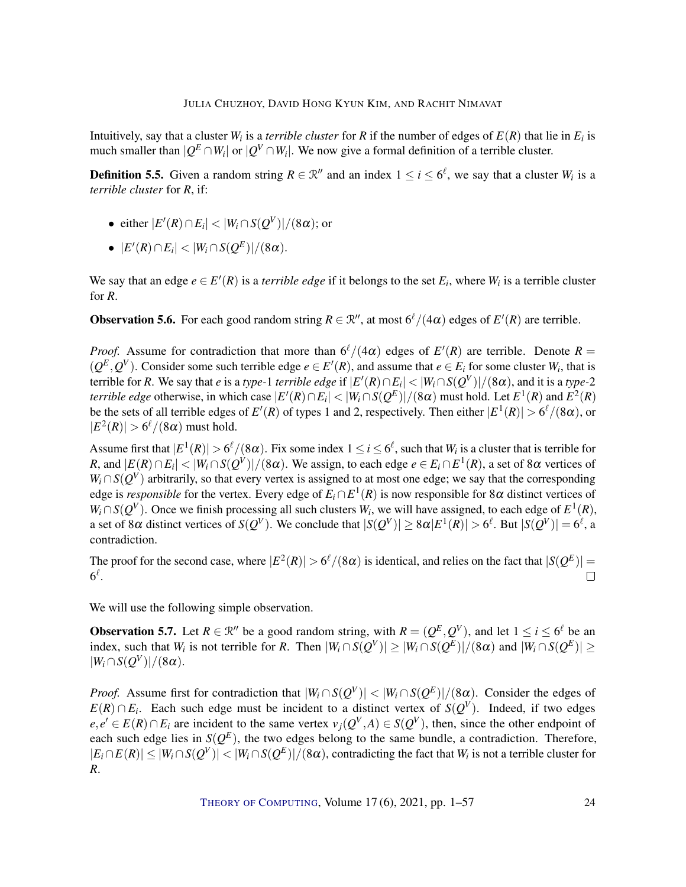Intuitively, say that a cluster $W_i$ is a *terrible cluster* for $R$ if the number of edges of $E(R)$ that lie in $E_i$ is much smaller than $|Q^E \cap W_i|$ or $|Q^V \cap W_i|$. We now give a formal definition of a terrible cluster.

**Definition 5.5.** Given a random string $R \in \mathcal{R}''$ and an index $1 \le i \le 6^\ell$, we say that a cluster $W_i$ is a *terrible cluster* for $R$, if:

- either $|E'(R) \cap E_i| < |W_i \cap S(Q^V)|/(8\alpha)$; or
- $|E'(R) \cap E_i| < |W_i \cap S(Q^E)|/(8\alpha)$.

We say that an edge $e \in E'(R)$ is a *terrible edge* if it belongs to the set $E_i$, where $W_i$ is a terrible cluster for $R$.

**Observation 5.6.** For each good random string $R \in \mathcal{R}''$, at most $6^\ell/(4\alpha)$ edges of $E'(R)$ are terrible.

*Proof.* Assume for contradiction that more than $6^\ell/(4\alpha)$ edges of $E'(R)$ are terrible. Denote $R = (Q^E, Q^V)$. Consider some such terrible edge $e \in E'(R)$, and assume that $e \in E_i$ for some cluster $W_i$, that is terrible for $R$. We say that $e$ is a *type*-1 *terrible edge* if $|E'(R) \cap E_i| < |W_i \cap S(Q^V)|/(8\alpha)$, and it is a *type*-2 *terrible edge* otherwise, in which case $|E'(R) \cap E_i| < |W_i \cap S(Q^E)|/(8\alpha)$ must hold. Let $E^1(R)$ and $E^2(R)$ be the sets of all terrible edges of $E'(R)$ of types 1 and 2, respectively. Then either $|E^1(R)| > 6^\ell/(8\alpha)$, or $|E^2(R)| > 6^\ell/(8\alpha)$ must hold.

Assume first that $|E^1(R)| > 6^\ell/(8\alpha)$. Fix some index $1 \le i \le 6^\ell$, such that $W_i$ is a cluster that is terrible for $R$, and $|E(R) \cap E_i| < |W_i \cap S(Q^V)|/(8\alpha)$. We assign, to each edge $e \in E_i \cap E^1(R)$, a set of $8\alpha$ vertices of $W_i \cap S(Q^V)$ arbitrarily, so that every vertex is assigned to at most one edge; we say that the corresponding edge is *responsible* for the vertex. Every edge of $E_i \cap E^1(R)$ is now responsible for $8\alpha$ distinct vertices of $W_i \cap S(Q^V)$. Once we finish processing all such clusters $W_i$, we will have assigned, to each edge of $E^1(R)$, a set of $8\alpha$ distinct vertices of $S(Q^V)$. We conclude that $|S(Q^V)| \ge 8\alpha|E^1(R)| > 6^\ell$. But $|S(Q^V)| = 6^\ell$, a contradiction.

The proof for the second case, where $|E^2(R)| > 6^\ell/(8\alpha)$ is identical, and relies on the fact that $|S(Q^E)| = 6^\ell$. $\square$

We will use the following simple observation.

**Observation 5.7.** Let $R \in \mathcal{R}''$ be a good random string, with $R = (Q^E, Q^V)$, and let $1 \le i \le 6^\ell$ be an index, such that $W_i$ is not terrible for $R$. Then $|W_i \cap S(Q^V)| \ge |W_i \cap S(Q^E)|/(8\alpha)$ and $|W_i \cap S(Q^E)| \ge |W_i \cap S(Q^V)|/(8\alpha)$.

*Proof.* Assume first for contradiction that $|W_i \cap S(Q^V)| < |W_i \cap S(Q^E)|/(8\alpha)$. Consider the edges of $E(R) \cap E_i$. Each such edge must be incident to a distinct vertex of $S(Q^V)$. Indeed, if two edges $e, e' \in E(R) \cap E_i$ are incident to the same vertex $v_j(Q^V, A) \in S(Q^V)$, then, since the other endpoint of each such edge lies in $S(Q^E)$, the two edges belong to the same bundle, a contradiction. Therefore, $|E_i \cap E(R)| \le |W_i \cap S(Q^V)| < |W_i \cap S(Q^E)|/(8\alpha)$, contradicting the fact that $W_i$ is not a terrible cluster for $R$.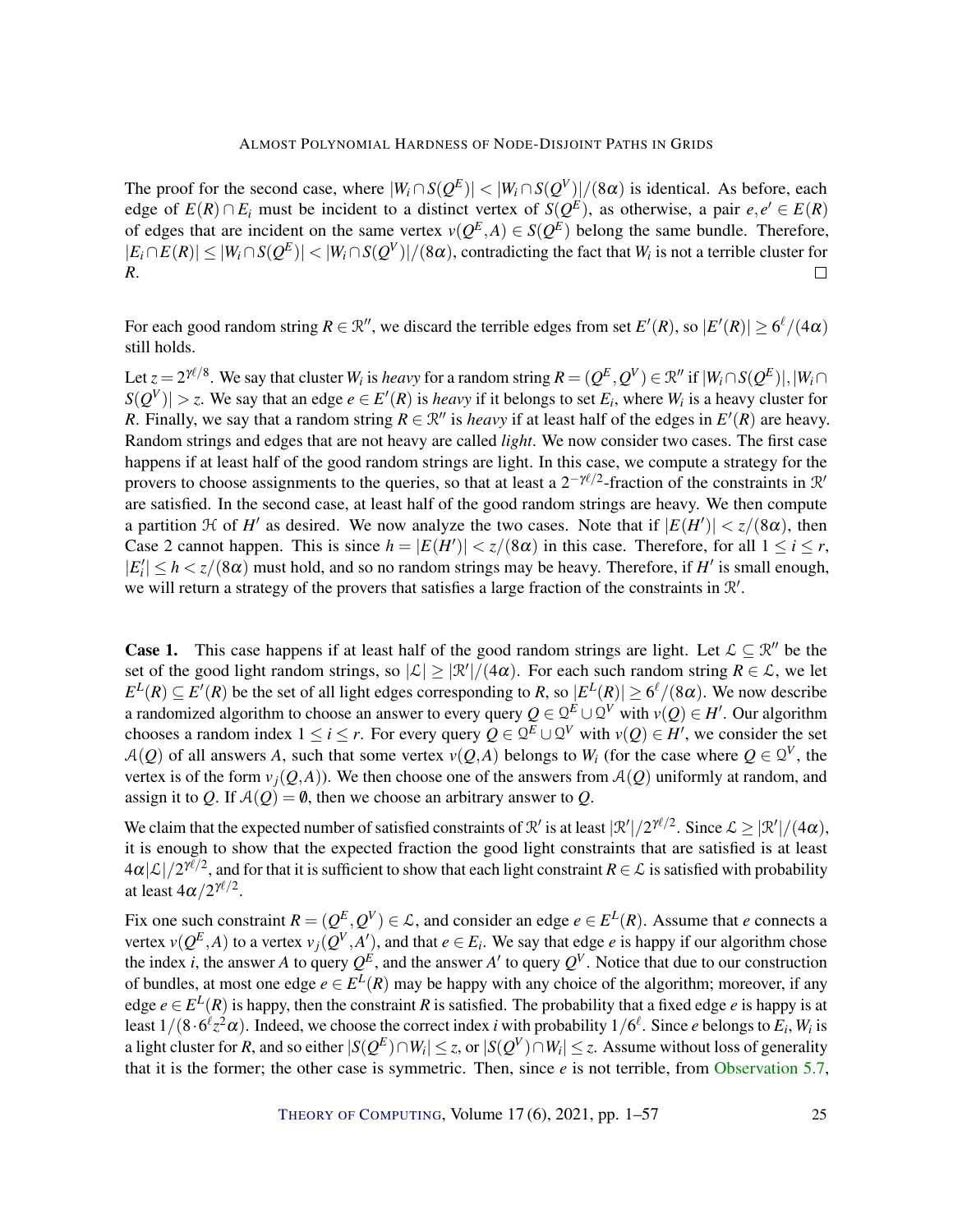The proof for the second case, where $|W_i \cap S(Q^E)| < |W_i \cap S(Q^V)|/(8\alpha)$ is identical. As before, each edge of $E(R) \cap E_i$ must be incident to a distinct vertex of $S(Q^E)$, as otherwise, a pair $e, e' \in E(R)$ of edges that are incident on the same vertex $v(Q^E, A) \in S(Q^E)$ belong the same bundle. Therefore, $|E_i \cap E(R)| \leq |W_i \cap S(Q^E)| < |W_i \cap S(Q^V)|/(8\alpha)$, contradicting the fact that $W_i$ is not a terrible cluster for $R$. □

For each good random string $R \in \mathcal{R}''$, we discard the terrible edges from set $E'(R)$, so $|E'(R)| \geq 6^\ell/(4\alpha)$ still holds.

Let $z = 2^{\gamma\ell/8}$. We say that cluster $W_i$ is *heavy* for a random string $R = (Q^E, Q^V) \in \mathcal{R}''$ if $|W_i \cap S(Q^E)|, |W_i \cap S(Q^V)| > z$. We say that an edge $e \in E'(R)$ is *heavy* if it belongs to set $E_i$, where $W_i$ is a heavy cluster for $R$. Finally, we say that a random string $R \in \mathcal{R}''$ is *heavy* if at least half of the edges in $E'(R)$ are heavy. Random strings and edges that are not heavy are called *light*. We now consider two cases. The first case happens if at least half of the good random strings are light. In this case, we compute a strategy for the provers to choose assignments to the queries, so that at least a $2^{-\gamma\ell/2}$-fraction of the constraints in $\mathcal{R}'$ are satisfied. In the second case, at least half of the good random strings are heavy. We then compute a partition $\mathcal{H}$ of $H'$ as desired. We now analyze the two cases. Note that if $|E(H')| < z/(8\alpha)$, then Case 2 cannot happen. This is since $h = |E(H')| < z/(8\alpha)$ in this case. Therefore, for all $1 \leq i \leq r$, $|E'_i| \leq h < z/(8\alpha)$ must hold, and so no random strings may be heavy. Therefore, if $H'$ is small enough, we will return a strategy of the provers that satisfies a large fraction of the constraints in $\mathcal{R}'$.

**Case 1.** This case happens if at least half of the good random strings are light. Let $\mathcal{L} \subseteq \mathcal{R}''$ be the set of the good light random strings, so $|\mathcal{L}| \geq |\mathcal{R}'|/(4\alpha)$. For each such random string $R \in \mathcal{L}$, we let $E^L(R) \subseteq E'(R)$ be the set of all light edges corresponding to $R$, so $|E^L(R)| \geq 6^\ell/(8\alpha)$. We now describe a randomized algorithm to choose an answer to every query $Q \in \mathcal{Q}^E \cup \mathcal{Q}^V$ with $v(Q) \in H'$. Our algorithm chooses a random index $1 \leq i \leq r$. For every query $Q \in \mathcal{Q}^E \cup \mathcal{Q}^V$ with $v(Q) \in H'$, we consider the set $\mathcal{A}(Q)$ of all answers $A$, such that some vertex $v(Q, A)$ belongs to $W_i$ (for the case where $Q \in \mathcal{Q}^V$, the vertex is of the form $v_j(Q, A)$). We then choose one of the answers from $\mathcal{A}(Q)$ uniformly at random, and assign it to $Q$. If $\mathcal{A}(Q) = \emptyset$, then we choose an arbitrary answer to $Q$.

We claim that the expected number of satisfied constraints of $\mathcal{R}'$ is at least $|\mathcal{R}'|/2^{\gamma\ell/2}$. Since $\mathcal{L} \geq |\mathcal{R}'|/(4\alpha)$, it is enough to show that the expected fraction the good light constraints that are satisfied is at least $4\alpha|\mathcal{L}|/2^{\gamma\ell/2}$, and for that it is sufficient to show that each light constraint $R \in \mathcal{L}$ is satisfied with probability at least $4\alpha/2^{\gamma\ell/2}$.

Fix one such constraint $R = (Q^E, Q^V) \in \mathcal{L}$, and consider an edge $e \in E^L(R)$. Assume that $e$ connects a vertex $v(Q^E, A)$ to a vertex $v_j(Q^V, A')$, and that $e \in E_i$. We say that edge $e$ is happy if our algorithm chose the index $i$, the answer $A$ to query $Q^E$, and the answer $A'$ to query $Q^V$. Notice that due to our construction of bundles, at most one edge $e \in E^L(R)$ may be happy with any choice of the algorithm; moreover, if any edge $e \in E^L(R)$ is happy, then the constraint $R$ is satisfied. The probability that a fixed edge $e$ is happy is at least $1/(8 \cdot 6^\ell z^2 \alpha)$. Indeed, we choose the correct index $i$ with probability $1/6^\ell$. Since $e$ belongs to $E_i$, $W_i$ is a light cluster for $R$, and so either $|S(Q^E) \cap W_i| \leq z$, or $|S(Q^V) \cap W_i| \leq z$. Assume without loss of generality that it is the former; the other case is symmetric. Then, since $e$ is not terrible, from Observation 5.7,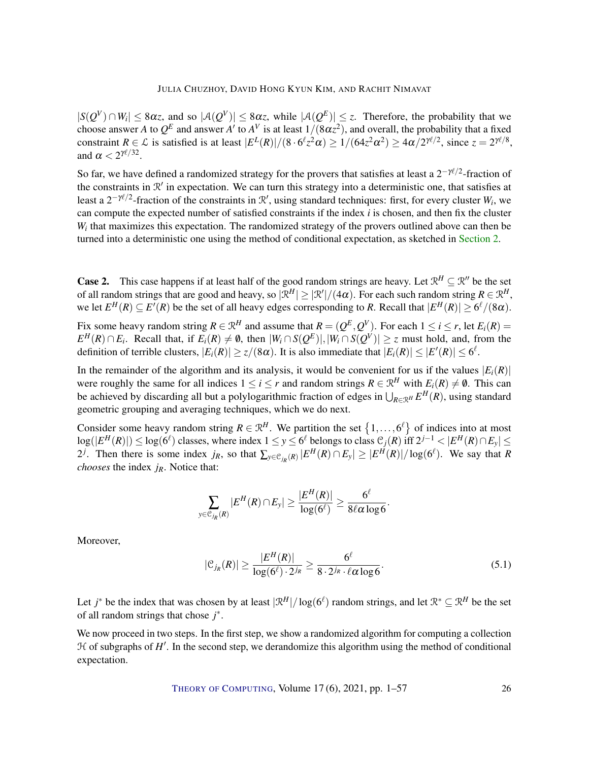$|S(Q^V) \cap W_i| \leq 8\alpha z$, and so $|\mathcal{A}(Q^V)| \leq 8\alpha z$, while $|\mathcal{A}(Q^E)| \leq z$. Therefore, the probability that we choose answer $A$ to $Q^E$ and answer $A'$ to $A^V$ is at least $1/(8\alpha z^2)$, and overall, the probability that a fixed constraint $R \in \mathcal{L}$ is satisfied is at least $|E^L(R)|/(8 \cdot 6^\ell z^2 \alpha) \geq 1/(64 z^2 \alpha^2) \geq 4\alpha/2^{\gamma\ell/2}$, since $z = 2^{\gamma\ell/8}$, and $\alpha < 2^{\gamma\ell/32}$.

So far, we have defined a randomized strategy for the provers that satisfies at least a $2^{-\gamma\ell/2}$-fraction of the constraints in $\mathcal{R}'$ in expectation. We can turn this strategy into a deterministic one, that satisfies at least a $2^{-\gamma\ell/2}$-fraction of the constraints in $\mathcal{R}'$, using standard techniques: first, for every cluster $W_i$, we can compute the expected number of satisfied constraints if the index $i$ is chosen, and then fix the cluster $W_i$ that maximizes this expectation. The randomized strategy of the provers outlined above can then be turned into a deterministic one using the method of conditional expectation, as sketched in Section 2.

**Case 2.** This case happens if at least half of the good random strings are heavy. Let $\mathcal{R}^H \subseteq \mathcal{R}''$ be the set of all random strings that are good and heavy, so $|\mathcal{R}^H| \geq |\mathcal{R}'|/(4\alpha)$. For each such random string $R \in \mathcal{R}^H$, we let $E^H(R) \subseteq E'(R)$ be the set of all heavy edges corresponding to $R$. Recall that $|E^H(R)| \geq 6^\ell/(8\alpha)$.

Fix some heavy random string $R \in \mathcal{R}^H$ and assume that $R = (Q^E, Q^V)$. For each $1 \leq i \leq r$, let $E_i(R) = E^H(R) \cap E_i$. Recall that, if $E_i(R) \neq \emptyset$, then $|W_i \cap S(Q^E)|, |W_i \cap S(Q^V)| \geq z$ must hold, and, from the definition of terrible clusters, $|E_i(R)| \geq z/(8\alpha)$. It is also immediate that $|E_i(R)| \leq |E'(R)| \leq 6^\ell$.

In the remainder of the algorithm and its analysis, it would be convenient for us if the values $|E_i(R)|$ were roughly the same for all indices $1 \leq i \leq r$ and random strings $R \in \mathcal{R}^H$ with $E_i(R) \neq \emptyset$. This can be achieved by discarding all but a polylogarithmic fraction of edges in $\bigcup_{R \in \mathcal{R}^H} E^H(R)$, using standard geometric grouping and averaging techniques, which we do next.

Consider some heavy random string $R \in \mathcal{R}^H$. We partition the set $\{1, \ldots, 6^\ell\}$ of indices into at most $\log(|E^H(R)|) \leq \log(6^\ell)$ classes, where index $1 \leq y \leq 6^\ell$ belongs to class $\mathcal{C}_j(R)$ iff $2^{j-1} < |E^H(R) \cap E_y| \leq 2^j$. Then there is some index $j_R$, so that $\sum_{y \in \mathcal{C}_{j_R}(R)} |E^H(R) \cap E_y| \geq |E^H(R)|/\log(6^\ell)$. We say that $R$ *chooses* the index $j_R$. Notice that:

$$\sum_{y \in \mathcal{C}_{j_R}(R)} |E^H(R) \cap E_y| \geq \frac{|E^H(R)|}{\log(6^\ell)} \geq \frac{6^\ell}{8\ell\alpha \log 6}.$$

Moreover,

$$|\mathcal{C}_{j_R}(R)| \geq \frac{|E^H(R)|}{\log(6^\ell) \cdot 2^{j_R}} \geq \frac{6^\ell}{8 \cdot 2^{j_R} \cdot \ell\alpha \log 6}. \tag{5.1}$$

Let $j^*$ be the index that was chosen by at least $|\mathcal{R}^H|/\log(6^\ell)$ random strings, and let $\mathcal{R}^* \subseteq \mathcal{R}^H$ be the set of all random strings that chose $j^*$.

We now proceed in two steps. In the first step, we show a randomized algorithm for computing a collection $\mathcal{H}$ of subgraphs of $H'$. In the second step, we derandomize this algorithm using the method of conditional expectation.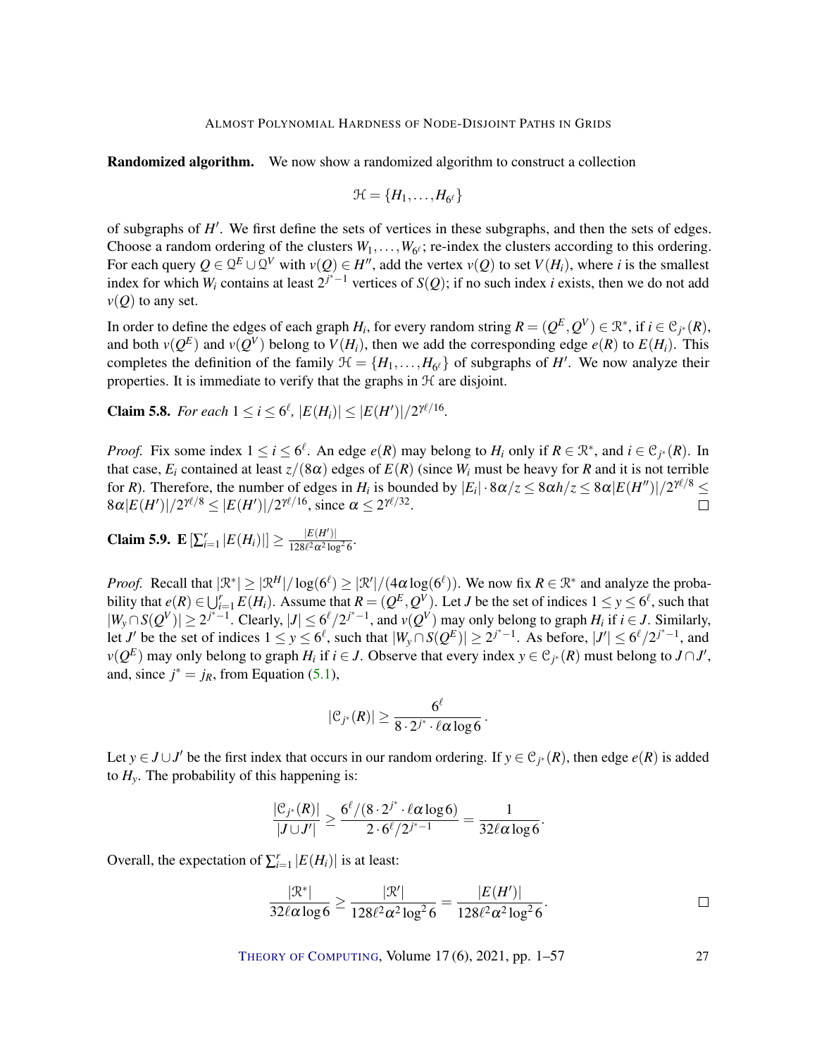**Randomized algorithm.** We now show a randomized algorithm to construct a collection

$$\mathcal{H} = \{H_1, \ldots, H_{6^\ell}\}$$

of subgraphs of $H'$. We first define the sets of vertices in these subgraphs, and then the sets of edges. Choose a random ordering of the clusters $W_1, \ldots, W_{6^\ell}$; re-index the clusters according to this ordering. For each query $Q \in \mathcal{Q}^E \cup \mathcal{Q}^V$ with $v(Q) \in H''$, add the vertex $v(Q)$ to set $V(H_i)$, where $i$ is the smallest index for which $W_i$ contains at least $2^{j^*-1}$ vertices of $S(Q)$; if no such index $i$ exists, then we do not add $v(Q)$ to any set.

In order to define the edges of each graph $H_i$, for every random string $R = (Q^E, Q^V) \in \mathcal{R}^*$, if $i \in \mathcal{C}_{j^*}(R)$, and both $v(Q^E)$ and $v(Q^V)$ belong to $V(H_i)$, then we add the corresponding edge $e(R)$ to $E(H_i)$. This completes the definition of the family $\mathcal{H} = \{H_1, \ldots, H_{6^\ell}\}$ of subgraphs of $H'$. We now analyze their properties. It is immediate to verify that the graphs in $\mathcal{H}$ are disjoint.

**Claim 5.8.** *For each* $1 \le i \le 6^\ell$, $|E(H_i)| \le |E(H')|/2^{\gamma\ell/16}$.

*Proof.* Fix some index $1 \le i \le 6^\ell$. An edge $e(R)$ may belong to $H_i$ only if $R \in \mathcal{R}^*$, and $i \in \mathcal{C}_{j^*}(R)$. In that case, $E_i$ contained at least $z/(8\alpha)$ edges of $E(R)$ (since $W_i$ must be heavy for $R$ and it is not terrible for $R$). Therefore, the number of edges in $H_i$ is bounded by $|E_i| \cdot 8\alpha/z \le 8\alpha h/z \le 8\alpha|E(H'')|/2^{\gamma\ell/8} \le 8\alpha|E(H')|/2^{\gamma\ell/8} \le |E(H')|/2^{\gamma\ell/16}$, since $\alpha \le 2^{\gamma\ell/32}$. $\square$

**Claim 5.9.** $\mathbf{E}\left[\sum_{i=1}^{r} |E(H_i)|\right] \ge \frac{|E(H')|}{128\ell^2\alpha^2\log^2 6}$.

*Proof.* Recall that $|\mathcal{R}^*| \ge |\mathcal{R}^H|/\log(6^\ell) \ge |\mathcal{R}'|/(4\alpha\log(6^\ell))$. We now fix $R \in \mathcal{R}^*$ and analyze the probability that $e(R) \in \bigcup_{i=1}^{r} E(H_i)$. Assume that $R = (Q^E, Q^V)$. Let $J$ be the set of indices $1 \le y \le 6^\ell$, such that $|W_y \cap S(Q^V)| \ge 2^{j^*-1}$. Clearly, $|J| \le 6^\ell/2^{j^*-1}$, and $v(Q^V)$ may only belong to graph $H_i$ if $i \in J$. Similarly, let $J'$ be the set of indices $1 \le y \le 6^\ell$, such that $|W_y \cap S(Q^E)| \ge 2^{j^*-1}$. As before, $|J'| \le 6^\ell/2^{j^*-1}$, and $v(Q^E)$ may only belong to graph $H_i$ if $i \in J$. Observe that every index $y \in \mathcal{C}_{j^*}(R)$ must belong to $J \cap J'$, and, since $j^* = j_R$, from Equation (5.1),

$$|\mathcal{C}_{j^*}(R)| \ge \frac{6^\ell}{8 \cdot 2^{j^*} \cdot \ell\alpha\log 6}.$$

Let $y \in J \cup J'$ be the first index that occurs in our random ordering. If $y \in \mathcal{C}_{j^*}(R)$, then edge $e(R)$ is added to $H_y$. The probability of this happening is:

$$\frac{|\mathcal{C}_{j^*}(R)|}{|J \cup J'|} \ge \frac{6^\ell/(8 \cdot 2^{j^*} \cdot \ell\alpha\log 6)}{2 \cdot 6^\ell/2^{j^*-1}} = \frac{1}{32\ell\alpha\log 6}.$$

Overall, the expectation of $\sum_{i=1}^{r} |E(H_i)|$ is at least:

$$\frac{|\mathcal{R}^*|}{32\ell\alpha\log 6} \ge \frac{|\mathcal{R}'|}{128\ell^2\alpha^2\log^2 6} = \frac{|E(H')|}{128\ell^2\alpha^2\log^2 6}.$$

$\square$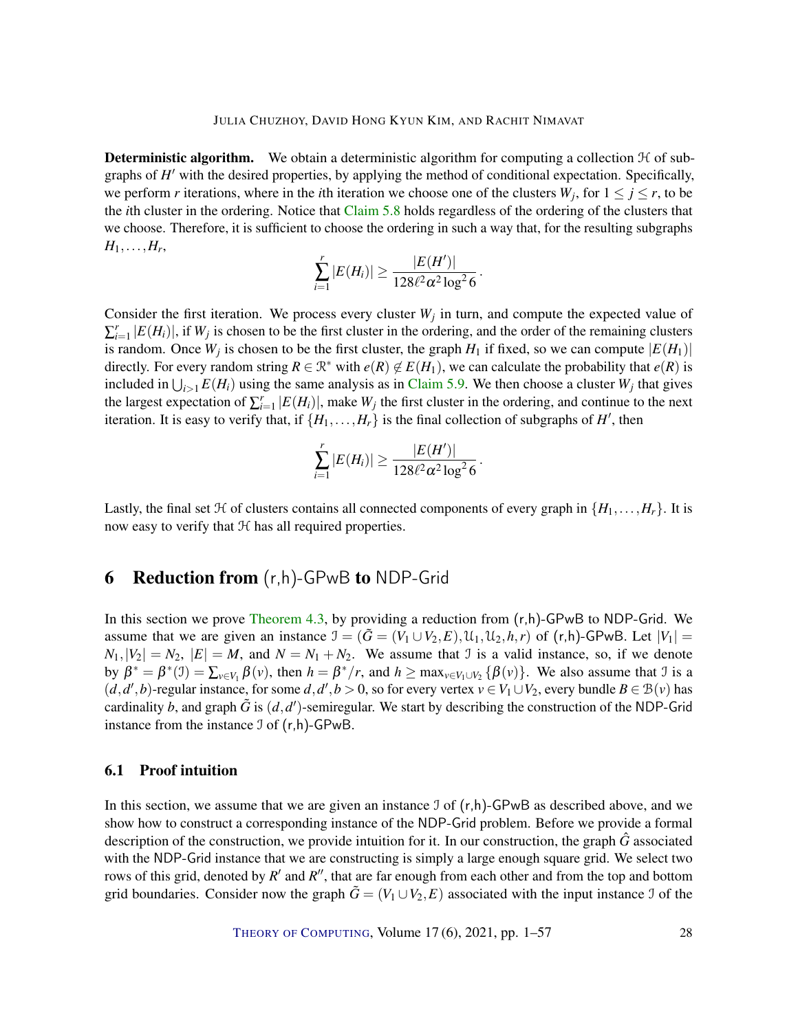**Deterministic algorithm.** We obtain a deterministic algorithm for computing a collection $\mathcal{H}$ of subgraphs of $H'$ with the desired properties, by applying the method of conditional expectation. Specifically, we perform $r$ iterations, where in the $i$th iteration we choose one of the clusters $W_j$, for $1 \le j \le r$, to be the $i$th cluster in the ordering. Notice that Claim 5.8 holds regardless of the ordering of the clusters that we choose. Therefore, it is sufficient to choose the ordering in such a way that, for the resulting subgraphs $H_1, \dots, H_r$,

$$\sum_{i=1}^{r} |E(H_i)| \ge \frac{|E(H')|}{128\ell^2\alpha^2 \log^2 6}.$$

Consider the first iteration. We process every cluster $W_j$ in turn, and compute the expected value of $\sum_{i=1}^{r} |E(H_i)|$, if $W_j$ is chosen to be the first cluster in the ordering, and the order of the remaining clusters is random. Once $W_j$ is chosen to be the first cluster, the graph $H_1$ if fixed, so we can compute $|E(H_1)|$ directly. For every random string $R \in \mathcal{R}^*$ with $e(R) \notin E(H_1)$, we can calculate the probability that $e(R)$ is included in $\bigcup_{i>1} E(H_i)$ using the same analysis as in Claim 5.9. We then choose a cluster $W_j$ that gives the largest expectation of $\sum_{i=1}^{r} |E(H_i)|$, make $W_j$ the first cluster in the ordering, and continue to the next iteration. It is easy to verify that, if $\{H_1, \dots, H_r\}$ is the final collection of subgraphs of $H'$, then

$$\sum_{i=1}^{r} |E(H_i)| \ge \frac{|E(H')|}{128\ell^2\alpha^2 \log^2 6}.$$

Lastly, the final set $\mathcal{H}$ of clusters contains all connected components of every graph in $\{H_1, \dots, H_r\}$. It is now easy to verify that $\mathcal{H}$ has all required properties.

# 6 Reduction from (r,h)-GPwB to NDP-Grid

In this section we prove Theorem 4.3, by providing a reduction from (r,h)-GPwB to NDP-Grid. We assume that we are given an instance $\mathcal{I} = (\tilde{G} = (V_1 \cup V_2, E), \mathcal{U}_1, \mathcal{U}_2, h, r)$ of (r,h)-GPwB. Let $|V_1| = N_1, |V_2| = N_2$, $|E| = M$, and $N = N_1 + N_2$. We assume that $\mathcal{I}$ is a valid instance, so, if we denote by $\beta^* = \beta^*(\mathcal{I}) = \sum_{v \in V_1} \beta(v)$, then $h = \beta^*/r$, and $h \ge \max_{v \in V_1 \cup V_2} \{\beta(v)\}$. We also assume that $\mathcal{I}$ is a $(d, d', b)$-regular instance, for some $d, d', b > 0$, so for every vertex $v \in V_1 \cup V_2$, every bundle $B \in \mathcal{B}(v)$ has cardinality $b$, and graph $\tilde{G}$ is $(d, d')$-semiregular. We start by describing the construction of the NDP-Grid instance from the instance $\mathcal{I}$ of (r,h)-GPwB.

## 6.1 Proof intuition

In this section, we assume that we are given an instance $\mathcal{I}$ of (r,h)-GPwB as described above, and we show how to construct a corresponding instance of the NDP-Grid problem. Before we provide a formal description of the construction, we provide intuition for it. In our construction, the graph $\hat{G}$ associated with the NDP-Grid instance that we are constructing is simply a large enough square grid. We select two rows of this grid, denoted by $R'$ and $R''$, that are far enough from each other and from the top and bottom grid boundaries. Consider now the graph $\tilde{G} = (V_1 \cup V_2, E)$ associated with the input instance $\mathcal{I}$ of the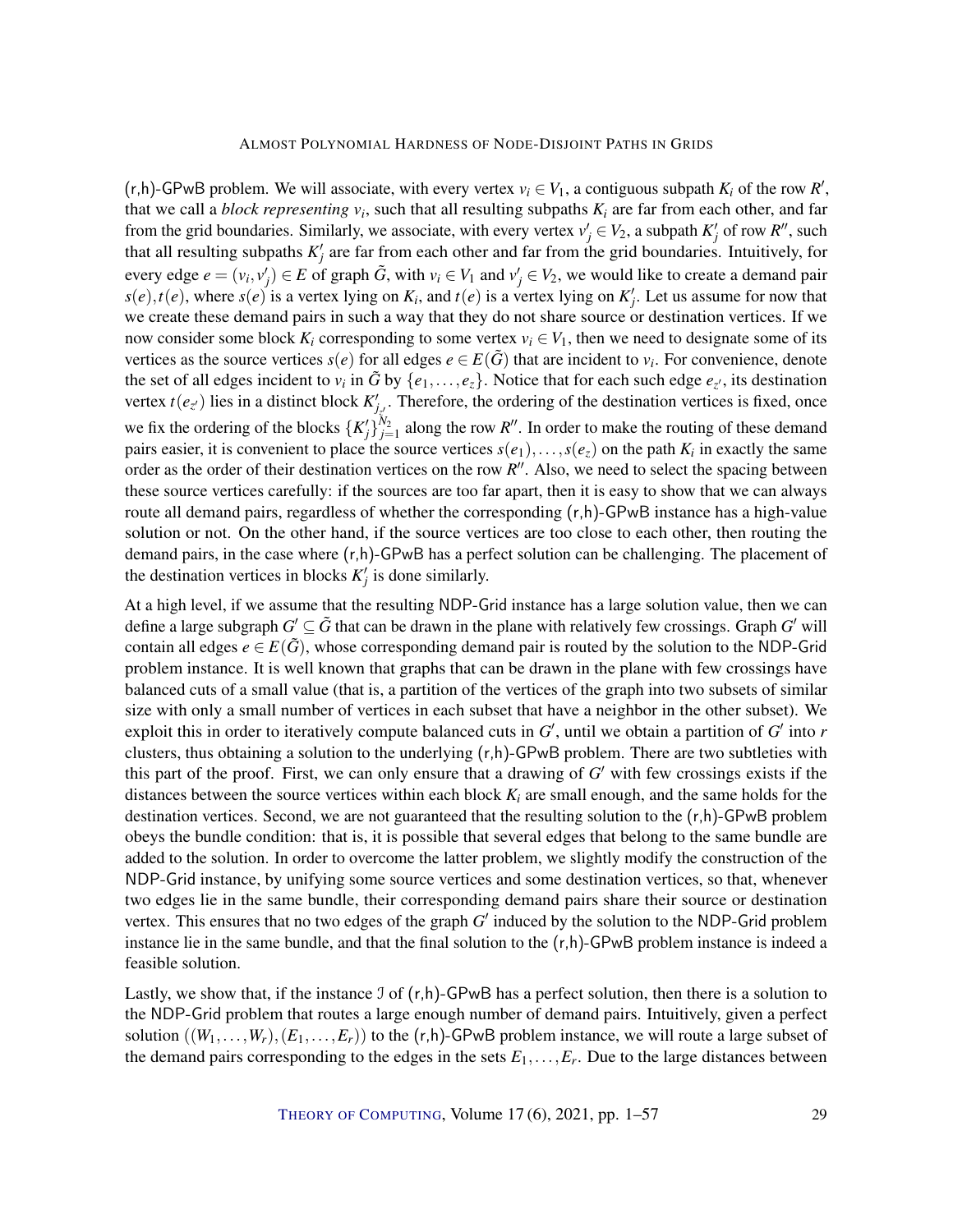(r,h)-GPwB problem. We will associate, with every vertex $v_i \in V_1$, a contiguous subpath $K_i$ of the row $R'$, that we call a *block representing* $v_i$, such that all resulting subpaths $K_i$ are far from each other, and far from the grid boundaries. Similarly, we associate, with every vertex $v'_j \in V_2$, a subpath $K'_j$ of row $R''$, such that all resulting subpaths $K'_j$ are far from each other and far from the grid boundaries. Intuitively, for every edge $e = (v_i, v'_j) \in E$ of graph $\tilde{G}$, with $v_i \in V_1$ and $v'_j \in V_2$, we would like to create a demand pair $s(e), t(e)$, where $s(e)$ is a vertex lying on $K_i$, and $t(e)$ is a vertex lying on $K'_j$. Let us assume for now that we create these demand pairs in such a way that they do not share source or destination vertices. If we now consider some block $K_i$ corresponding to some vertex $v_i \in V_1$, then we need to designate some of its vertices as the source vertices $s(e)$ for all edges $e \in E(\tilde{G})$ that are incident to $v_i$. For convenience, denote the set of all edges incident to $v_i$ in $\tilde{G}$ by $\{e_1, \dots, e_z\}$. Notice that for each such edge $e_{z'}$, its destination vertex $t(e_{z'})$ lies in a distinct block $K'_{j_{z'}}$. Therefore, the ordering of the destination vertices is fixed, once we fix the ordering of the blocks $\{K'_j\}_{j=1}^{N_2}$ along the row $R''$. In order to make the routing of these demand pairs easier, it is convenient to place the source vertices $s(e_1), \dots, s(e_z)$ on the path $K_i$ in exactly the same order as the order of their destination vertices on the row $R''$. Also, we need to select the spacing between these source vertices carefully: if the sources are too far apart, then it is easy to show that we can always route all demand pairs, regardless of whether the corresponding (r,h)-GPwB instance has a high-value solution or not. On the other hand, if the source vertices are too close to each other, then routing the demand pairs, in the case where (r,h)-GPwB has a perfect solution can be challenging. The placement of the destination vertices in blocks $K'_j$ is done similarly.

At a high level, if we assume that the resulting NDP-Grid instance has a large solution value, then we can define a large subgraph $G' \subseteq \tilde{G}$ that can be drawn in the plane with relatively few crossings. Graph $G'$ will contain all edges $e \in E(\tilde{G})$, whose corresponding demand pair is routed by the solution to the NDP-Grid problem instance. It is well known that graphs that can be drawn in the plane with few crossings have balanced cuts of a small value (that is, a partition of the vertices of the graph into two subsets of similar size with only a small number of vertices in each subset that have a neighbor in the other subset). We exploit this in order to iteratively compute balanced cuts in $G'$, until we obtain a partition of $G'$ into $r$ clusters, thus obtaining a solution to the underlying (r,h)-GPwB problem. There are two subtleties with this part of the proof. First, we can only ensure that a drawing of $G'$ with few crossings exists if the distances between the source vertices within each block $K_i$ are small enough, and the same holds for the destination vertices. Second, we are not guaranteed that the resulting solution to the (r,h)-GPwB problem obeys the bundle condition: that is, it is possible that several edges that belong to the same bundle are added to the solution. In order to overcome the latter problem, we slightly modify the construction of the NDP-Grid instance, by unifying some source vertices and some destination vertices, so that, whenever two edges lie in the same bundle, their corresponding demand pairs share their source or destination vertex. This ensures that no two edges of the graph $G'$ induced by the solution to the NDP-Grid problem instance lie in the same bundle, and that the final solution to the (r,h)-GPwB problem instance is indeed a feasible solution.

Lastly, we show that, if the instance $\mathcal{I}$ of (r,h)-GPwB has a perfect solution, then there is a solution to the NDP-Grid problem that routes a large enough number of demand pairs. Intuitively, given a perfect solution $((W_1, \dots, W_r), (E_1, \dots, E_r))$ to the (r,h)-GPwB problem instance, we will route a large subset of the demand pairs corresponding to the edges in the sets $E_1, \dots, E_r$. Due to the large distances between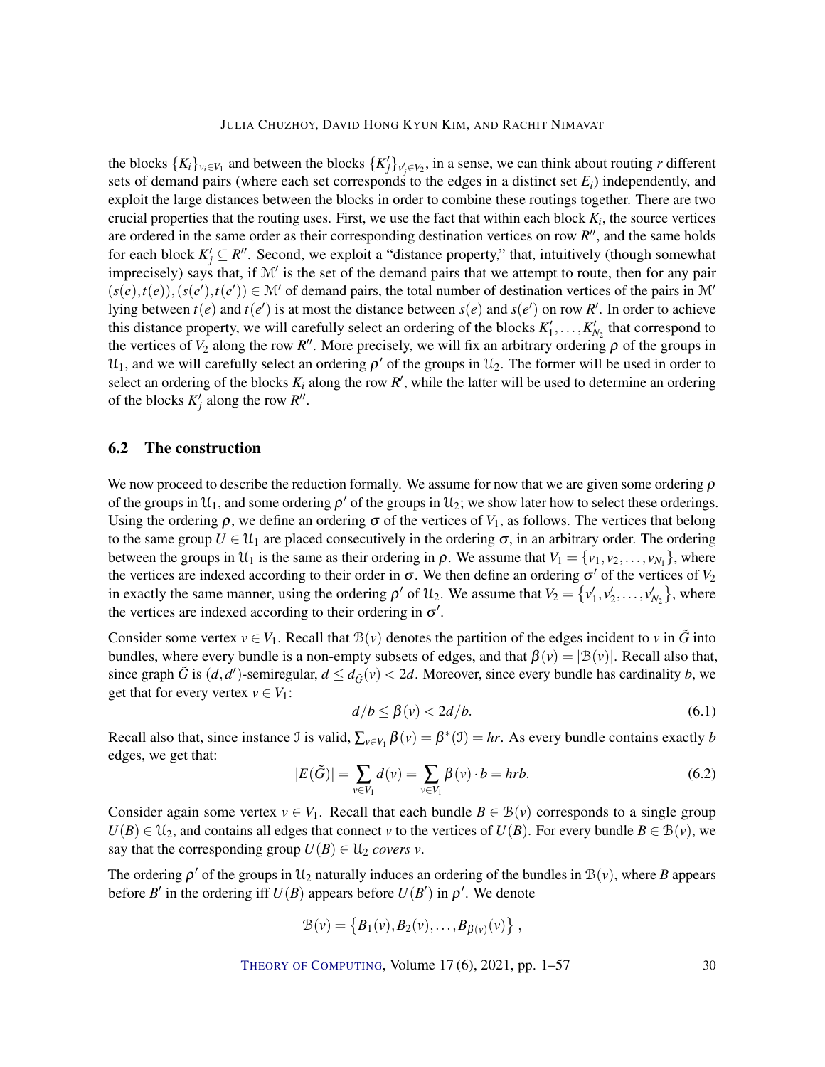the blocks $\{K_i\}_{v_i \in V_1}$ and between the blocks $\{K'_j\}_{v'_j \in V_2}$, in a sense, we can think about routing $r$ different sets of demand pairs (where each set corresponds to the edges in a distinct set $E_i$) independently, and exploit the large distances between the blocks in order to combine these routings together. There are two crucial properties that the routing uses. First, we use the fact that within each block $K_i$, the source vertices are ordered in the same order as their corresponding destination vertices on row $R''$, and the same holds for each block $K'_j \subseteq R''$. Second, we exploit a "distance property," that, intuitively (though somewhat imprecisely) says that, if $\mathcal{M}'$ is the set of the demand pairs that we attempt to route, then for any pair $(s(e),t(e)),(s(e'),t(e')) \in \mathcal{M}'$ of demand pairs, the total number of destination vertices of the pairs in $\mathcal{M}'$ lying between $t(e)$ and $t(e')$ is at most the distance between $s(e)$ and $s(e')$ on row $R'$. In order to achieve this distance property, we will carefully select an ordering of the blocks $K'_1,\ldots,K'_{N_2}$ that correspond to the vertices of $V_2$ along the row $R''$. More precisely, we will fix an arbitrary ordering $\rho$ of the groups in $\mathcal{U}_1$, and we will carefully select an ordering $\rho'$ of the groups in $\mathcal{U}_2$. The former will be used in order to select an ordering of the blocks $K_i$ along the row $R'$, while the latter will be used to determine an ordering of the blocks $K'_j$ along the row $R''$.

## 6.2 The construction

We now proceed to describe the reduction formally. We assume for now that we are given some ordering $\rho$ of the groups in $\mathcal{U}_1$, and some ordering $\rho'$ of the groups in $\mathcal{U}_2$; we show later how to select these orderings. Using the ordering $\rho$, we define an ordering $\sigma$ of the vertices of $V_1$, as follows. The vertices that belong to the same group $U \in \mathcal{U}_1$ are placed consecutively in the ordering $\sigma$, in an arbitrary order. The ordering between the groups in $\mathcal{U}_1$ is the same as their ordering in $\rho$. We assume that $V_1 = \{v_1, v_2, \ldots, v_{N_1}\}$, where the vertices are indexed according to their order in $\sigma$. We then define an ordering $\sigma'$ of the vertices of $V_2$ in exactly the same manner, using the ordering $\rho'$ of $\mathcal{U}_2$. We assume that $V_2 = \{v'_1, v'_2, \ldots, v'_{N_2}\}$, where the vertices are indexed according to their ordering in $\sigma'$.

Consider some vertex $v \in V_1$. Recall that $\mathcal{B}(v)$ denotes the partition of the edges incident to $v$ in $\tilde{G}$ into bundles, where every bundle is a non-empty subsets of edges, and that $\beta(v) = |\mathcal{B}(v)|$. Recall also that, since graph $\tilde{G}$ is $(d,d')$-semiregular, $d \le d_{\tilde{G}}(v) < 2d$. Moreover, since every bundle has cardinality $b$, we get that for every vertex $v \in V_1$:

$$d/b \le \beta(v) < 2d/b. \tag{6.1}$$

Recall also that, since instance $\mathcal{I}$ is valid, $\sum_{v \in V_1} \beta(v) = \beta^*(\mathcal{I}) = hr$. As every bundle contains exactly $b$ edges, we get that:

$$|E(\tilde{G})| = \sum_{v \in V_1} d(v) = \sum_{v \in V_1} \beta(v) \cdot b = hrb. \tag{6.2}$$

Consider again some vertex $v \in V_1$. Recall that each bundle $B \in \mathcal{B}(v)$ corresponds to a single group $U(B) \in \mathcal{U}_2$, and contains all edges that connect $v$ to the vertices of $U(B)$. For every bundle $B \in \mathcal{B}(v)$, we say that the corresponding group $U(B) \in \mathcal{U}_2$ *covers* $v$.

The ordering $\rho'$ of the groups in $\mathcal{U}_2$ naturally induces an ordering of the bundles in $\mathcal{B}(v)$, where $B$ appears before $B'$ in the ordering iff $U(B)$ appears before $U(B')$ in $\rho'$. We denote

$$\mathcal{B}(v) = \left\{B_1(v), B_2(v), \ldots, B_{\beta(v)}(v)\right\},$$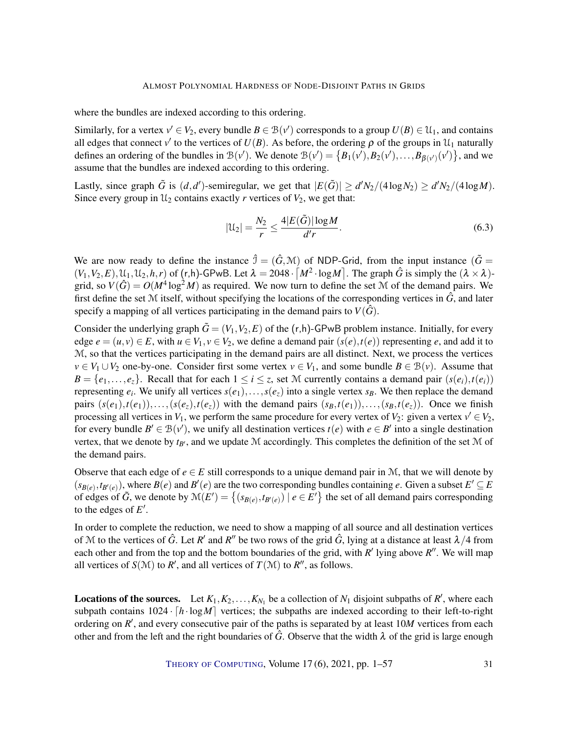where the bundles are indexed according to this ordering.

Similarly, for a vertex $v' \in V_2$, every bundle $B \in \mathcal{B}(v')$ corresponds to a group $U(B) \in \mathcal{U}_1$, and contains all edges that connect $v'$ to the vertices of $U(B)$. As before, the ordering $\rho$ of the groups in $\mathcal{U}_1$ naturally defines an ordering of the bundles in $\mathcal{B}(v')$. We denote $\mathcal{B}(v') = \left\{B_1(v'), B_2(v'), \dots, B_{\beta(v')}(v')\right\}$, and we assume that the bundles are indexed according to this ordering.

Lastly, since graph $\tilde{G}$ is $(d,d')$-semiregular, we get that $|E(\tilde{G})| \geq d'N_2/(4\log N_2) \geq d'N_2/(4\log M)$. Since every group in $\mathcal{U}_2$ contains exactly $r$ vertices of $V_2$, we get that:

$$|\mathcal{U}_2| = \frac{N_2}{r} \leq \frac{4|E(\tilde{G})|\log M}{d'r}. \tag{6.3}$$

We are now ready to define the instance $\hat{\mathcal{I}} = (\hat{G}, \mathcal{M})$ of NDP-Grid, from the input instance $(\tilde{G} = (V_1, V_2, E), \mathcal{U}_1, \mathcal{U}_2, h, r)$ of (r,h)-GPwB. Let $\lambda = 2048 \cdot \lceil M^2 \cdot \log M \rceil$. The graph $\hat{G}$ is simply the $(\lambda \times \lambda)$-grid, so $V(\hat{G}) = O(M^4 \log^2 M)$ as required. We now turn to define the set $\mathcal{M}$ of the demand pairs. We first define the set $\mathcal{M}$ itself, without specifying the locations of the corresponding vertices in $\hat{G}$, and later specify a mapping of all vertices participating in the demand pairs to $V(\hat{G})$.

Consider the underlying graph $\tilde{G} = (V_1, V_2, E)$ of the (r,h)-GPwB problem instance. Initially, for every edge $e = (u,v) \in E$, with $u \in V_1, v \in V_2$, we define a demand pair $(s(e), t(e))$ representing $e$, and add it to $\mathcal{M}$, so that the vertices participating in the demand pairs are all distinct. Next, we process the vertices $v \in V_1 \cup V_2$ one-by-one. Consider first some vertex $v \in V_1$, and some bundle $B \in \mathcal{B}(v)$. Assume that $B = \{e_1, \dots, e_z\}$. Recall that for each $1 \leq i \leq z$, set $\mathcal{M}$ currently contains a demand pair $(s(e_i), t(e_i))$ representing $e_i$. We unify all vertices $s(e_1), \dots, s(e_z)$ into a single vertex $s_B$. We then replace the demand pairs $(s(e_1), t(e_1)), \dots, (s(e_z), t(e_z))$ with the demand pairs $(s_B, t(e_1)), \dots, (s_B, t(e_z))$. Once we finish processing all vertices in $V_1$, we perform the same procedure for every vertex of $V_2$: given a vertex $v' \in V_2$, for every bundle $B' \in \mathcal{B}(v')$, we unify all destination vertices $t(e)$ with $e \in B'$ into a single destination vertex, that we denote by $t_{B'}$, and we update $\mathcal{M}$ accordingly. This completes the definition of the set $\mathcal{M}$ of the demand pairs.

Observe that each edge of $e \in E$ still corresponds to a unique demand pair in $\mathcal{M}$, that we will denote by $(s_{B(e)}, t_{B'(e)})$, where $B(e)$ and $B'(e)$ are the two corresponding bundles containing $e$. Given a subset $E' \subseteq E$ of edges of $\tilde{G}$, we denote by $\mathcal{M}(E') = \left\{(s_{B(e)}, t_{B'(e)}) \mid e \in E'\right\}$ the set of all demand pairs corresponding to the edges of $E'$.

In order to complete the reduction, we need to show a mapping of all source and all destination vertices of $\mathcal{M}$ to the vertices of $\hat{G}$. Let $R'$ and $R''$ be two rows of the grid $\hat{G}$, lying at a distance at least $\lambda/4$ from each other and from the top and the bottom boundaries of the grid, with $R'$ lying above $R''$. We will map all vertices of $S(\mathcal{M})$ to $R'$, and all vertices of $T(\mathcal{M})$ to $R''$, as follows.

**Locations of the sources.** Let $K_1, K_2, \dots, K_{N_1}$ be a collection of $N_1$ disjoint subpaths of $R'$, where each subpath contains $1024 \cdot \lceil h \cdot \log M \rceil$ vertices; the subpaths are indexed according to their left-to-right ordering on $R'$, and every consecutive pair of the paths is separated by at least $10M$ vertices from each other and from the left and the right boundaries of $\hat{G}$. Observe that the width $\lambda$ of the grid is large enough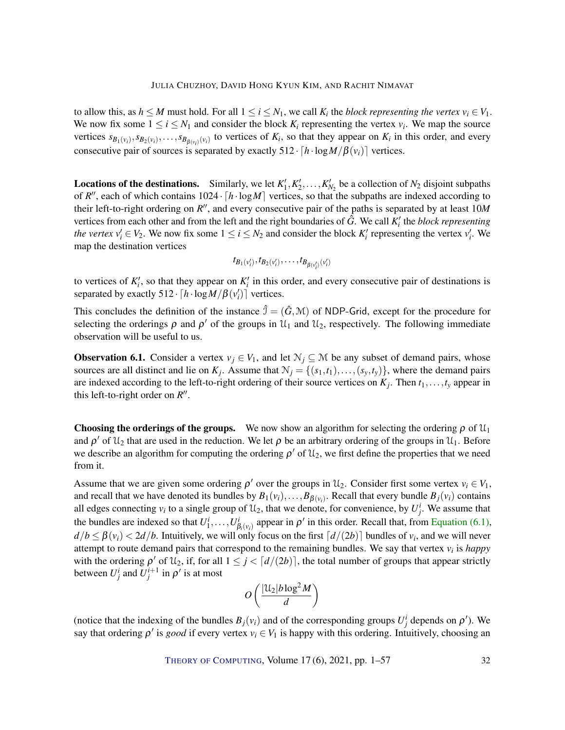to allow this, as $h \leq M$ must hold. For all $1 \leq i \leq N_1$, we call $K_i$ the *block representing the vertex* $v_i \in V_1$. We now fix some $1 \leq i \leq N_1$ and consider the block $K_i$ representing the vertex $v_i$. We map the source vertices $s_{B_1(v_i)}, s_{B_2(v_i)}, \ldots, s_{B_{\beta(v_i)}(v_i)}$ to vertices of $K_i$, so that they appear on $K_i$ in this order, and every consecutive pair of sources is separated by exactly $512 \cdot \lceil h \cdot \log M / \beta(v_i) \rceil$ vertices.

**Locations of the destinations.** Similarly, we let $K'_1, K'_2, \ldots, K'_{N_2}$ be a collection of $N_2$ disjoint subpaths of $R''$, each of which contains $1024 \cdot \lceil h \cdot \log M \rceil$ vertices, so that the subpaths are indexed according to their left-to-right ordering on $R''$, and every consecutive pair of the paths is separated by at least $10M$ vertices from each other and from the left and the right boundaries of $\hat{G}$. We call $K'_i$ the *block representing the vertex* $v'_i \in V_2$. We now fix some $1 \leq i \leq N_2$ and consider the block $K'_i$ representing the vertex $v'_i$. We map the destination vertices

$$t_{B_1(v'_i)}, t_{B_2(v'_i)}, \ldots, t_{B_{\beta(v'_i)}(v'_i)}$$

to vertices of $K'_i$, so that they appear on $K'_i$ in this order, and every consecutive pair of destinations is separated by exactly $512 \cdot \lceil h \cdot \log M / \beta(v'_i) \rceil$ vertices.

This concludes the definition of the instance $\hat{\mathcal{I}} = (\hat{G}, \mathcal{M})$ of NDP-Grid, except for the procedure for selecting the orderings $\rho$ and $\rho'$ of the groups in $\mathcal{U}_1$ and $\mathcal{U}_2$, respectively. The following immediate observation will be useful to us.

**Observation 6.1.** Consider a vertex $v_j \in V_1$, and let $\mathcal{N}_j \subseteq \mathcal{M}$ be any subset of demand pairs, whose sources are all distinct and lie on $K_j$. Assume that $\mathcal{N}_j = \{(s_1, t_1), \ldots, (s_y, t_y)\}$, where the demand pairs are indexed according to the left-to-right ordering of their source vertices on $K_j$. Then $t_1, \ldots, t_y$ appear in this left-to-right order on $R''$.

**Choosing the orderings of the groups.** We now show an algorithm for selecting the ordering $\rho$ of $\mathcal{U}_1$ and $\rho'$ of $\mathcal{U}_2$ that are used in the reduction. We let $\rho$ be an arbitrary ordering of the groups in $\mathcal{U}_1$. Before we describe an algorithm for computing the ordering $\rho'$ of $\mathcal{U}_2$, we first define the properties that we need from it.

Assume that we are given some ordering $\rho'$ over the groups in $\mathcal{U}_2$. Consider first some vertex $v_i \in V_1$, and recall that we have denoted its bundles by $B_1(v_i), \ldots, B_{\beta(v_i)}$. Recall that every bundle $B_j(v_i)$ contains all edges connecting $v_i$ to a single group of $\mathcal{U}_2$, that we denote, for convenience, by $U^i_j$. We assume that the bundles are indexed so that $U^i_1, \ldots, U^i_{\beta_i(v_i)}$ appear in $\rho'$ in this order. Recall that, from Equation (6.1), $d/b \leq \beta(v_i) < 2d/b$. Intuitively, we will only focus on the first $\lceil d/(2b) \rceil$ bundles of $v_i$, and we will never attempt to route demand pairs that correspond to the remaining bundles. We say that vertex $v_i$ is *happy* with the ordering $\rho'$ of $\mathcal{U}_2$, if, for all $1 \leq j < \lceil d/(2b) \rceil$, the total number of groups that appear strictly between $U^i_j$ and $U^i_{j+1}$ in $\rho'$ is at most

$$O\left(\frac{|\mathcal{U}_2| b \log^2 M}{d}\right)$$

(notice that the indexing of the bundles $B_j(v_i)$ and of the corresponding groups $U^i_j$ depends on $\rho'$). We say that ordering $\rho'$ is *good* if every vertex $v_i \in V_1$ is happy with this ordering. Intuitively, choosing an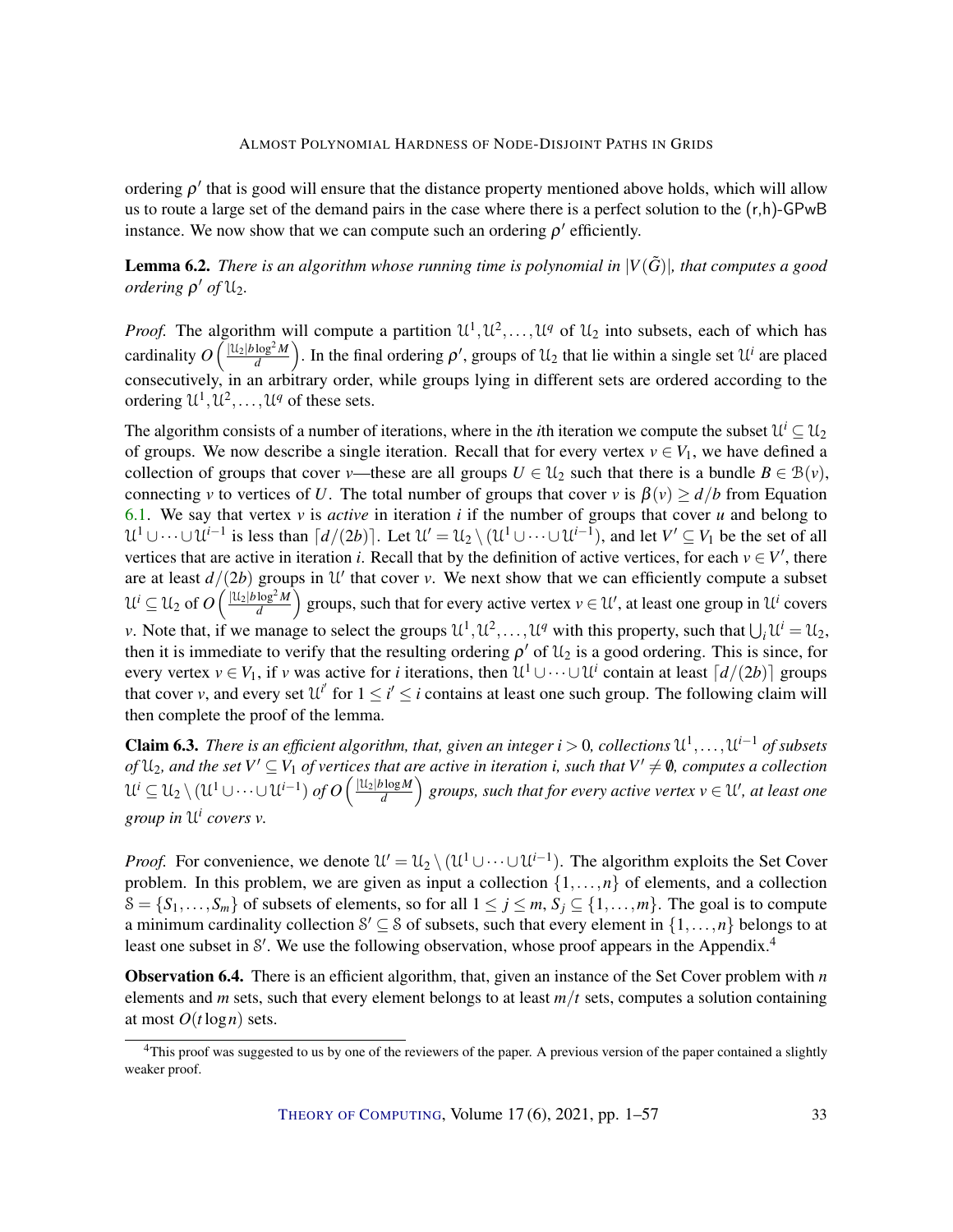ordering $\rho'$ that is good will ensure that the distance property mentioned above holds, which will allow us to route a large set of the demand pairs in the case where there is a perfect solution to the (r,h)-GPwB instance. We now show that we can compute such an ordering $\rho'$ efficiently.

**Lemma 6.2.** *There is an algorithm whose running time is polynomial in $|V(\tilde{G})|$, that computes a good ordering $\rho'$ of $\mathcal{U}_2$.*

*Proof.* The algorithm will compute a partition $\mathcal{U}^1, \mathcal{U}^2, \ldots, \mathcal{U}^q$ of $\mathcal{U}_2$ into subsets, each of which has cardinality $O\left(\frac{|\mathcal{U}_2| b \log^2 M}{d}\right)$. In the final ordering $\rho'$, groups of $\mathcal{U}_2$ that lie within a single set $\mathcal{U}^i$ are placed consecutively, in an arbitrary order, while groups lying in different sets are ordered according to the ordering $\mathcal{U}^1, \mathcal{U}^2, \ldots, \mathcal{U}^q$ of these sets.

The algorithm consists of a number of iterations, where in the $i$th iteration we compute the subset $\mathcal{U}^i \subseteq \mathcal{U}_2$ of groups. We now describe a single iteration. Recall that for every vertex $v \in V_1$, we have defined a collection of groups that cover $v$—these are all groups $U \in \mathcal{U}_2$ such that there is a bundle $B \in \mathcal{B}(v)$, connecting $v$ to vertices of $U$. The total number of groups that cover $v$ is $\beta(v) \geq d/b$ from Equation 6.1. We say that vertex $v$ is *active* in iteration $i$ if the number of groups that cover $u$ and belong to $\mathcal{U}^1 \cup \cdots \cup \mathcal{U}^{i-1}$ is less than $\lceil d/(2b) \rceil$. Let $\mathcal{U}' = \mathcal{U}_2 \setminus (\mathcal{U}^1 \cup \cdots \cup \mathcal{U}^{i-1})$, and let $V' \subseteq V_1$ be the set of all vertices that are active in iteration $i$. Recall that by the definition of active vertices, for each $v \in V'$, there are at least $d/(2b)$ groups in $\mathcal{U}'$ that cover $v$. We next show that we can efficiently compute a subset $\mathcal{U}^i \subseteq \mathcal{U}_2$ of $O\left(\frac{|\mathcal{U}_2| b \log^2 M}{d}\right)$ groups, such that for every active vertex $v \in \mathcal{U}'$, at least one group in $\mathcal{U}^i$ covers $v$. Note that, if we manage to select the groups $\mathcal{U}^1, \mathcal{U}^2, \ldots, \mathcal{U}^q$ with this property, such that $\bigcup_i \mathcal{U}^i = \mathcal{U}_2$, then it is immediate to verify that the resulting ordering $\rho'$ of $\mathcal{U}_2$ is a good ordering. This is since, for every vertex $v \in V_1$, if $v$ was active for $i$ iterations, then $\mathcal{U}^1 \cup \cdots \cup \mathcal{U}^i$ contain at least $\lceil d/(2b) \rceil$ groups that cover $v$, and every set $\mathcal{U}^{i'}$ for $1 \leq i' \leq i$ contains at least one such group. The following claim will then complete the proof of the lemma.

**Claim 6.3.** *There is an efficient algorithm that, given an integer $i > 0$, collections $\mathcal{U}^1, \ldots, \mathcal{U}^{i-1}$ of subsets of $\mathcal{U}_2$, and the set $V' \subseteq V_1$ of vertices that are active in iteration $i$, such that $V' \neq \emptyset$, computes a collection $\mathcal{U}^i \subseteq \mathcal{U}_2 \setminus (\mathcal{U}^1 \cup \cdots \cup \mathcal{U}^{i-1})$ of $O\left(\frac{|\mathcal{U}_2| b \log M}{d}\right)$ groups, such that for every active vertex $v \in \mathcal{U}'$, at least one group in $\mathcal{U}^i$ covers $v$.*

*Proof.* For convenience, we denote $\mathcal{U}' = \mathcal{U}_2 \setminus (\mathcal{U}^1 \cup \cdots \cup \mathcal{U}^{i-1})$. The algorithm exploits the Set Cover problem. In this problem, we are given as input a collection $\{1, \ldots, n\}$ of elements, and a collection $\mathcal{S} = \{S_1, \ldots, S_m\}$ of subsets of elements, so for all $1 \leq j \leq m$, $S_j \subseteq \{1, \ldots, m\}$. The goal is to compute a minimum cardinality collection $\mathcal{S}' \subseteq \mathcal{S}$ of subsets, such that every element in $\{1, \ldots, n\}$ belongs to at least one subset in $\mathcal{S}'$. We use the following observation, whose proof appears in the Appendix.[4]

**Observation 6.4.** There is an efficient algorithm, that, given an instance of the Set Cover problem with $n$ elements and $m$ sets, such that every element belongs to at least $m/t$ sets, computes a solution containing at most $O(t \log n)$ sets.

[4]This proof was suggested to us by one of the reviewers of the paper. A previous version of the paper contained a slightly weaker proof.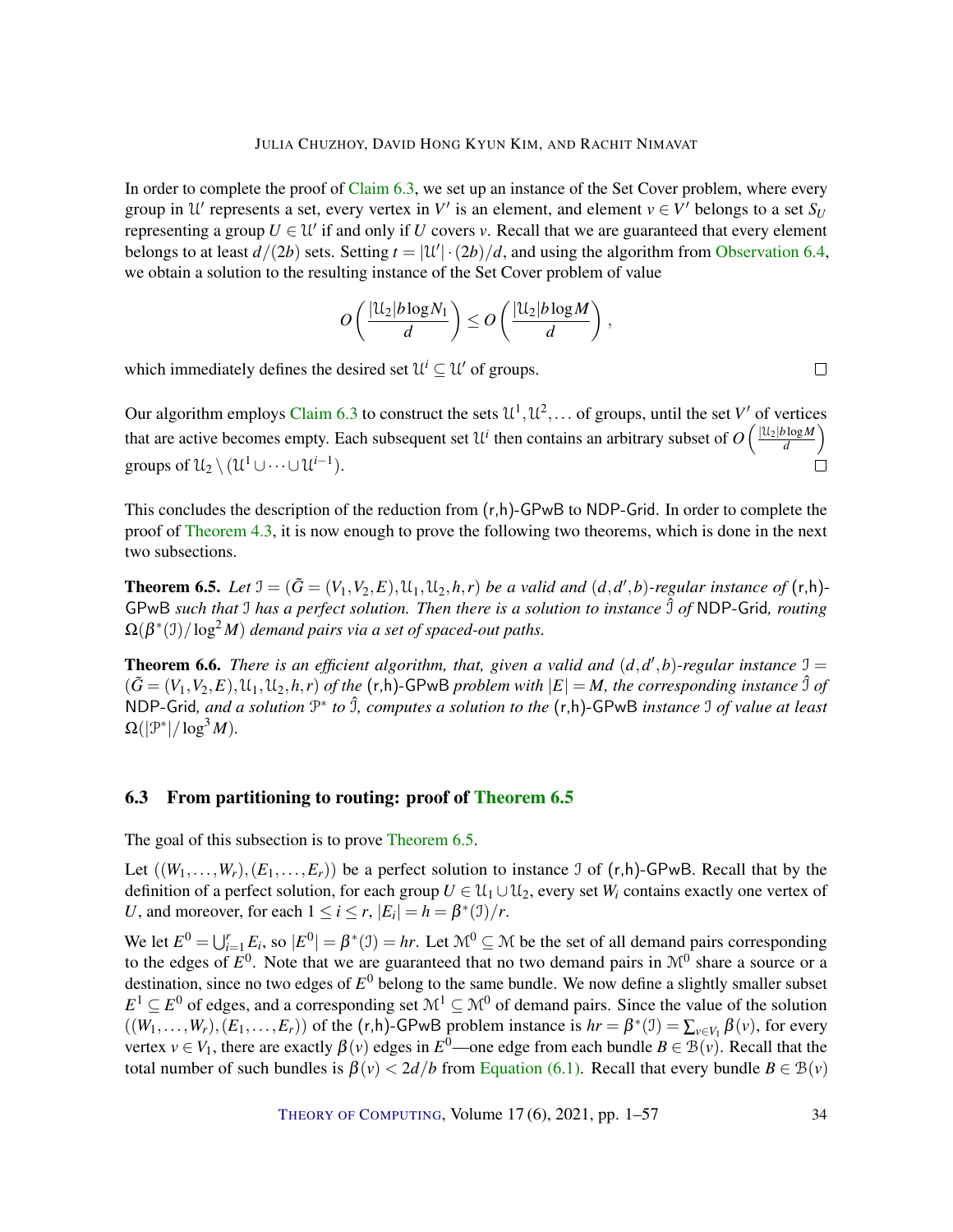In order to complete the proof of Claim 6.3, we set up an instance of the Set Cover problem, where every group in $\mathcal{U}'$ represents a set, every vertex in $V'$ is an element, and element $v \in V'$ belongs to a set $S_U$ representing a group $U \in \mathcal{U}'$ if and only if $U$ covers $v$. Recall that we are guaranteed that every element belongs to at least $d/(2b)$ sets. Setting $t = |\mathcal{U}'| \cdot (2b)/d$, and using the algorithm from Observation 6.4, we obtain a solution to the resulting instance of the Set Cover problem of value

$$O\left(\frac{|\mathcal{U}_2| b \log N_1}{d}\right) \leq O\left(\frac{|\mathcal{U}_2| b \log M}{d}\right),$$

which immediately defines the desired set $\mathcal{U}^i \subseteq \mathcal{U}'$ of groups. □

Our algorithm employs Claim 6.3 to construct the sets $\mathcal{U}^1, \mathcal{U}^2, \ldots$ of groups, until the set $V'$ of vertices that are active becomes empty. Each subsequent set $\mathcal{U}^i$ then contains an arbitrary subset of $O\left(\frac{|\mathcal{U}_2| b \log M}{d}\right)$ groups of $\mathcal{U}_2 \setminus (\mathcal{U}^1 \cup \cdots \cup \mathcal{U}^{i-1})$. □

This concludes the description of the reduction from (r,h)-GPwB to NDP-Grid. In order to complete the proof of Theorem 4.3, it is now enough to prove the following two theorems, which is done in the next two subsections.

**Theorem 6.5.** *Let $\mathcal{I} = (\tilde{G} = (V_1, V_2, E), \mathcal{U}_1, \mathcal{U}_2, h, r)$ be a valid and $(d, d', b)$-regular instance of* (r,h)-GPwB *such that $\mathcal{I}$ has a perfect solution. Then there is a solution to instance $\hat{\mathcal{I}}$ of* NDP-Grid*, routing $\Omega(\beta^*(\mathcal{I})/\log^2 M)$ demand pairs via a set of spaced-out paths.*

**Theorem 6.6.** *There is an efficient algorithm, that, given a valid and $(d, d', b)$-regular instance $\mathcal{I} = (\tilde{G} = (V_1, V_2, E), \mathcal{U}_1, \mathcal{U}_2, h, r)$ of the* (r,h)-GPwB *problem with $|E| = M$, the corresponding instance $\hat{\mathcal{I}}$ of* NDP-Grid*, and a solution $\mathcal{P}^*$ to $\hat{\mathcal{I}}$, computes a solution to the* (r,h)-GPwB *instance $\mathcal{I}$ of value at least $\Omega(|\mathcal{P}^*|/\log^3 M)$.*

### 6.3 From partitioning to routing: proof of Theorem 6.5

The goal of this subsection is to prove Theorem 6.5.

Let $((W_1, \ldots, W_r), (E_1, \ldots, E_r))$ be a perfect solution to instance $\mathcal{I}$ of (r,h)-GPwB. Recall that by the definition of a perfect solution, for each group $U \in \mathcal{U}_1 \cup \mathcal{U}_2$, every set $W_i$ contains exactly one vertex of $U$, and moreover, for each $1 \leq i \leq r$, $|E_i| = h = \beta^*(\mathcal{I})/r$.

We let $E^0 = \bigcup_{i=1}^r E_i$, so $|E^0| = \beta^*(\mathcal{I}) = hr$. Let $\mathcal{M}^0 \subseteq \mathcal{M}$ be the set of all demand pairs corresponding to the edges of $E^0$. Note that we are guaranteed that no two demand pairs in $\mathcal{M}^0$ share a source or a destination, since no two edges of $E^0$ belong to the same bundle. We now define a slightly smaller subset $E^1 \subseteq E^0$ of edges, and a corresponding set $\mathcal{M}^1 \subseteq \mathcal{M}^0$ of demand pairs. Since the value of the solution $((W_1, \ldots, W_r), (E_1, \ldots, E_r))$ of the (r,h)-GPwB problem instance is $hr = \beta^*(\mathcal{I}) = \sum_{v \in V_1} \beta(v)$, for every vertex $v \in V_1$, there are exactly $\beta(v)$ edges in $E^0$—one edge from each bundle $B \in \mathcal{B}(v)$. Recall that the total number of such bundles is $\beta(v) < 2d/b$ from Equation (6.1). Recall that every bundle $B \in \mathcal{B}(v)$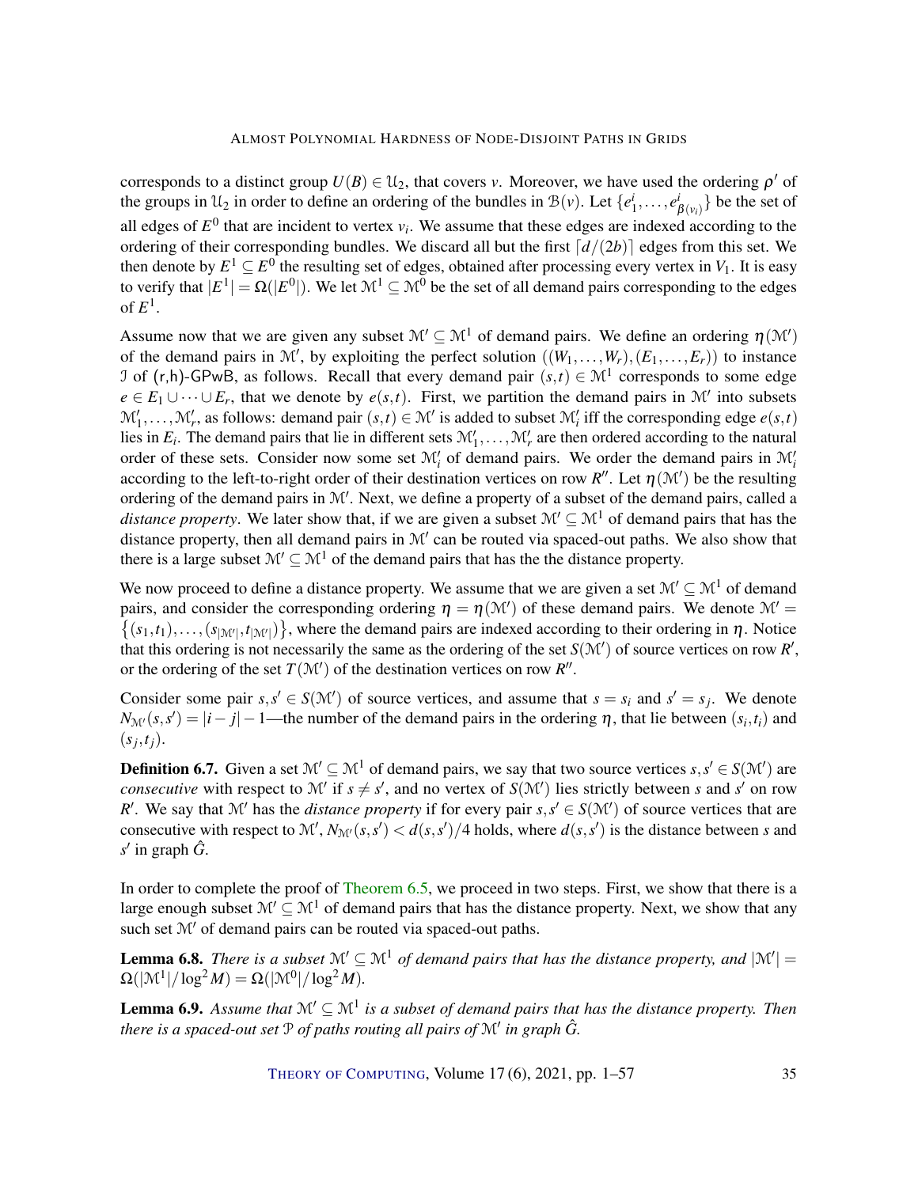corresponds to a distinct group $U(B) \in \mathcal{U}_2$, that covers $v$. Moreover, we have used the ordering $\rho'$ of the groups in $\mathcal{U}_2$ in order to define an ordering of the bundles in $\mathcal{B}(v)$. Let $\{e^i_1, \ldots, e^i_{\beta(v_i)}\}$ be the set of all edges of $E^0$ that are incident to vertex $v_i$. We assume that these edges are indexed according to the ordering of their corresponding bundles. We discard all but the first $\lceil d/(2b) \rceil$ edges from this set. We then denote by $E^1 \subseteq E^0$ the resulting set of edges, obtained after processing every vertex in $V_1$. It is easy to verify that $|E^1| = \Omega(|E^0|)$. We let $\mathcal{M}^1 \subseteq \mathcal{M}^0$ be the set of all demand pairs corresponding to the edges of $E^1$.

Assume now that we are given any subset $\mathcal{M}' \subseteq \mathcal{M}^1$ of demand pairs. We define an ordering $\eta(\mathcal{M}')$ of the demand pairs in $\mathcal{M}'$, by exploiting the perfect solution $((W_1, \ldots, W_r), (E_1, \ldots, E_r))$ to instance $\mathcal{I}$ of (r,h)-GPwB, as follows. Recall that every demand pair $(s,t) \in \mathcal{M}^1$ corresponds to some edge $e \in E_1 \cup \cdots \cup E_r$, that we denote by $e(s,t)$. First, we partition the demand pairs in $\mathcal{M}'$ into subsets $\mathcal{M}'_1, \ldots, \mathcal{M}'_r$, as follows: demand pair $(s,t) \in \mathcal{M}'$ is added to subset $\mathcal{M}'_i$ iff the corresponding edge $e(s,t)$ lies in $E_i$. The demand pairs that lie in different sets $\mathcal{M}'_1, \ldots, \mathcal{M}'_r$ are then ordered according to the natural order of these sets. Consider now some set $\mathcal{M}'_i$ of demand pairs. We order the demand pairs in $\mathcal{M}'_i$ according to the left-to-right order of their destination vertices on row $R''$. Let $\eta(\mathcal{M}')$ be the resulting ordering of the demand pairs in $\mathcal{M}'$. Next, we define a property of a subset of the demand pairs, called a *distance property*. We later show that, if we are given a subset $\mathcal{M}' \subseteq \mathcal{M}^1$ of demand pairs that has the distance property, then all demand pairs in $\mathcal{M}'$ can be routed via spaced-out paths. We also show that there is a large subset $\mathcal{M}' \subseteq \mathcal{M}^1$ of the demand pairs that has the the distance property.

We now proceed to define a distance property. We assume that we are given a set $\mathcal{M}' \subseteq \mathcal{M}^1$ of demand pairs, and consider the corresponding ordering $\eta = \eta(\mathcal{M}')$ of these demand pairs. We denote $\mathcal{M}' = \{(s_1,t_1), \ldots, (s_{|\mathcal{M}'|}, t_{|\mathcal{M}'|})\}$, where the demand pairs are indexed according to their ordering in $\eta$. Notice that this ordering is not necessarily the same as the ordering of the set $S(\mathcal{M}')$ of source vertices on row $R'$, or the ordering of the set $T(\mathcal{M}')$ of the destination vertices on row $R''$.

Consider some pair $s, s' \in S(\mathcal{M}')$ of source vertices, and assume that $s = s_i$ and $s' = s_j$. We denote $N_{\mathcal{M}'}(s,s') = |i-j| - 1$—the number of the demand pairs in the ordering $\eta$, that lie between $(s_i,t_i)$ and $(s_j,t_j)$.

**Definition 6.7.** Given a set $\mathcal{M}' \subseteq \mathcal{M}^1$ of demand pairs, we say that two source vertices $s, s' \in S(\mathcal{M}')$ are *consecutive* with respect to $\mathcal{M}'$ if $s \neq s'$, and no vertex of $S(\mathcal{M}')$ lies strictly between $s$ and $s'$ on row $R'$. We say that $\mathcal{M}'$ has the *distance property* if for every pair $s, s' \in S(\mathcal{M}')$ of source vertices that are consecutive with respect to $\mathcal{M}'$, $N_{\mathcal{M}'}(s,s') < d(s,s')/4$ holds, where $d(s,s')$ is the distance between $s$ and $s'$ in graph $\hat{G}$.

In order to complete the proof of Theorem 6.5, we proceed in two steps. First, we show that there is a large enough subset $\mathcal{M}' \subseteq \mathcal{M}^1$ of demand pairs that has the distance property. Next, we show that any such set $\mathcal{M}'$ of demand pairs can be routed via spaced-out paths.

**Lemma 6.8.** *There is a subset $\mathcal{M}' \subseteq \mathcal{M}^1$ of demand pairs that has the distance property, and $|\mathcal{M}'| = \Omega(|\mathcal{M}^1|/\log^2 M) = \Omega(|\mathcal{M}^0|/\log^2 M)$.*

**Lemma 6.9.** *Assume that $\mathcal{M}' \subseteq \mathcal{M}^1$ is a subset of demand pairs that has the distance property. Then there is a spaced-out set $\mathcal{P}$ of paths routing all pairs of $\mathcal{M}'$ in graph $\hat{G}$.*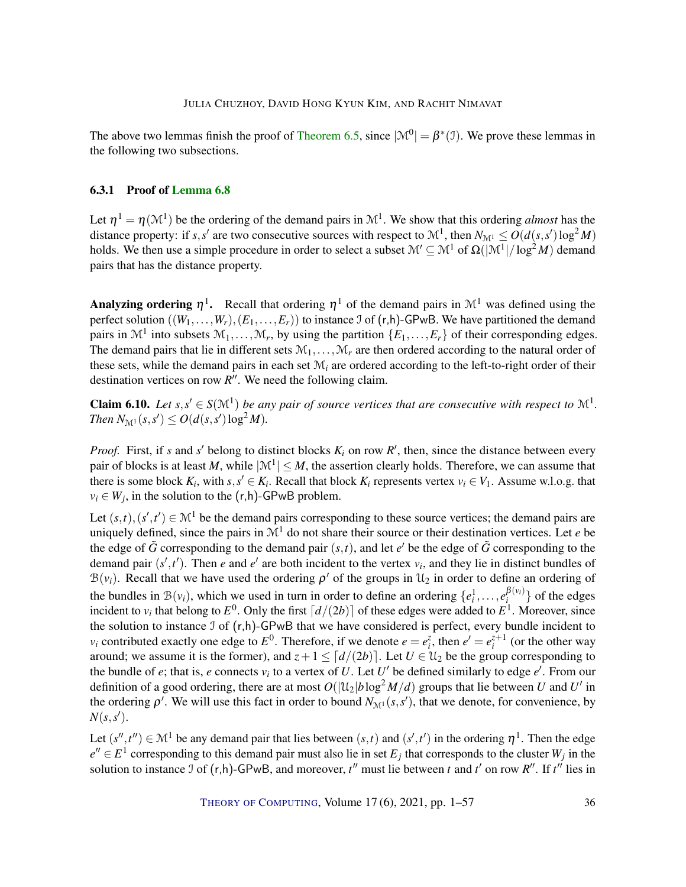The above two lemmas finish the proof of Theorem 6.5, since $|\mathcal{M}^0| = \beta^*(\mathcal{I})$. We prove these lemmas in the following two subsections.

### 6.3.1 Proof of Lemma 6.8

Let $\eta^1 = \eta(\mathcal{M}^1)$ be the ordering of the demand pairs in $\mathcal{M}^1$. We show that this ordering *almost* has the distance property: if $s, s'$ are two consecutive sources with respect to $\mathcal{M}^1$, then $N_{\mathcal{M}^1} \leq O(d(s,s')\log^2 M)$ holds. We then use a simple procedure in order to select a subset $\mathcal{M}' \subseteq \mathcal{M}^1$ of $\Omega(|\mathcal{M}^1|/\log^2 M)$ demand pairs that has the distance property.

**Analyzing ordering $\eta^1$.** Recall that ordering $\eta^1$ of the demand pairs in $\mathcal{M}^1$ was defined using the perfect solution $((W_1,\dots,W_r),(E_1,\dots,E_r))$ to instance $\mathcal{I}$ of (r,h)-GPwB. We have partitioned the demand pairs in $\mathcal{M}^1$ into subsets $\mathcal{M}_1,\dots,\mathcal{M}_r$, by using the partition $\{E_1,\dots,E_r\}$ of their corresponding edges. The demand pairs that lie in different sets $\mathcal{M}_1,\dots,\mathcal{M}_r$ are then ordered according to the natural order of these sets, while the demand pairs in each set $\mathcal{M}_i$ are ordered according to the left-to-right order of their destination vertices on row $R''$. We need the following claim.

**Claim 6.10.** *Let $s, s' \in S(\mathcal{M}^1)$ be any pair of source vertices that are consecutive with respect to $\mathcal{M}^1$. Then $N_{\mathcal{M}^1}(s,s') \leq O(d(s,s')\log^2 M)$.*

*Proof.* First, if $s$ and $s'$ belong to distinct blocks $K_i$ on row $R'$, then, since the distance between every pair of blocks is at least $M$, while $|\mathcal{M}^1| \leq M$, the assertion clearly holds. Therefore, we can assume that there is some block $K_i$, with $s, s' \in K_i$. Recall that block $K_i$ represents vertex $v_i \in V_1$. Assume w.l.o.g. that $v_i \in W_j$, in the solution to the (r,h)-GPwB problem.

Let $(s,t),(s',t') \in \mathcal{M}^1$ be the demand pairs corresponding to these source vertices; the demand pairs are uniquely defined, since the pairs in $\mathcal{M}^1$ do not share their source or their destination vertices. Let $e$ be the edge of $\tilde{G}$ corresponding to the demand pair $(s,t)$, and let $e'$ be the edge of $\tilde{G}$ corresponding to the demand pair $(s',t')$. Then $e$ and $e'$ are both incident to the vertex $v_i$, and they lie in distinct bundles of $\mathcal{B}(v_i)$. Recall that we have used the ordering $\rho'$ of the groups in $\mathcal{U}_2$ in order to define an ordering of the bundles in $\mathcal{B}(v_i)$, which we used in turn in order to define an ordering $\{e_i^1,\dots,e_i^{\beta(v_i)}\}$ of the edges incident to $v_i$ that belong to $E^0$. Only the first $\lceil d/(2b)\rceil$ of these edges were added to $E^1$. Moreover, since the solution to instance $\mathcal{I}$ of (r,h)-GPwB that we have considered is perfect, every bundle incident to $v_i$ contributed exactly one edge to $E^0$. Therefore, if we denote $e = e_i^z$, then $e' = e_i^{z+1}$ (or the other way around; we assume it is the former), and $z+1 \leq \lceil d/(2b)\rceil$. Let $U \in \mathcal{U}_2$ be the group corresponding to the bundle of $e$; that is, $e$ connects $v_i$ to a vertex of $U$. Let $U'$ be defined similarly to edge $e'$. From our definition of a good ordering, there are at most $O(|\mathcal{U}_2| b \log^2 M/d)$ groups that lie between $U$ and $U'$ in the ordering $\rho'$. We will use this fact in order to bound $N_{\mathcal{M}^1}(s,s')$, that we denote, for convenience, by $N(s,s')$.

Let $(s'',t'') \in \mathcal{M}^1$ be any demand pair that lies between $(s,t)$ and $(s',t')$ in the ordering $\eta^1$. Then the edge $e'' \in E^1$ corresponding to this demand pair must also lie in set $E_j$ that corresponds to the cluster $W_j$ in the solution to instance $\mathcal{I}$ of (r,h)-GPwB, and moreover, $t''$ must lie between $t$ and $t'$ on row $R''$. If $t''$ lies in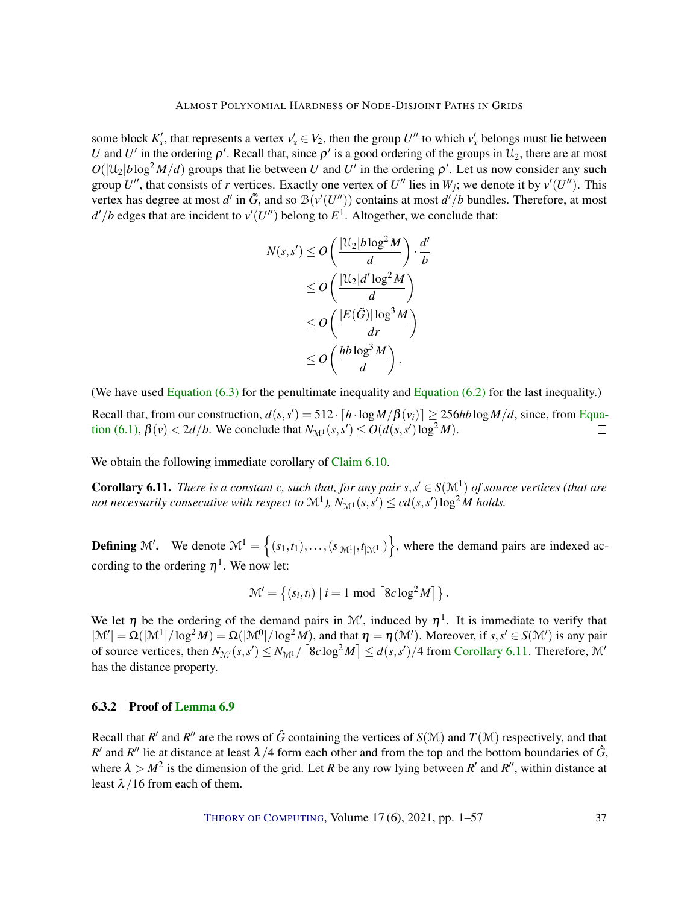some block $K'_x$, that represents a vertex $v'_x \in V_2$, then the group $U''$ to which $v'_x$ belongs must lie between $U$ and $U'$ in the ordering $\rho'$. Recall that, since $\rho'$ is a good ordering of the groups in $\mathcal{U}_2$, there are at most $O(|\mathcal{U}_2| b \log^2 M/d)$ groups that lie between $U$ and $U'$ in the ordering $\rho'$. Let us now consider any such group $U''$, that consists of $r$ vertices. Exactly one vertex of $U''$ lies in $W_j$; we denote it by $v'(U'')$. This vertex has degree at most $d'$ in $\tilde{G}$, and so $\mathcal{B}(v'(U''))$ contains at most $d'/b$ bundles. Therefore, at most $d'/b$ edges that are incident to $v'(U'')$ belong to $E^1$. Altogether, we conclude that:

$$
\begin{aligned}
N(s,s') &\le O\left(\frac{|\mathcal{U}_2| b \log^2 M}{d}\right) \cdot \frac{d'}{b} \\
&\le O\left(\frac{|\mathcal{U}_2| d' \log^2 M}{d}\right) \\
&\le O\left(\frac{|E(\tilde{G})| \log^3 M}{dr}\right) \\
&\le O\left(\frac{hb \log^3 M}{d}\right).
\end{aligned}
$$

(We have used Equation (6.3) for the penultimate inequality and Equation (6.2) for the last inequality.)

Recall that, from our construction, $d(s,s') = 512 \cdot \lceil h \cdot \log M/\beta(v_i) \rceil \ge 256 hb \log M/d$, since, from Equation (6.1), $\beta(v) < 2d/b$. We conclude that $N_{\mathcal{M}^1}(s,s') \le O(d(s,s') \log^2 M)$. ☐

We obtain the following immediate corollary of Claim 6.10.

**Corollary 6.11.** *There is a constant $c$, such that, for any pair $s,s' \in S(\mathcal{M}^1)$ of source vertices (that are not necessarily consecutive with respect to $\mathcal{M}^1$), $N_{\mathcal{M}^1}(s,s') \le c d(s,s') \log^2 M$ holds.*

**Defining $\mathcal{M}'$.** We denote $\mathcal{M}^1 = \left\{(s_1,t_1), \ldots, (s_{|\mathcal{M}^1|}, t_{|\mathcal{M}^1|})\right\}$, where the demand pairs are indexed according to the ordering $\eta^1$. We now let:

$$
\mathcal{M}' = \left\{(s_i,t_i) \mid i = 1 \bmod \lceil 8c \log^2 M \rceil \right\}.
$$

We let $\eta$ be the ordering of the demand pairs in $\mathcal{M}'$, induced by $\eta^1$. It is immediate to verify that $|\mathcal{M}'| = \Omega(|\mathcal{M}^1|/\log^2 M) = \Omega(|\mathcal{M}^0|/\log^2 M)$, and that $\eta = \eta(\mathcal{M}')$. Moreover, if $s,s' \in S(\mathcal{M}')$ is any pair of source vertices, then $N_{\mathcal{M}'}(s,s') \le N_{\mathcal{M}^1}/\lceil 8c \log^2 M \rceil \le d(s,s')/4$ from Corollary 6.11. Therefore, $\mathcal{M}'$ has the distance property.

### 6.3.2 Proof of Lemma 6.9

Recall that $R'$ and $R''$ are the rows of $\hat{G}$ containing the vertices of $S(\mathcal{M})$ and $T(\mathcal{M})$ respectively, and that $R'$ and $R''$ lie at distance at least $\lambda/4$ form each other and from the top and the bottom boundaries of $\hat{G}$, where $\lambda > M^2$ is the dimension of the grid. Let $R$ be any row lying between $R'$ and $R''$, within distance at least $\lambda/16$ from each of them.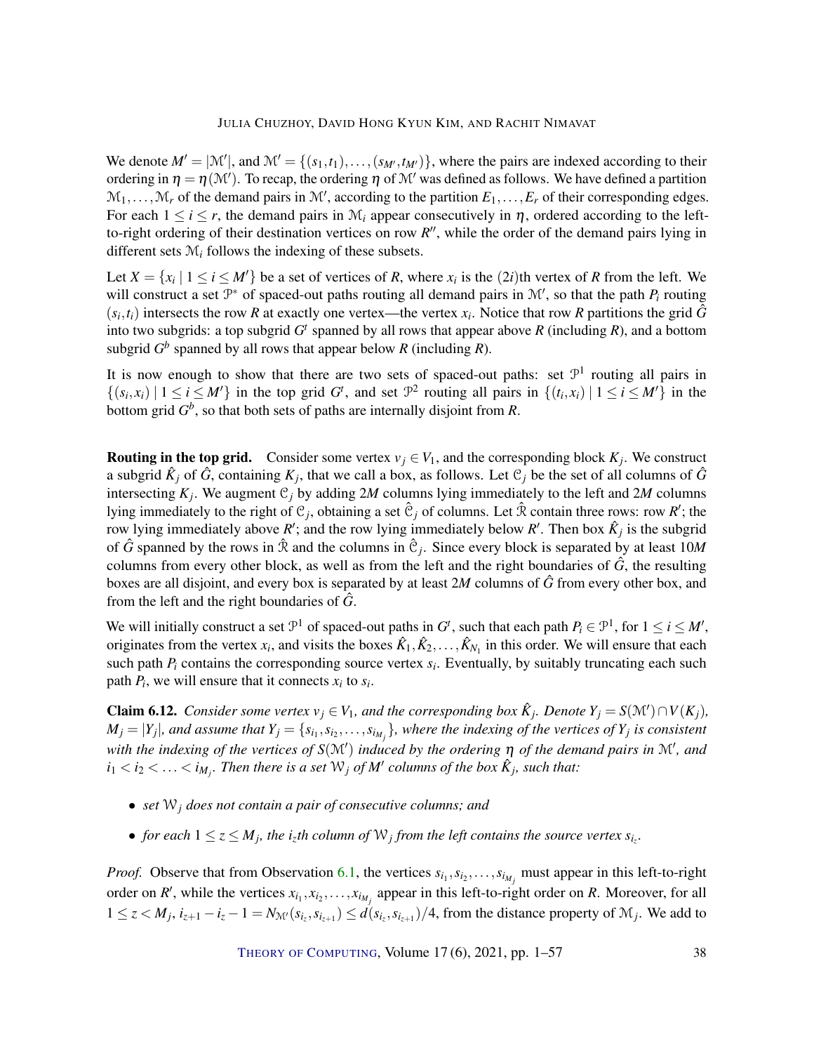We denote $M' = |\mathcal{M}'|$, and $\mathcal{M}' = \{(s_1,t_1),\ldots,(s_{M'},t_{M'})\}$, where the pairs are indexed according to their ordering in $\eta = \eta(\mathcal{M}')$. To recap, the ordering $\eta$ of $\mathcal{M}'$ was defined as follows. We have defined a partition $\mathcal{M}_1,\ldots,\mathcal{M}_r$ of the demand pairs in $\mathcal{M}'$, according to the partition $E_1,\ldots,E_r$ of their corresponding edges. For each $1 \le i \le r$, the demand pairs in $\mathcal{M}_i$ appear consecutively in $\eta$, ordered according to the left-to-right ordering of their destination vertices on row $R''$, while the order of the demand pairs lying in different sets $\mathcal{M}_i$ follows the indexing of these subsets.

Let $X = \{x_i \mid 1 \le i \le M'\}$ be a set of vertices of $R$, where $x_i$ is the $(2i)$th vertex of $R$ from the left. We will construct a set $\mathcal{P}^*$ of spaced-out paths routing all demand pairs in $\mathcal{M}'$, so that the path $P_i$ routing $(s_i,t_i)$ intersects the row $R$ at exactly one vertex—the vertex $x_i$. Notice that row $R$ partitions the grid $\hat{G}$ into two subgrids: a top subgrid $G^t$ spanned by all rows that appear above $R$ (including $R$), and a bottom subgrid $G^b$ spanned by all rows that appear below $R$ (including $R$).

It is now enough to show that there are two sets of spaced-out paths: set $\mathcal{P}^1$ routing all pairs in $\{(s_i,x_i) \mid 1 \le i \le M'\}$ in the top grid $G^t$, and set $\mathcal{P}^2$ routing all pairs in $\{(t_i,x_i) \mid 1 \le i \le M'\}$ in the bottom grid $G^b$, so that both sets of paths are internally disjoint from $R$.

**Routing in the top grid.** Consider some vertex $v_j \in V_1$, and the corresponding block $K_j$. We construct a subgrid $\hat{K}_j$ of $\hat{G}$, containing $K_j$, that we call a box, as follows. Let $\mathcal{C}_j$ be the set of all columns of $\hat{G}$ intersecting $K_j$. We augment $\mathcal{C}_j$ by adding $2M$ columns lying immediately to the left and $2M$ columns lying immediately to the right of $\mathcal{C}_j$, obtaining a set $\hat{\mathcal{C}}_j$ of columns. Let $\hat{\mathcal{R}}$ contain three rows: row $R'$; the row lying immediately above $R'$; and the row lying immediately below $R'$. Then box $\hat{K}_j$ is the subgrid of $\hat{G}$ spanned by the rows in $\hat{\mathcal{R}}$ and the columns in $\hat{\mathcal{C}}_j$. Since every block is separated by at least $10M$ columns from every other block, as well as from the left and the right boundaries of $\hat{G}$, the resulting boxes are all disjoint, and every box is separated by at least $2M$ columns of $\hat{G}$ from every other box, and from the left and the right boundaries of $\hat{G}$.

We will initially construct a set $\mathcal{P}^1$ of spaced-out paths in $G^t$, such that each path $P_i \in \mathcal{P}^1$, for $1 \le i \le M'$, originates from the vertex $x_i$, and visits the boxes $\hat{K}_1, \hat{K}_2, \ldots, \hat{K}_{N_1}$ in this order. We will ensure that each such path $P_i$ contains the corresponding source vertex $s_i$. Eventually, by suitably truncating each such path $P_i$, we will ensure that it connects $x_i$ to $s_i$.

**Claim 6.12.** *Consider some vertex $v_j \in V_1$, and the corresponding box $\hat{K}_j$. Denote $Y_j = S(\mathcal{M}') \cap V(K_j)$, $M_j = |Y_j|$, and assume that $Y_j = \{s_{i_1}, s_{i_2}, \ldots, s_{i_{M_j}}\}$, where the indexing of the vertices of $Y_j$ is consistent with the indexing of the vertices of $S(\mathcal{M}')$ induced by the ordering $\eta$ of the demand pairs in $\mathcal{M}'$, and $i_1 < i_2 < \ldots < i_{M_j}$. Then there is a set $\mathcal{W}_j$ of $M'$ columns of the box $\hat{K}_j$, such that:*

- *set $\mathcal{W}_j$ does not contain a pair of consecutive columns; and*
- *for each $1 \le z \le M_j$, the $i_z$th column of $\mathcal{W}_j$ from the left contains the source vertex $s_{i_z}$.*

*Proof.* Observe that from Observation 6.1, the vertices $s_{i_1}, s_{i_2}, \ldots, s_{i_{M_j}}$ must appear in this left-to-right order on $R'$, while the vertices $x_{i_1}, x_{i_2}, \ldots, x_{i_{M_j}}$ appear in this left-to-right order on $R$. Moreover, for all $1 \le z < M_j$, $i_{z+1} - i_z - 1 = N_{\mathcal{M}'}(s_{i_z}, s_{i_{z+1}}) \le d(s_{i_z}, s_{i_{z+1}})/4$, from the distance property of $\mathcal{M}_j$. We add to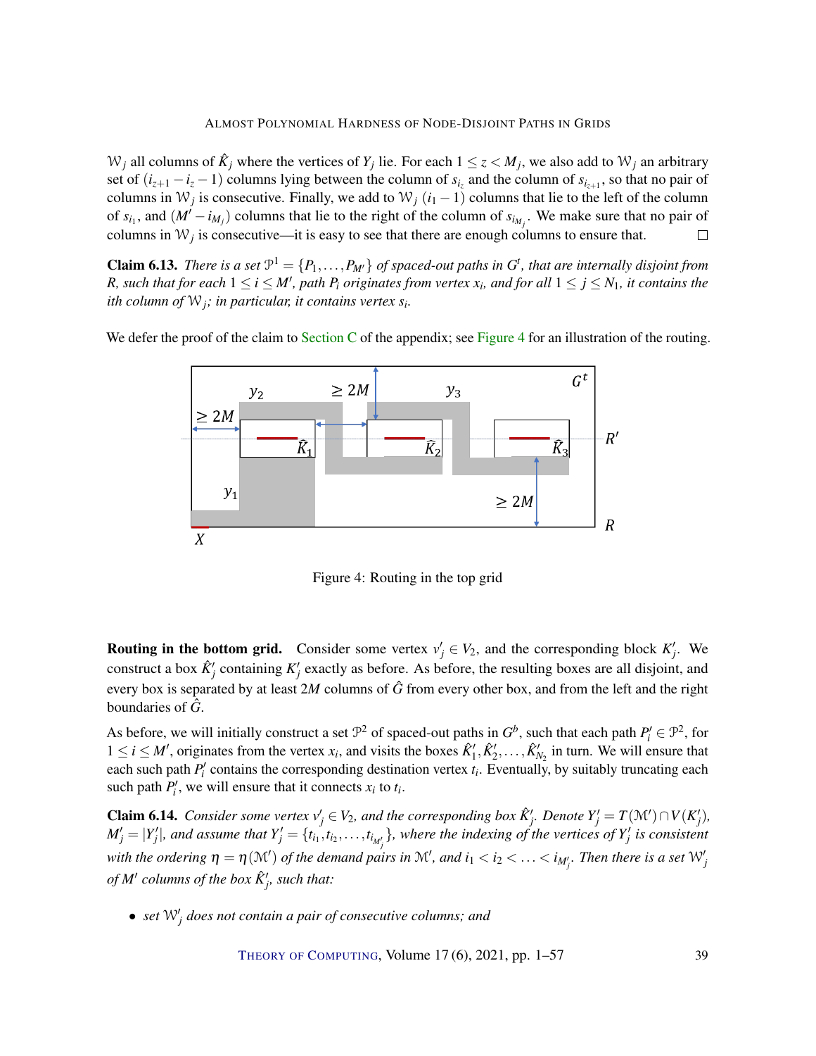$\mathcal{W}_j$ all columns of $\hat{K}_j$ where the vertices of $Y_j$ lie. For each $1 \le z < M_j$, we also add to $\mathcal{W}_j$ an arbitrary set of $(i_{z+1} - i_z - 1)$ columns lying between the column of $s_{i_z}$ and the column of $s_{i_{z+1}}$, so that no pair of columns in $\mathcal{W}_j$ is consecutive. Finally, we add to $\mathcal{W}_j$ $(i_1 - 1)$ columns that lie to the left of the column of $s_{i_1}$, and $(M' - i_{M_j})$ columns that lie to the right of the column of $s_{i_{M_j}}$. We make sure that no pair of columns in $\mathcal{W}_j$ is consecutive—it is easy to see that there are enough columns to ensure that. $\square$

**Claim 6.13.** *There is a set $\mathcal{P}^1 = \{P_1, \ldots, P_{M'}\}$ of spaced-out paths in $G^t$, that are internally disjoint from $R$, such that for each $1 \le i \le M'$, path $P_i$ originates from vertex $x_i$, and for all $1 \le j \le N_1$, it contains the ith column of $\mathcal{W}_j$; in particular, it contains vertex $s_i$.*

We defer the proof of the claim to Section C of the appendix; see Figure 4 for an illustration of the routing.

Figure 4: Routing in the top grid

**Routing in the bottom grid.** Consider some vertex $v'_j \in V_2$, and the corresponding block $K'_j$. We construct a box $\hat{K}'_j$ containing $K'_j$ exactly as before. As before, the resulting boxes are all disjoint, and every box is separated by at least $2M$ columns of $\hat{G}$ from every other box, and from the left and the right boundaries of $\hat{G}$.

As before, we will initially construct a set $\mathcal{P}^2$ of spaced-out paths in $G^b$, such that each path $P'_i \in \mathcal{P}^2$, for $1 \le i \le M'$, originates from the vertex $x_i$, and visits the boxes $\hat{K}'_1, \hat{K}'_2, \ldots, \hat{K}'_{N_2}$ in turn. We will ensure that each such path $P'_i$ contains the corresponding destination vertex $t_i$. Eventually, by suitably truncating each such path $P'_i$, we will ensure that it connects $x_i$ to $t_i$.

**Claim 6.14.** *Consider some vertex $v'_j \in V_2$, and the corresponding box $\hat{K}'_j$. Denote $Y'_j = T(\mathcal{M}') \cap V(K'_j)$, $M'_j = |Y'_j|$, and assume that $Y'_j = \{t_{i_1}, t_{i_2}, \ldots, t_{i_{M'_j}}\}$, where the indexing of the vertices of $Y'_j$ is consistent with the ordering $\eta = \eta(\mathcal{M}')$ of the demand pairs in $\mathcal{M}'$, and $i_1 < i_2 < \ldots < i_{M'_j}$. Then there is a set $\mathcal{W}'_j$ of $M'$ columns of the box $\hat{K}'_j$, such that:*

- *set $\mathcal{W}'_j$ does not contain a pair of consecutive columns; and*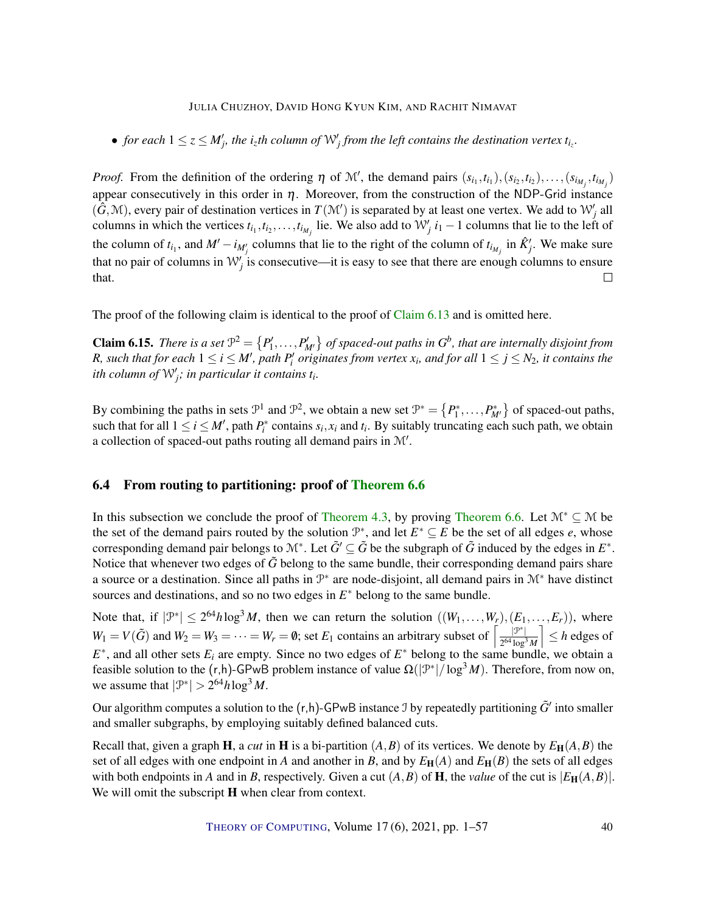- *for each $1 \le z \le M'_j$, the $i_z$th column of $\mathcal{W}'_j$ from the left contains the destination vertex $t_{i_z}$.*

*Proof.* From the definition of the ordering $\eta$ of $\mathcal{M}'$, the demand pairs $(s_{i_1}, t_{i_1}), (s_{i_2}, t_{i_2}), \ldots, (s_{i_{M_j}}, t_{i_{M_j}})$ appear consecutively in this order in $\eta$. Moreover, from the construction of the NDP-Grid instance $(\hat{G}, \mathcal{M})$, every pair of destination vertices in $T(\mathcal{M}')$ is separated by at least one vertex. We add to $\mathcal{W}'_j$ all columns in which the vertices $t_{i_1}, t_{i_2}, \ldots, t_{i_{M_j}}$ lie. We also add to $\mathcal{W}'_j$ $i_1 - 1$ columns that lie to the left of the column of $t_{i_1}$, and $M' - i_{M'_j}$ columns that lie to the right of the column of $t_{i_{M_j}}$ in $\hat{K}'_j$. We make sure that no pair of columns in $\mathcal{W}'_j$ is consecutive—it is easy to see that there are enough columns to ensure that. $\square$

The proof of the following claim is identical to the proof of Claim 6.13 and is omitted here.

**Claim 6.15.** *There is a set $\mathcal{P}^2 = \{P'_1, \ldots, P'_{M'}\}$ of spaced-out paths in $G^b$, that are internally disjoint from $R$, such that for each $1 \le i \le M'$, path $P'_i$ originates from vertex $x_i$, and for all $1 \le j \le N_2$, it contains the $i$th column of $\mathcal{W}'_j$; in particular it contains $t_i$.*

By combining the paths in sets $\mathcal{P}^1$ and $\mathcal{P}^2$, we obtain a new set $\mathcal{P}^* = \{P^*_1, \ldots, P^*_{M'}\}$ of spaced-out paths, such that for all $1 \le i \le M'$, path $P^*_i$ contains $s_i, x_i$ and $t_i$. By suitably truncating each such path, we obtain a collection of spaced-out paths routing all demand pairs in $\mathcal{M}'$.

### 6.4 From routing to partitioning: proof of Theorem 6.6

In this subsection we conclude the proof of Theorem 4.3, by proving Theorem 6.6. Let $\mathcal{M}^* \subseteq \mathcal{M}$ be the set of the demand pairs routed by the solution $\mathcal{P}^*$, and let $E^* \subseteq E$ be the set of all edges $e$, whose corresponding demand pair belongs to $\mathcal{M}^*$. Let $\tilde{G}' \subseteq \tilde{G}$ be the subgraph of $\tilde{G}$ induced by the edges in $E^*$. Notice that whenever two edges of $\tilde{G}$ belong to the same bundle, their corresponding demand pairs share a source or a destination. Since all paths in $\mathcal{P}^*$ are node-disjoint, all demand pairs in $\mathcal{M}^*$ have distinct sources and destinations, and so no two edges in $E^*$ belong to the same bundle.

Note that, if $|\mathcal{P}^*| \le 2^{64} h \log^3 M$, then we can return the solution $((W_1, \ldots, W_r), (E_1, \ldots, E_r))$, where $W_1 = V(\tilde{G})$ and $W_2 = W_3 = \cdots = W_r = \emptyset$; set $E_1$ contains an arbitrary subset of $\left\lceil \frac{|\mathcal{P}^*|}{2^{64} \log^3 M} \right\rceil \le h$ edges of $E^*$, and all other sets $E_i$ are empty. Since no two edges of $E^*$ belong to the same bundle, we obtain a feasible solution to the (r,h)-GPwB problem instance of value $\Omega(|\mathcal{P}^*| / \log^3 M)$. Therefore, from now on, we assume that $|\mathcal{P}^*| > 2^{64} h \log^3 M$.

Our algorithm computes a solution to the (r,h)-GPwB instance $\mathcal{I}$ by repeatedly partitioning $\tilde{G}'$ into smaller and smaller subgraphs, by employing suitably defined balanced cuts.

Recall that, given a graph $\mathbf{H}$, a *cut* in $\mathbf{H}$ is a bi-partition $(A, B)$ of its vertices. We denote by $E_{\mathbf{H}}(A, B)$ the set of all edges with one endpoint in $A$ and another in $B$, and by $E_{\mathbf{H}}(A)$ and $E_{\mathbf{H}}(B)$ the sets of all edges with both endpoints in $A$ and in $B$, respectively. Given a cut $(A, B)$ of $\mathbf{H}$, the *value* of the cut is $|E_{\mathbf{H}}(A, B)|$. We will omit the subscript $\mathbf{H}$ when clear from context.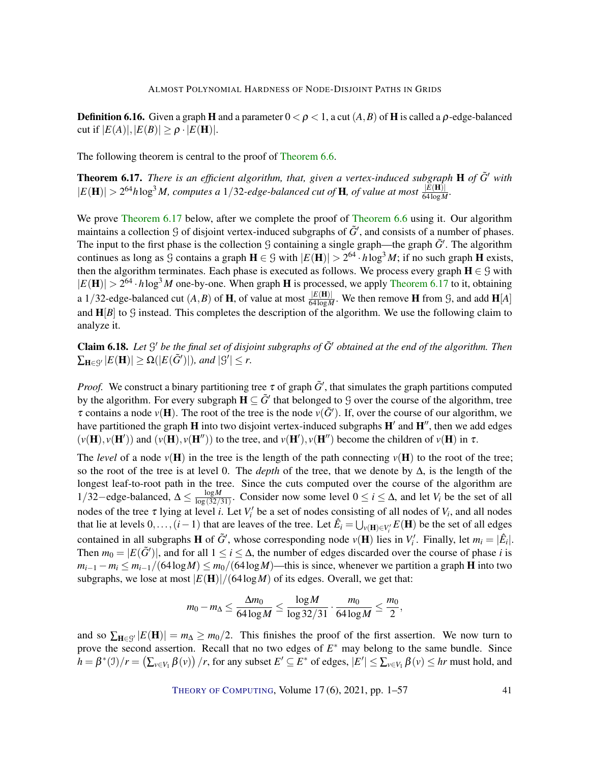**Definition 6.16.** Given a graph $\mathbf{H}$ and a parameter $0 < \rho < 1$, a cut $(A,B)$ of $\mathbf{H}$ is called a $\rho$-edge-balanced cut if $|E(A)|, |E(B)| \geq \rho \cdot |E(\mathbf{H})|$.

The following theorem is central to the proof of Theorem 6.6.

**Theorem 6.17.** *There is an efficient algorithm, that, given a vertex-induced subgraph $\mathbf{H}$ of $\tilde{G}'$ with $|E(\mathbf{H})| > 2^{64} h \log^3 M$, computes a $1/32$-edge-balanced cut of $\mathbf{H}$, of value at most $\frac{|E(\mathbf{H})|}{64 \log M}$.*

We prove Theorem 6.17 below, after we complete the proof of Theorem 6.6 using it. Our algorithm maintains a collection $\mathcal{G}$ of disjoint vertex-induced subgraphs of $\tilde{G}'$, and consists of a number of phases. The input to the first phase is the collection $\mathcal{G}$ containing a single graph—the graph $\tilde{G}'$. The algorithm continues as long as $\mathcal{G}$ contains a graph $\mathbf{H} \in \mathcal{G}$ with $|E(\mathbf{H})| > 2^{64} \cdot h \log^3 M$; if no such graph $\mathbf{H}$ exists, then the algorithm terminates. Each phase is executed as follows. We process every graph $\mathbf{H} \in \mathcal{G}$ with $|E(\mathbf{H})| > 2^{64} \cdot h \log^3 M$ one-by-one. When graph $\mathbf{H}$ is processed, we apply Theorem 6.17 to it, obtaining a $1/32$-edge-balanced cut $(A,B)$ of $\mathbf{H}$, of value at most $\frac{|E(\mathbf{H})|}{64 \log M}$. We then remove $\mathbf{H}$ from $\mathcal{G}$, and add $\mathbf{H}[A]$ and $\mathbf{H}[B]$ to $\mathcal{G}$ instead. This completes the description of the algorithm. We use the following claim to analyze it.

**Claim 6.18.** *Let $\mathcal{G}'$ be the final set of disjoint subgraphs of $\tilde{G}'$ obtained at the end of the algorithm. Then $\sum_{\mathbf{H} \in \mathcal{G}'} |E(\mathbf{H})| \geq \Omega(|E(\tilde{G}')|)$, and $|\mathcal{G}'| \leq r$.*

*Proof.* We construct a binary partitioning tree $\tau$ of graph $\tilde{G}'$, that simulates the graph partitions computed by the algorithm. For every subgraph $\mathbf{H} \subseteq \tilde{G}'$ that belonged to $\mathcal{G}$ over the course of the algorithm, tree $\tau$ contains a node $v(\mathbf{H})$. The root of the tree is the node $v(\tilde{G}')$. If, over the course of our algorithm, we have partitioned the graph $\mathbf{H}$ into two disjoint vertex-induced subgraphs $\mathbf{H}'$ and $\mathbf{H}''$, then we add edges $(v(\mathbf{H}), v(\mathbf{H}'))$ and $(v(\mathbf{H}), v(\mathbf{H}''))$ to the tree, and $v(\mathbf{H}'), v(\mathbf{H}'')$ become the children of $v(\mathbf{H})$ in $\tau$.

The *level* of a node $v(\mathbf{H})$ in the tree is the length of the path connecting $v(\mathbf{H})$ to the root of the tree; so the root of the tree is at level 0. The *depth* of the tree, that we denote by $\Delta$, is the length of the longest leaf-to-root path in the tree. Since the cuts computed over the course of the algorithm are $1/32-$edge-balanced, $\Delta \leq \frac{\log M}{\log(32/31)}$. Consider now some level $0 \leq i \leq \Delta$, and let $V_i$ be the set of all nodes of the tree $\tau$ lying at level $i$. Let $V'_i$ be a set of nodes consisting of all nodes of $V_i$, and all nodes that lie at levels $0, \ldots, (i-1)$ that are leaves of the tree. Let $\hat{E}_i = \bigcup_{v(\mathbf{H}) \in V'_i} E(\mathbf{H})$ be the set of all edges contained in all subgraphs $\mathbf{H}$ of $\tilde{G}'$, whose corresponding node $v(\mathbf{H})$ lies in $V'_i$. Finally, let $m_i = |\hat{E}_i|$. Then $m_0 = |E(\tilde{G}')|$, and for all $1 \leq i \leq \Delta$, the number of edges discarded over the course of phase $i$ is $m_{i-1} - m_i \leq m_{i-1}/(64 \log M) \leq m_0/(64 \log M)$—this is since, whenever we partition a graph $\mathbf{H}$ into two subgraphs, we lose at most $|E(\mathbf{H})|/(64 \log M)$ of its edges. Overall, we get that:

$$m_0 - m_\Delta \leq \frac{\Delta m_0}{64 \log M} \leq \frac{\log M}{\log 32/31} \cdot \frac{m_0}{64 \log M} \leq \frac{m_0}{2},$$

and so $\sum_{\mathbf{H} \in \mathcal{G}'} |E(\mathbf{H})| = m_\Delta \geq m_0/2$. This finishes the proof of the first assertion. We now turn to prove the second assertion. Recall that no two edges of $E^*$ may belong to the same bundle. Since $h = \beta^*(\mathcal{I})/r = \left(\sum_{v \in V_1} \beta(v)\right)/r$, for any subset $E' \subseteq E^*$ of edges, $|E'| \leq \sum_{v \in V_1} \beta(v) \leq hr$ must hold, and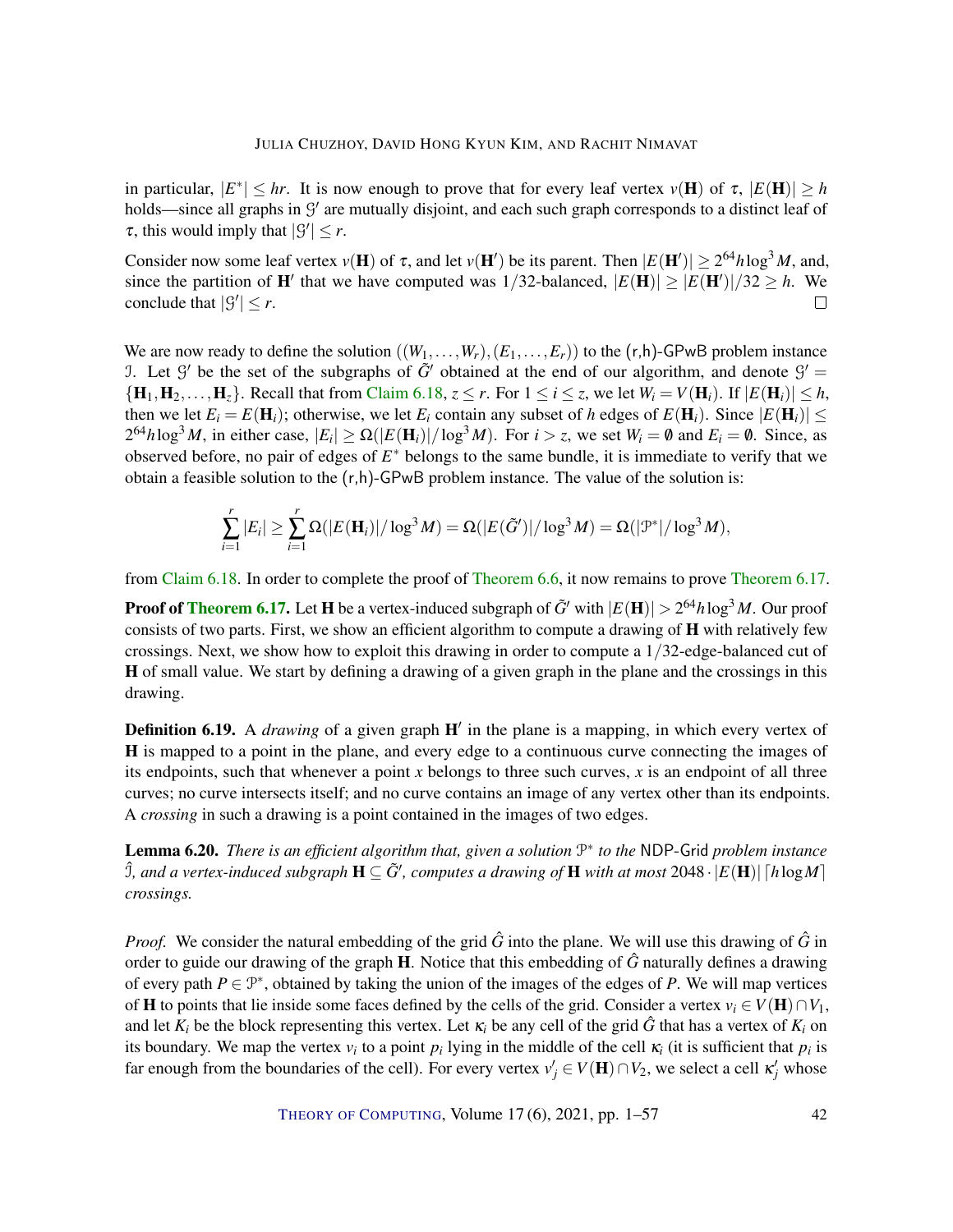in particular, $|E^*| \le hr$. It is now enough to prove that for every leaf vertex $v(\mathbf{H})$ of $\tau$, $|E(\mathbf{H})| \ge h$ holds—since all graphs in $\mathcal{G}'$ are mutually disjoint, and each such graph corresponds to a distinct leaf of $\tau$, this would imply that $|\mathcal{G}'| \le r$.

Consider now some leaf vertex $v(\mathbf{H})$ of $\tau$, and let $v(\mathbf{H}')$ be its parent. Then $|E(\mathbf{H}')| \ge 2^{64} h \log^3 M$, and, since the partition of $\mathbf{H}'$ that we have computed was $1/32$-balanced, $|E(\mathbf{H})| \ge |E(\mathbf{H}')|/32 \ge h$. We conclude that $|\mathcal{G}'| \le r$. □

We are now ready to define the solution $((W_1, \ldots, W_r), (E_1, \ldots, E_r))$ to the (r,h)-GPwB problem instance $\mathcal{I}$. Let $\mathcal{G}'$ be the set of the subgraphs of $\tilde{G}'$ obtained at the end of our algorithm, and denote $\mathcal{G}' = \{\mathbf{H}_1, \mathbf{H}_2, \ldots, \mathbf{H}_z\}$. Recall that from Claim 6.18, $z \le r$. For $1 \le i \le z$, we let $W_i = V(\mathbf{H}_i)$. If $|E(\mathbf{H}_i)| \le h$, then we let $E_i = E(\mathbf{H}_i)$; otherwise, we let $E_i$ contain any subset of $h$ edges of $E(\mathbf{H}_i)$. Since $|E(\mathbf{H}_i)| \le 2^{64} h \log^3 M$, in either case, $|E_i| \ge \Omega(|E(\mathbf{H}_i)|/\log^3 M)$. For $i > z$, we set $W_i = \emptyset$ and $E_i = \emptyset$. Since, as observed before, no pair of edges of $E^*$ belongs to the same bundle, it is immediate to verify that we obtain a feasible solution to the (r,h)-GPwB problem instance. The value of the solution is:

$$\sum_{i=1}^{r} |E_i| \ge \sum_{i=1}^{r} \Omega(|E(\mathbf{H}_i)|/\log^3 M) = \Omega(|E(\tilde{G}')|/\log^3 M) = \Omega(|\mathcal{P}^*|/\log^3 M),$$

from Claim 6.18. In order to complete the proof of Theorem 6.6, it now remains to prove Theorem 6.17.

**Proof of Theorem 6.17.** Let $\mathbf{H}$ be a vertex-induced subgraph of $\tilde{G}'$ with $|E(\mathbf{H})| > 2^{64} h \log^3 M$. Our proof consists of two parts. First, we show an efficient algorithm to compute a drawing of $\mathbf{H}$ with relatively few crossings. Next, we show how to exploit this drawing in order to compute a $1/32$-edge-balanced cut of $\mathbf{H}$ of small value. We start by defining a drawing of a given graph in the plane and the crossings in this drawing.

**Definition 6.19.** A *drawing* of a given graph $\mathbf{H}'$ in the plane is a mapping, in which every vertex of $\mathbf{H}$ is mapped to a point in the plane, and every edge to a continuous curve connecting the images of its endpoints, such that whenever a point $x$ belongs to three such curves, $x$ is an endpoint of all three curves; no curve intersects itself; and no curve contains an image of any vertex other than its endpoints. A *crossing* in such a drawing is a point contained in the images of two edges.

**Lemma 6.20.** *There is an efficient algorithm that, given a solution $\mathcal{P}^*$ to the* NDP-Grid *problem instance $\hat{\mathcal{I}}$, and a vertex-induced subgraph $\mathbf{H} \subseteq \tilde{G}'$, computes a drawing of $\mathbf{H}$ with at most $2048 \cdot |E(\mathbf{H})| \lceil h \log M \rceil$ crossings.*

*Proof.* We consider the natural embedding of the grid $\hat{G}$ into the plane. We will use this drawing of $\hat{G}$ in order to guide our drawing of the graph $\mathbf{H}$. Notice that this embedding of $\hat{G}$ naturally defines a drawing of every path $P \in \mathcal{P}^*$, obtained by taking the union of the images of the edges of $P$. We will map vertices of $\mathbf{H}$ to points that lie inside some faces defined by the cells of the grid. Consider a vertex $v_i \in V(\mathbf{H}) \cap V_1$, and let $K_i$ be the block representing this vertex. Let $\kappa_i$ be any cell of the grid $\hat{G}$ that has a vertex of $K_i$ on its boundary. We map the vertex $v_i$ to a point $p_i$ lying in the middle of the cell $\kappa_i$ (it is sufficient that $p_i$ is far enough from the boundaries of the cell). For every vertex $v'_j \in V(\mathbf{H}) \cap V_2$, we select a cell $\kappa'_j$ whose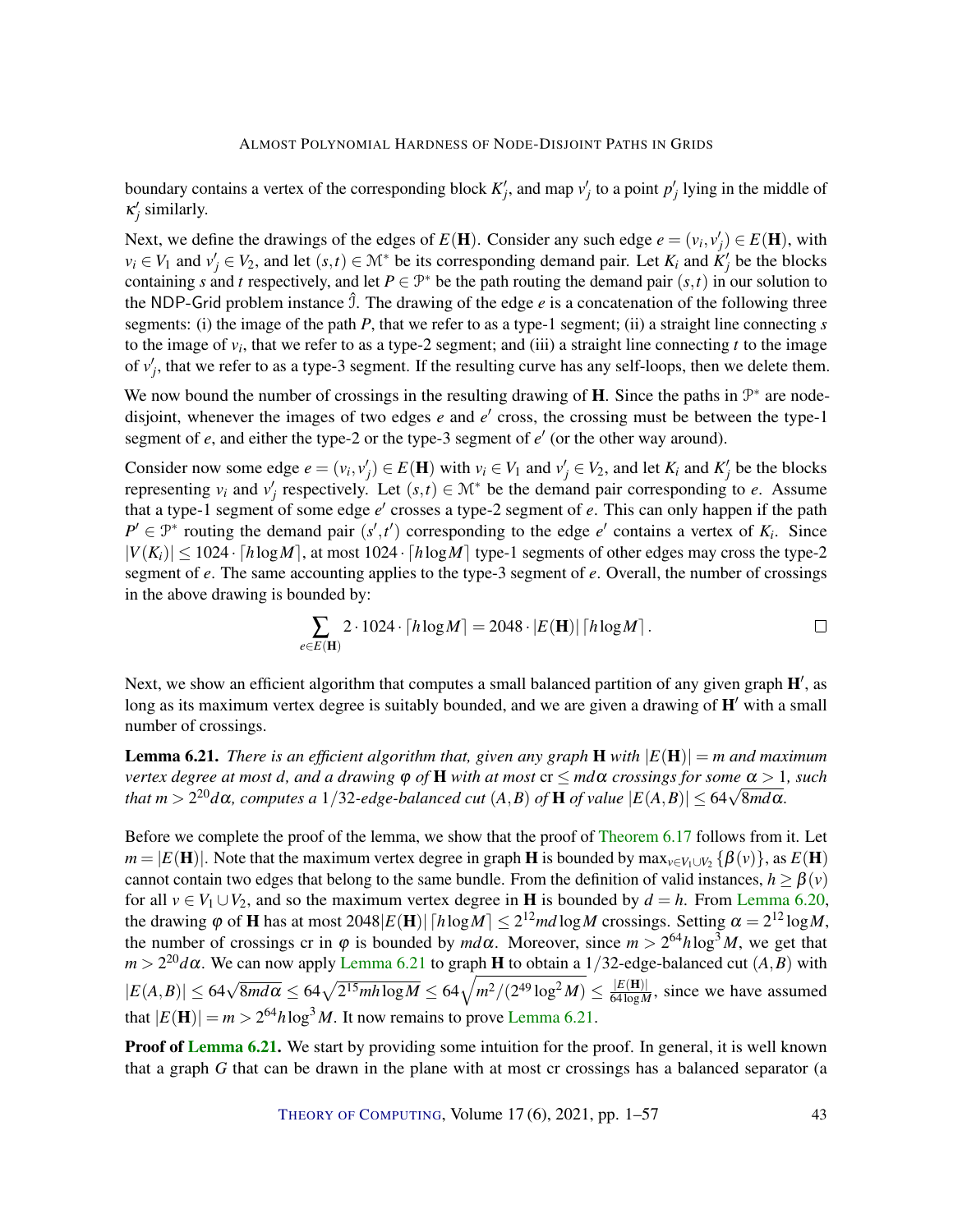boundary contains a vertex of the corresponding block $K'_j$, and map $v'_j$ to a point $p'_j$ lying in the middle of $\kappa'_j$ similarly.

Next, we define the drawings of the edges of $E(\mathbf{H})$. Consider any such edge $e = (v_i, v'_j) \in E(\mathbf{H})$, with $v_i \in V_1$ and $v'_j \in V_2$, and let $(s,t) \in \mathcal{M}^*$ be its corresponding demand pair. Let $K_i$ and $K'_j$ be the blocks containing $s$ and $t$ respectively, and let $P \in \mathcal{P}^*$ be the path routing the demand pair $(s,t)$ in our solution to the NDP-Grid problem instance $\hat{\mathcal{I}}$. The drawing of the edge $e$ is a concatenation of the following three segments: (i) the image of the path $P$, that we refer to as a type-1 segment; (ii) a straight line connecting $s$ to the image of $v_i$, that we refer to as a type-2 segment; and (iii) a straight line connecting $t$ to the image of $v'_j$, that we refer to as a type-3 segment. If the resulting curve has any self-loops, then we delete them.

We now bound the number of crossings in the resulting drawing of $\mathbf{H}$. Since the paths in $\mathcal{P}^*$ are node-disjoint, whenever the images of two edges $e$ and $e'$ cross, the crossing must be between the type-1 segment of $e$, and either the type-2 or the type-3 segment of $e'$ (or the other way around).

Consider now some edge $e = (v_i, v'_j) \in E(\mathbf{H})$ with $v_i \in V_1$ and $v'_j \in V_2$, and let $K_i$ and $K'_j$ be the blocks representing $v_i$ and $v'_j$ respectively. Let $(s,t) \in \mathcal{M}^*$ be the demand pair corresponding to $e$. Assume that a type-1 segment of some edge $e'$ crosses a type-2 segment of $e$. This can only happen if the path $P' \in \mathcal{P}^*$ routing the demand pair $(s',t')$ corresponding to the edge $e'$ contains a vertex of $K_i$. Since $|V(K_i)| \leq 1024 \cdot \lceil h \log M \rceil$, at most $1024 \cdot \lceil h \log M \rceil$ type-1 segments of other edges may cross the type-2 segment of $e$. The same accounting applies to the type-3 segment of $e$. Overall, the number of crossings in the above drawing is bounded by:

$$\sum_{e \in E(\mathbf{H})} 2 \cdot 1024 \cdot \lceil h \log M \rceil = 2048 \cdot |E(\mathbf{H})| \lceil h \log M \rceil . \qquad \square$$

Next, we show an efficient algorithm that computes a small balanced partition of any given graph $\mathbf{H}'$, as long as its maximum vertex degree is suitably bounded, and we are given a drawing of $\mathbf{H}'$ with a small number of crossings.

**Lemma 6.21.** *There is an efficient algorithm that, given any graph $\mathbf{H}$ with $|E(\mathbf{H})| = m$ and maximum vertex degree at most $d$, and a drawing $\varphi$ of $\mathbf{H}$ with at most $\mathrm{cr} \leq md\alpha$ crossings for some $\alpha > 1$, such that $m > 2^{20} d\alpha$, computes a $1/32$-edge-balanced cut $(A,B)$ of $\mathbf{H}$ of value $|E(A,B)| \leq 64\sqrt{8md\alpha}$.*

Before we complete the proof of the lemma, we show that the proof of Theorem 6.17 follows from it. Let $m = |E(\mathbf{H})|$. Note that the maximum vertex degree in graph $\mathbf{H}$ is bounded by $\max_{v \in V_1 \cup V_2} \{\beta(v)\}$, as $E(\mathbf{H})$ cannot contain two edges that belong to the same bundle. From the definition of valid instances, $h \geq \beta(v)$ for all $v \in V_1 \cup V_2$, and so the maximum vertex degree in $\mathbf{H}$ is bounded by $d = h$. From Lemma 6.20, the drawing $\varphi$ of $\mathbf{H}$ has at most $2048|E(\mathbf{H})| \lceil h \log M \rceil \leq 2^{12} md \log M$ crossings. Setting $\alpha = 2^{12} \log M$, the number of crossings cr in $\varphi$ is bounded by $md\alpha$. Moreover, since $m > 2^{64} h \log^3 M$, we get that $m > 2^{20} d\alpha$. We can now apply Lemma 6.21 to graph $\mathbf{H}$ to obtain a $1/32$-edge-balanced cut $(A,B)$ with $|E(A,B)| \leq 64\sqrt{8md\alpha} \leq 64\sqrt{2^{15} mh \log M} \leq 64\sqrt{m^2/(2^{49} \log^2 M)} \leq \frac{|E(\mathbf{H})|}{64 \log M}$, since we have assumed that $|E(\mathbf{H})| = m > 2^{64} h \log^3 M$. It now remains to prove Lemma 6.21.

**Proof of Lemma 6.21.** We start by providing some intuition for the proof. In general, it is well known that a graph $G$ that can be drawn in the plane with at most cr crossings has a balanced separator (a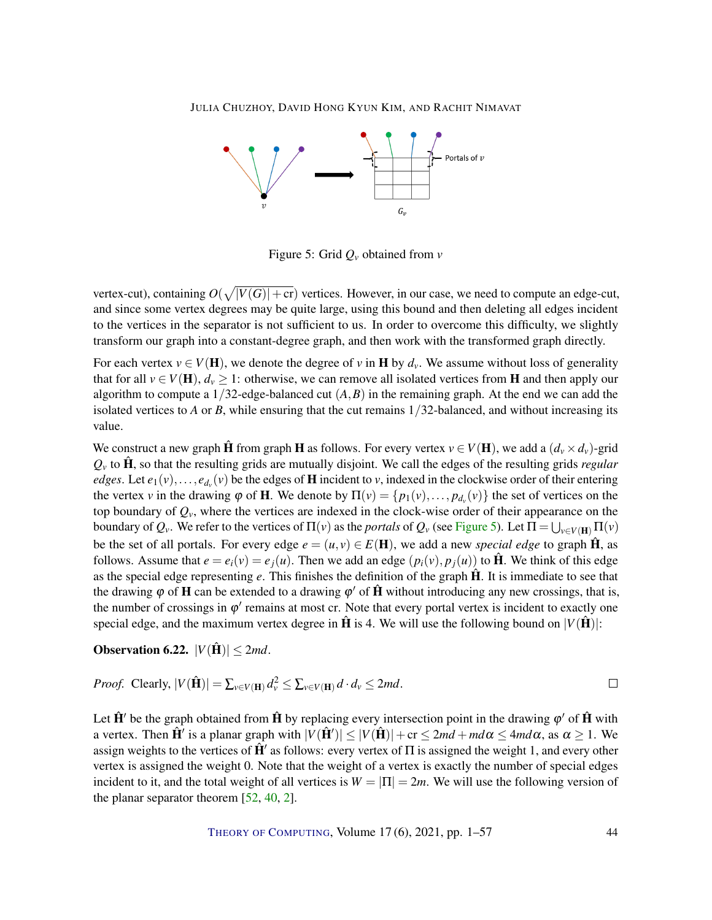Figure 5: Grid $Q_v$ obtained from $v$

vertex-cut), containing $O(\sqrt{|V(G)|+\mathrm{cr}})$ vertices. However, in our case, we need to compute an edge-cut, and since some vertex degrees may be quite large, using this bound and then deleting all edges incident to the vertices in the separator is not sufficient to us. In order to overcome this difficulty, we slightly transform our graph into a constant-degree graph, and then work with the transformed graph directly.

For each vertex $v \in V(\mathbf{H})$, we denote the degree of $v$ in $\mathbf{H}$ by $d_v$. We assume without loss of generality that for all $v \in V(\mathbf{H})$, $d_v \geq 1$: otherwise, we can remove all isolated vertices from $\mathbf{H}$ and then apply our algorithm to compute a $1/32$-edge-balanced cut $(A,B)$ in the remaining graph. At the end we can add the isolated vertices to $A$ or $B$, while ensuring that the cut remains $1/32$-balanced, and without increasing its value.

We construct a new graph $\hat{\mathbf{H}}$ from graph $\mathbf{H}$ as follows. For every vertex $v \in V(\mathbf{H})$, we add a $(d_v \times d_v)$-grid $Q_v$ to $\hat{\mathbf{H}}$, so that the resulting grids are mutually disjoint. We call the edges of the resulting grids *regular edges*. Let $e_1(v), \ldots, e_{d_v}(v)$ be the edges of $\mathbf{H}$ incident to $v$, indexed in the clockwise order of their entering the vertex $v$ in the drawing $\varphi$ of $\mathbf{H}$. We denote by $\Pi(v) = \{p_1(v), \ldots, p_{d_v}(v)\}$ the set of vertices on the top boundary of $Q_v$, where the vertices are indexed in the clock-wise order of their appearance on the boundary of $Q_v$. We refer to the vertices of $\Pi(v)$ as the *portals* of $Q_v$ (see Figure 5). Let $\Pi = \bigcup_{v \in V(\mathbf{H})} \Pi(v)$ be the set of all portals. For every edge $e = (u,v) \in E(\mathbf{H})$, we add a new *special edge* to graph $\hat{\mathbf{H}}$, as follows. Assume that $e = e_i(v) = e_j(u)$. Then we add an edge $(p_i(v), p_j(u))$ to $\hat{\mathbf{H}}$. We think of this edge as the special edge representing $e$. This finishes the definition of the graph $\hat{\mathbf{H}}$. It is immediate to see that the drawing $\varphi$ of $\mathbf{H}$ can be extended to a drawing $\varphi'$ of $\hat{\mathbf{H}}$ without introducing any new crossings, that is, the number of crossings in $\varphi'$ remains at most cr. Note that every portal vertex is incident to exactly one special edge, and the maximum vertex degree in $\hat{\mathbf{H}}$ is 4. We will use the following bound on $|V(\hat{\mathbf{H}})|$:

**Observation 6.22.** $|V(\hat{\mathbf{H}})| \leq 2md$.

*Proof.* Clearly, $|V(\hat{\mathbf{H}})| = \sum_{v \in V(\mathbf{H})} d_v^2 \leq \sum_{v \in V(\mathbf{H})} d \cdot d_v \leq 2md$. $\square$

Let $\hat{\mathbf{H}}'$ be the graph obtained from $\hat{\mathbf{H}}$ by replacing every intersection point in the drawing $\varphi'$ of $\hat{\mathbf{H}}$ with a vertex. Then $\hat{\mathbf{H}}'$ is a planar graph with $|V(\hat{\mathbf{H}}')| \leq |V(\hat{\mathbf{H}})| + \mathrm{cr} \leq 2md + md\alpha \leq 4md\alpha$, as $\alpha \geq 1$. We assign weights to the vertices of $\hat{\mathbf{H}}'$ as follows: every vertex of $\Pi$ is assigned the weight 1, and every other vertex is assigned the weight 0. Note that the weight of a vertex is exactly the number of special edges incident to it, and the total weight of all vertices is $W = |\Pi| = 2m$. We will use the following version of the planar separator theorem [52, 40, 2].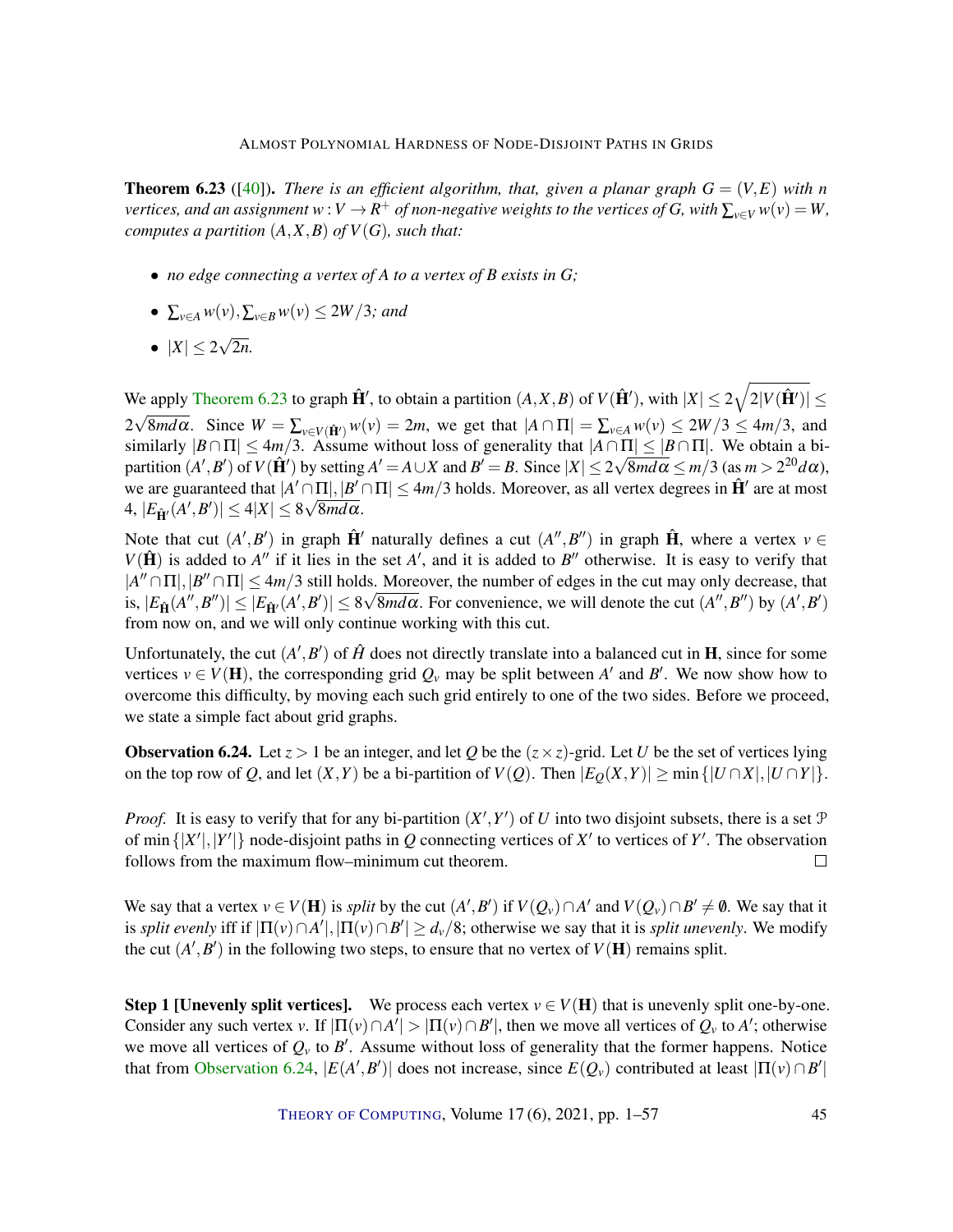**Theorem 6.23** ([40]). *There is an efficient algorithm, that, given a planar graph $G = (V,E)$ with $n$ vertices, and an assignment $w : V \to R^+$ of non-negative weights to the vertices of $G$, with $\sum_{v \in V} w(v) = W$, computes a partition $(A,X,B)$ of $V(G)$, such that:*

- *no edge connecting a vertex of $A$ to a vertex of $B$ exists in $G$;*
- *$\sum_{v \in A} w(v), \sum_{v \in B} w(v) \leq 2W/3$; and*
- *$|X| \leq 2\sqrt{2n}$.*

We apply Theorem 6.23 to graph $\hat{\mathbf{H}}'$, to obtain a partition $(A,X,B)$ of $V(\hat{\mathbf{H}}')$, with $|X| \leq 2\sqrt{2|V(\hat{\mathbf{H}}')|} \leq 2\sqrt{8md\alpha}$. Since $W = \sum_{v \in V(\hat{\mathbf{H}}')} w(v) = 2m$, we get that $|A \cap \Pi| = \sum_{v \in A} w(v) \leq 2W/3 \leq 4m/3$, and similarly $|B \cap \Pi| \leq 4m/3$. Assume without loss of generality that $|A \cap \Pi| \leq |B \cap \Pi|$. We obtain a bi-partition $(A',B')$ of $V(\hat{\mathbf{H}}')$ by setting $A' = A \cup X$ and $B' = B$. Since $|X| \leq 2\sqrt{8md\alpha} \leq m/3$ (as $m > 2^{20} d\alpha$), we are guaranteed that $|A' \cap \Pi|, |B' \cap \Pi| \leq 4m/3$ holds. Moreover, as all vertex degrees in $\hat{\mathbf{H}}'$ are at most 4, $|E_{\hat{\mathbf{H}}'}(A',B')| \leq 4|X| \leq 8\sqrt{8md\alpha}$.

Note that cut $(A',B')$ in graph $\hat{\mathbf{H}}'$ naturally defines a cut $(A'',B'')$ in graph $\hat{\mathbf{H}}$, where a vertex $v \in V(\hat{\mathbf{H}})$ is added to $A''$ if it lies in the set $A'$, and it is added to $B''$ otherwise. It is easy to verify that $|A'' \cap \Pi|, |B'' \cap \Pi| \leq 4m/3$ still holds. Moreover, the number of edges in the cut may only decrease, that is, $|E_{\hat{\mathbf{H}}}(A'',B'')| \leq |E_{\hat{\mathbf{H}}'}(A',B')| \leq 8\sqrt{8md\alpha}$. For convenience, we will denote the cut $(A'',B'')$ by $(A',B')$ from now on, and we will only continue working with this cut.

Unfortunately, the cut $(A',B')$ of $\hat{H}$ does not directly translate into a balanced cut in $\mathbf{H}$, since for some vertices $v \in V(\mathbf{H})$, the corresponding grid $Q_v$ may be split between $A'$ and $B'$. We now show how to overcome this difficulty, by moving each such grid entirely to one of the two sides. Before we proceed, we state a simple fact about grid graphs.

**Observation 6.24.** Let $z > 1$ be an integer, and let $Q$ be the $(z \times z)$-grid. Let $U$ be the set of vertices lying on the top row of $Q$, and let $(X,Y)$ be a bi-partition of $V(Q)$. Then $|E_Q(X,Y)| \geq \min\{|U \cap X|, |U \cap Y|\}$.

*Proof.* It is easy to verify that for any bi-partition $(X',Y')$ of $U$ into two disjoint subsets, there is a set $\mathcal{P}$ of $\min\{|X'|,|Y'|\}$ node-disjoint paths in $Q$ connecting vertices of $X'$ to vertices of $Y'$. The observation follows from the maximum flow–minimum cut theorem. □

We say that a vertex $v \in V(\mathbf{H})$ is *split* by the cut $(A',B')$ if $V(Q_v) \cap A'$ and $V(Q_v) \cap B' \neq \emptyset$. We say that it is *split evenly* iff if $|\Pi(v) \cap A'|, |\Pi(v) \cap B'| \geq d_v/8$; otherwise we say that it is *split unevenly*. We modify the cut $(A',B')$ in the following two steps, to ensure that no vertex of $V(\mathbf{H})$ remains split.

**Step 1 [Unevenly split vertices].** We process each vertex $v \in V(\mathbf{H})$ that is unevenly split one-by-one. Consider any such vertex $v$. If $|\Pi(v) \cap A'| > |\Pi(v) \cap B'|$, then we move all vertices of $Q_v$ to $A'$; otherwise we move all vertices of $Q_v$ to $B'$. Assume without loss of generality that the former happens. Notice that from Observation 6.24, $|E(A',B')|$ does not increase, since $E(Q_v)$ contributed at least $|\Pi(v) \cap B'|$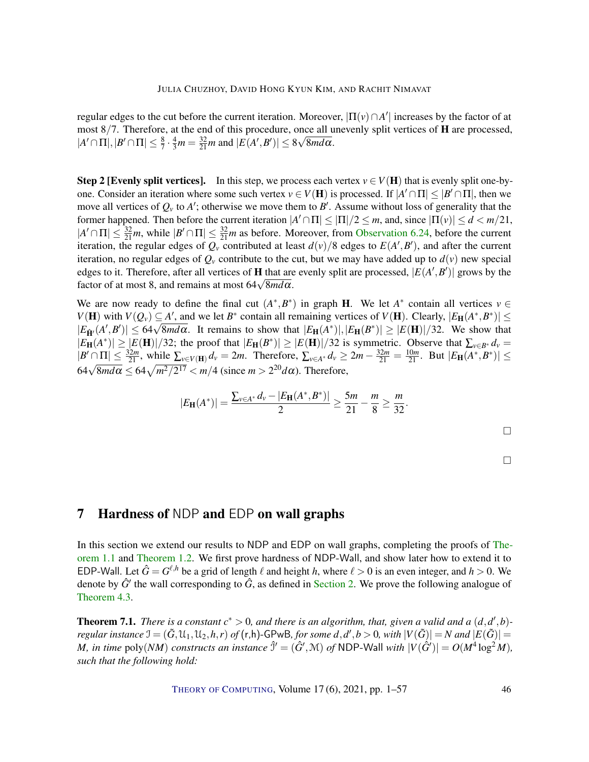regular edges to the cut before the current iteration. Moreover, $|\Pi(v) \cap A'|$ increases by the factor of at most $8/7$. Therefore, at the end of this procedure, once all unevenly split vertices of $\mathbf{H}$ are processed, $|A' \cap \Pi|, |B' \cap \Pi| \leq \frac{8}{7} \cdot \frac{4}{3} m = \frac{32}{21} m$ and $|E(A', B')| \leq 8\sqrt{8md\alpha}$.

**Step 2 [Evenly split vertices].** In this step, we process each vertex $v \in V(\mathbf{H})$ that is evenly split one-by-one. Consider an iteration where some such vertex $v \in V(\mathbf{H})$ is processed. If $|A' \cap \Pi| \leq |B' \cap \Pi|$, then we move all vertices of $Q_v$ to $A'$; otherwise we move them to $B'$. Assume without loss of generality that the former happened. Then before the current iteration $|A' \cap \Pi| \leq |\Pi|/2 \leq m$, and, since $|\Pi(v)| \leq d < m/21$, $|A' \cap \Pi| \leq \frac{32}{21} m$, while $|B' \cap \Pi| \leq \frac{32}{21} m$ as before. Moreover, from Observation 6.24, before the current iteration, the regular edges of $Q_v$ contributed at least $d(v)/8$ edges to $E(A', B')$, and after the current iteration, no regular edges of $Q_v$ contribute to the cut, but we may have added up to $d(v)$ new special edges to it. Therefore, after all vertices of $\mathbf{H}$ that are evenly split are processed, $|E(A', B')|$ grows by the factor of at most 8, and remains at most $64\sqrt{8md\alpha}$.

We are now ready to define the final cut $(A^*, B^*)$ in graph $\mathbf{H}$. We let $A^*$ contain all vertices $v \in V(\mathbf{H})$ with $V(Q_v) \subseteq A'$, and we let $B^*$ contain all remaining vertices of $V(\mathbf{H})$. Clearly, $|E_{\mathbf{H}}(A^*, B^*)| \leq |E_{\hat{\mathbf{H}}'}(A', B')| \leq 64\sqrt{8md\alpha}$. It remains to show that $|E_{\mathbf{H}}(A^*)|, |E_{\mathbf{H}}(B^*)| \geq |E(\mathbf{H})|/32$. We show that $|E_{\mathbf{H}}(A^*)| \geq |E(\mathbf{H})|/32$; the proof that $|E_{\mathbf{H}}(B^*)| \geq |E(\mathbf{H})|/32$ is symmetric. Observe that $\sum_{v \in B^*} d_v = |B' \cap \Pi| \leq \frac{32m}{21}$, while $\sum_{v \in V(\mathbf{H})} d_v = 2m$. Therefore, $\sum_{v \in A^*} d_v \geq 2m - \frac{32m}{21} = \frac{10m}{21}$. But $|E_{\mathbf{H}}(A^*, B^*)| \leq 64\sqrt{8md\alpha} \leq 64\sqrt{m^2/2^{17}} < m/4$ (since $m > 2^{20} d\alpha$). Therefore,

$$|E_{\mathbf{H}}(A^*)| = \frac{\sum_{v \in A^*} d_v - |E_{\mathbf{H}}(A^*, B^*)|}{2} \geq \frac{5m}{21} - \frac{m}{8} \geq \frac{m}{32}.$$

□

□

# 7 Hardness of NDP and EDP on wall graphs

In this section we extend our results to NDP and EDP on wall graphs, completing the proofs of Theorem 1.1 and Theorem 1.2. We first prove hardness of NDP-Wall, and show later how to extend it to EDP-Wall. Let $\hat{G} = G^{\ell,h}$ be a grid of length $\ell$ and height $h$, where $\ell > 0$ is an even integer, and $h > 0$. We denote by $\hat{G}'$ the wall corresponding to $\hat{G}$, as defined in Section 2. We prove the following analogue of Theorem 4.3.

**Theorem 7.1.** *There is a constant $c^* > 0$, and there is an algorithm, that, given a valid and a $(d, d', b)$-regular instance $\mathcal{I} = (\tilde{G}, \mathcal{U}_1, \mathcal{U}_2, h, r)$ of (r,h)-GPwB, for some $d, d', b > 0$, with $|V(\tilde{G})| = N$ and $|E(\tilde{G})| = M$, in time $\text{poly}(NM)$ constructs an instance $\hat{\mathcal{I}}' = (\hat{G}', \mathcal{M})$ of NDP-Wall with $|V(\hat{G}')| = O(M^4 \log^2 M)$, such that the following hold:*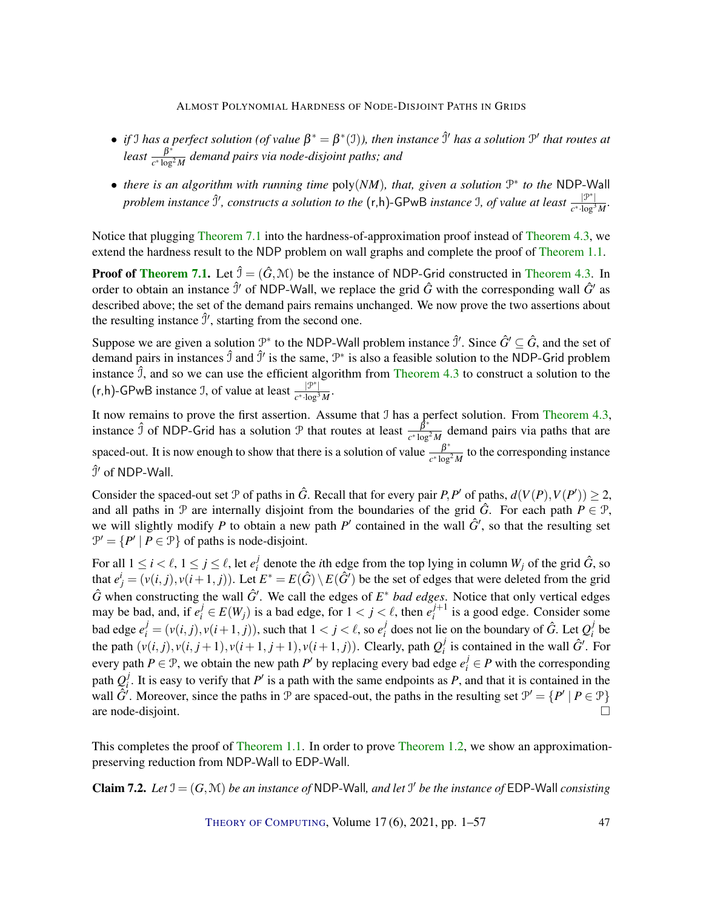- *if $\mathcal{I}$ has a perfect solution (of value $\beta^* = \beta^*(\mathcal{I})$), then instance $\hat{\mathcal{I}}'$ has a solution $\mathcal{P}'$ that routes at least $\frac{\beta^*}{c^* \log^2 M}$ demand pairs via node-disjoint paths; and*
- *there is an algorithm with running time* $\operatorname{poly}(NM)$*, that, given a solution $\mathcal{P}^*$ to the* NDP-Wall *problem instance $\hat{\mathcal{I}}'$, constructs a solution to the* (r,h)-GPwB *instance $\mathcal{I}$, of value at least $\frac{|\mathcal{P}^*|}{c^* \cdot \log^3 M}$.*

Notice that plugging Theorem 7.1 into the hardness-of-approximation proof instead of Theorem 4.3, we extend the hardness result to the NDP problem on wall graphs and complete the proof of Theorem 1.1.

**Proof of Theorem 7.1.** Let $\hat{\mathcal{I}} = (\hat{G}, \mathcal{M})$ be the instance of NDP-Grid constructed in Theorem 4.3. In order to obtain an instance $\hat{\mathcal{I}}'$ of NDP-Wall, we replace the grid $\hat{G}$ with the corresponding wall $\hat{G}'$ as described above; the set of the demand pairs remains unchanged. We now prove the two assertions about the resulting instance $\hat{\mathcal{I}}'$, starting from the second one.

Suppose we are given a solution $\mathcal{P}^*$ to the NDP-Wall problem instance $\hat{\mathcal{I}}'$. Since $\hat{G}' \subseteq \hat{G}$, and the set of demand pairs in instances $\hat{\mathcal{I}}$ and $\hat{\mathcal{I}}'$ is the same, $\mathcal{P}^*$ is also a feasible solution to the NDP-Grid problem instance $\hat{\mathcal{I}}$, and so we can use the efficient algorithm from Theorem 4.3 to construct a solution to the (r,h)-GPwB instance $\mathcal{I}$, of value at least $\frac{|\mathcal{P}^*|}{c^* \cdot \log^3 M}$.

It now remains to prove the first assertion. Assume that $\mathcal{I}$ has a perfect solution. From Theorem 4.3, instance $\hat{\mathcal{I}}$ of NDP-Grid has a solution $\mathcal{P}$ that routes at least $\frac{\beta^*}{c^* \log^2 M}$ demand pairs via paths that are spaced-out. It is now enough to show that there is a solution of value $\frac{\beta^*}{c^* \log^2 M}$ to the corresponding instance $\hat{\mathcal{I}}'$ of NDP-Wall.

Consider the spaced-out set $\mathcal{P}$ of paths in $\hat{G}$. Recall that for every pair $P, P'$ of paths, $d(V(P), V(P')) \geq 2$, and all paths in $\mathcal{P}$ are internally disjoint from the boundaries of the grid $\hat{G}$. For each path $P \in \mathcal{P}$, we will slightly modify $P$ to obtain a new path $P'$ contained in the wall $\hat{G}'$, so that the resulting set $\mathcal{P}' = \{P' \mid P \in \mathcal{P}\}$ of paths is node-disjoint.

For all $1 \leq i < \ell$, $1 \leq j \leq \ell$, let $e_i^j$ denote the $i$th edge from the top lying in column $W_j$ of the grid $\hat{G}$, so that $e_j^i = (v(i,j), v(i+1,j))$. Let $E^* = E(\hat{G}) \setminus E(\hat{G}')$ be the set of edges that were deleted from the grid $\hat{G}$ when constructing the wall $\hat{G}'$. We call the edges of $E^*$ *bad edges*. Notice that only vertical edges may be bad, and, if $e_i^j \in E(W_j)$ is a bad edge, for $1 < j < \ell$, then $e_i^{j+1}$ is a good edge. Consider some bad edge $e_i^j = (v(i,j), v(i+1,j))$, such that $1 < j < \ell$, so $e_i^j$ does not lie on the boundary of $\hat{G}$. Let $Q_i^j$ be the path $(v(i,j), v(i,j+1), v(i+1,j+1), v(i+1,j))$. Clearly, path $Q_i^j$ is contained in the wall $\hat{G}'$. For every path $P \in \mathcal{P}$, we obtain the new path $P'$ by replacing every bad edge $e_i^j \in P$ with the corresponding path $Q_i^j$. It is easy to verify that $P'$ is a path with the same endpoints as $P$, and that it is contained in the wall $\hat{G}'$. Moreover, since the paths in $\mathcal{P}$ are spaced-out, the paths in the resulting set $\mathcal{P}' = \{P' \mid P \in \mathcal{P}\}$ are node-disjoint. $\square$

This completes the proof of Theorem 1.1. In order to prove Theorem 1.2, we show an approximation-preserving reduction from NDP-Wall to EDP-Wall.

**Claim 7.2.** *Let $\mathcal{I} = (G, \mathcal{M})$ be an instance of* NDP-Wall*, and let $\mathcal{I}'$ be the instance of* EDP-Wall *consisting*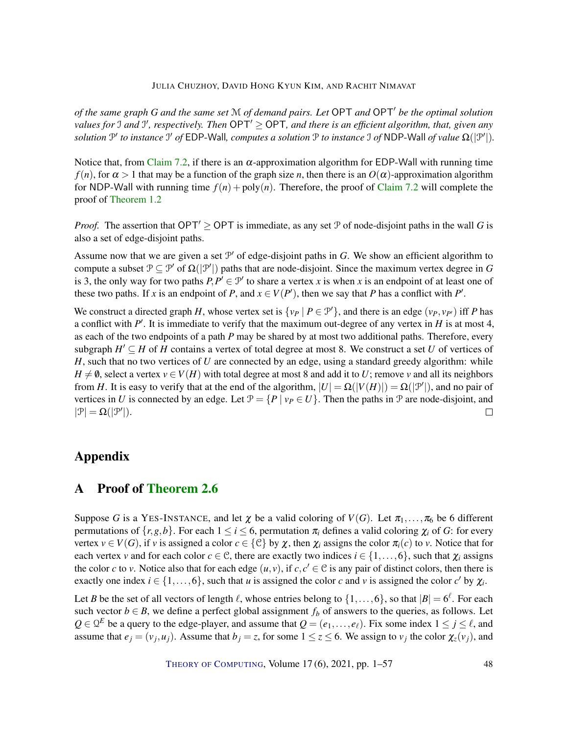*of the same graph $G$ and the same set $\mathcal{M}$ of demand pairs. Let* $\mathsf{OPT}$ *and* $\mathsf{OPT}'$ *be the optimal solution values for* $\mathcal{I}$ *and* $\mathcal{I}'$*, respectively. Then* $\mathsf{OPT}' \geq \mathsf{OPT}$*, and there is an efficient algorithm, that, given any solution* $\mathcal{P}'$ *to instance* $\mathcal{I}'$ *of* EDP-Wall*, computes a solution* $\mathcal{P}$ *to instance* $\mathcal{I}$ *of* NDP-Wall *of value* $\Omega(|\mathcal{P}'|)$*.*

Notice that, from Claim 7.2, if there is an $\alpha$-approximation algorithm for EDP-Wall with running time $f(n)$, for $\alpha > 1$ that may be a function of the graph size $n$, then there is an $O(\alpha)$-approximation algorithm for NDP-Wall with running time $f(n) + \mathrm{poly}(n)$. Therefore, the proof of Claim 7.2 will complete the proof of Theorem 1.2

*Proof.* The assertion that $\mathsf{OPT}' \geq \mathsf{OPT}$ is immediate, as any set $\mathcal{P}$ of node-disjoint paths in the wall $G$ is also a set of edge-disjoint paths.

Assume now that we are given a set $\mathcal{P}'$ of edge-disjoint paths in $G$. We show an efficient algorithm to compute a subset $\mathcal{P} \subseteq \mathcal{P}'$ of $\Omega(|\mathcal{P}'|)$ paths that are node-disjoint. Since the maximum vertex degree in $G$ is 3, the only way for two paths $P, P' \in \mathcal{P}'$ to share a vertex $x$ is when $x$ is an endpoint of at least one of these two paths. If $x$ is an endpoint of $P$, and $x \in V(P')$, then we say that $P$ has a conflict with $P'$.

We construct a directed graph $H$, whose vertex set is $\{v_P \mid P \in \mathcal{P}'\}$, and there is an edge $(v_P, v_{P'})$ iff $P$ has a conflict with $P'$. It is immediate to verify that the maximum out-degree of any vertex in $H$ is at most 4, as each of the two endpoints of a path $P$ may be shared by at most two additional paths. Therefore, every subgraph $H' \subseteq H$ of $H$ contains a vertex of total degree at most 8. We construct a set $U$ of vertices of $H$, such that no two vertices of $U$ are connected by an edge, using a standard greedy algorithm: while $H \neq \emptyset$, select a vertex $v \in V(H)$ with total degree at most 8 and add it to $U$; remove $v$ and all its neighbors from $H$. It is easy to verify that at the end of the algorithm, $|U| = \Omega(|V(H)|) = \Omega(|\mathcal{P}'|)$, and no pair of vertices in $U$ is connected by an edge. Let $\mathcal{P} = \{P \mid v_P \in U\}$. Then the paths in $\mathcal{P}$ are node-disjoint, and $|\mathcal{P}| = \Omega(|\mathcal{P}'|)$. $\square$

# Appendix

## A Proof of Theorem 2.6

Suppose $G$ is a YES-INSTANCE, and let $\chi$ be a valid coloring of $V(G)$. Let $\pi_1, \ldots, \pi_6$ be 6 different permutations of $\{r, g, b\}$. For each $1 \leq i \leq 6$, permutation $\pi_i$ defines a valid coloring $\chi_i$ of $G$: for every vertex $v \in V(G)$, if $v$ is assigned a color $c \in \{\mathcal{C}\}$ by $\chi$, then $\chi_i$ assigns the color $\pi_i(c)$ to $v$. Notice that for each vertex $v$ and for each color $c \in \mathcal{C}$, there are exactly two indices $i \in \{1, \ldots, 6\}$, such that $\chi_i$ assigns the color $c$ to $v$. Notice also that for each edge $(u, v)$, if $c, c' \in \mathcal{C}$ is any pair of distinct colors, then there is exactly one index $i \in \{1, \ldots, 6\}$, such that $u$ is assigned the color $c$ and $v$ is assigned the color $c'$ by $\chi_i$.

Let $B$ be the set of all vectors of length $\ell$, whose entries belong to $\{1, \ldots, 6\}$, so that $|B| = 6^\ell$. For each such vector $b \in B$, we define a perfect global assignment $f_b$ of answers to the queries, as follows. Let $Q \in \mathcal{Q}^E$ be a query to the edge-player, and assume that $Q = (e_1, \ldots, e_\ell)$. Fix some index $1 \leq j \leq \ell$, and assume that $e_j = (v_j, u_j)$. Assume that $b_j = z$, for some $1 \leq z \leq 6$. We assign to $v_j$ the color $\chi_z(v_j)$, and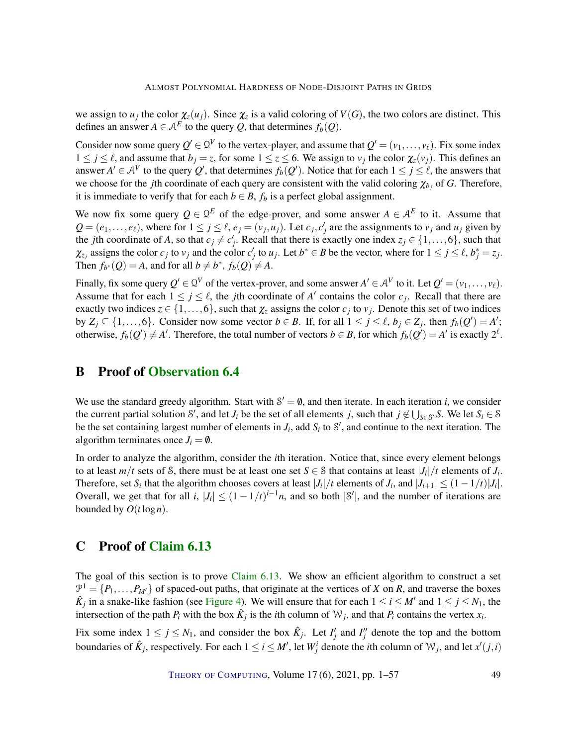we assign to $u_j$ the color $\chi_z(u_j)$. Since $\chi_z$ is a valid coloring of $V(G)$, the two colors are distinct. This defines an answer $A \in \mathcal{A}^E$ to the query $Q$, that determines $f_b(Q)$.

Consider now some query $Q' \in \mathcal{Q}^V$ to the vertex-player, and assume that $Q' = (v_1, \dots, v_\ell)$. Fix some index $1 \le j \le \ell$, and assume that $b_j = z$, for some $1 \le z \le 6$. We assign to $v_j$ the color $\chi_z(v_j)$. This defines an answer $A' \in \mathcal{A}^V$ to the query $Q'$, that determines $f_b(Q')$. Notice that for each $1 \le j \le \ell$, the answers that we choose for the $j$th coordinate of each query are consistent with the valid coloring $\chi_{b_j}$ of $G$. Therefore, it is immediate to verify that for each $b \in B$, $f_b$ is a perfect global assignment.

We now fix some query $Q \in \mathcal{Q}^E$ of the edge-prover, and some answer $A \in \mathcal{A}^E$ to it. Assume that $Q = (e_1, \dots, e_\ell)$, where for $1 \le j \le \ell$, $e_j = (v_j, u_j)$. Let $c_j, c'_j$ are the assignments to $v_j$ and $u_j$ given by the $j$th coordinate of $A$, so that $c_j \ne c'_j$. Recall that there is exactly one index $z_j \in \{1, \dots, 6\}$, such that $\chi_{z_j}$ assigns the color $c_j$ to $v_j$ and the color $c'_j$ to $u_j$. Let $b^* \in B$ be the vector, where for $1 \le j \le \ell$, $b^*_j = z_j$. Then $f_{b^*}(Q) = A$, and for all $b \ne b^*$, $f_b(Q) \ne A$.

Finally, fix some query $Q' \in \mathcal{Q}^V$ of the vertex-prover, and some answer $A' \in \mathcal{A}^V$ to it. Let $Q' = (v_1, \dots, v_\ell)$. Assume that for each $1 \le j \le \ell$, the $j$th coordinate of $A'$ contains the color $c_j$. Recall that there are exactly two indices $z \in \{1, \dots, 6\}$, such that $\chi_z$ assigns the color $c_j$ to $v_j$. Denote this set of two indices by $Z_j \subseteq \{1, \dots, 6\}$. Consider now some vector $b \in B$. If, for all $1 \le j \le \ell$, $b_j \in Z_j$, then $f_b(Q') = A'$; otherwise, $f_b(Q') \ne A'$. Therefore, the total number of vectors $b \in B$, for which $f_b(Q') = A'$ is exactly $2^\ell$.

## B Proof of Observation 6.4

We use the standard greedy algorithm. Start with $\mathcal{S}' = \emptyset$, and then iterate. In each iteration $i$, we consider the current partial solution $\mathcal{S}'$, and let $J_i$ be the set of all elements $j$, such that $j \notin \bigcup_{S \in \mathcal{S}'} S$. We let $S_i \in \mathcal{S}$ be the set containing largest number of elements in $J_i$, add $S_i$ to $\mathcal{S}'$, and continue to the next iteration. The algorithm terminates once $J_i = \emptyset$.

In order to analyze the algorithm, consider the $i$th iteration. Notice that, since every element belongs to at least $m/t$ sets of $\mathcal{S}$, there must be at least one set $S \in \mathcal{S}$ that contains at least $|J_i|/t$ elements of $J_i$. Therefore, set $S_i$ that the algorithm chooses covers at least $|J_i|/t$ elements of $J_i$, and $|J_{i+1}| \le (1 - 1/t)|J_i|$. Overall, we get that for all $i$, $|J_i| \le (1 - 1/t)^{i-1} n$, and so both $|\mathcal{S}'|$, and the number of iterations are bounded by $O(t \log n)$.

## C Proof of Claim 6.13

The goal of this section is to prove Claim 6.13. We show an efficient algorithm to construct a set $\mathcal{P}^1 = \{P_1, \dots, P_{M'}\}$ of spaced-out paths, that originate at the vertices of $X$ on $R$, and traverse the boxes $\hat{K}_j$ in a snake-like fashion (see Figure 4). We will ensure that for each $1 \le i \le M'$ and $1 \le j \le N_1$, the intersection of the path $P_i$ with the box $\hat{K}_j$ is the $i$th column of $\mathcal{W}_j$, and that $P_i$ contains the vertex $x_i$.

Fix some index $1 \le j \le N_1$, and consider the box $\hat{K}_j$. Let $I'_j$ and $I''_j$ denote the top and the bottom boundaries of $\hat{K}_j$, respectively. For each $1 \le i \le M'$, let $W^i_j$ denote the $i$th column of $\mathcal{W}_j$, and let $x'(j,i)$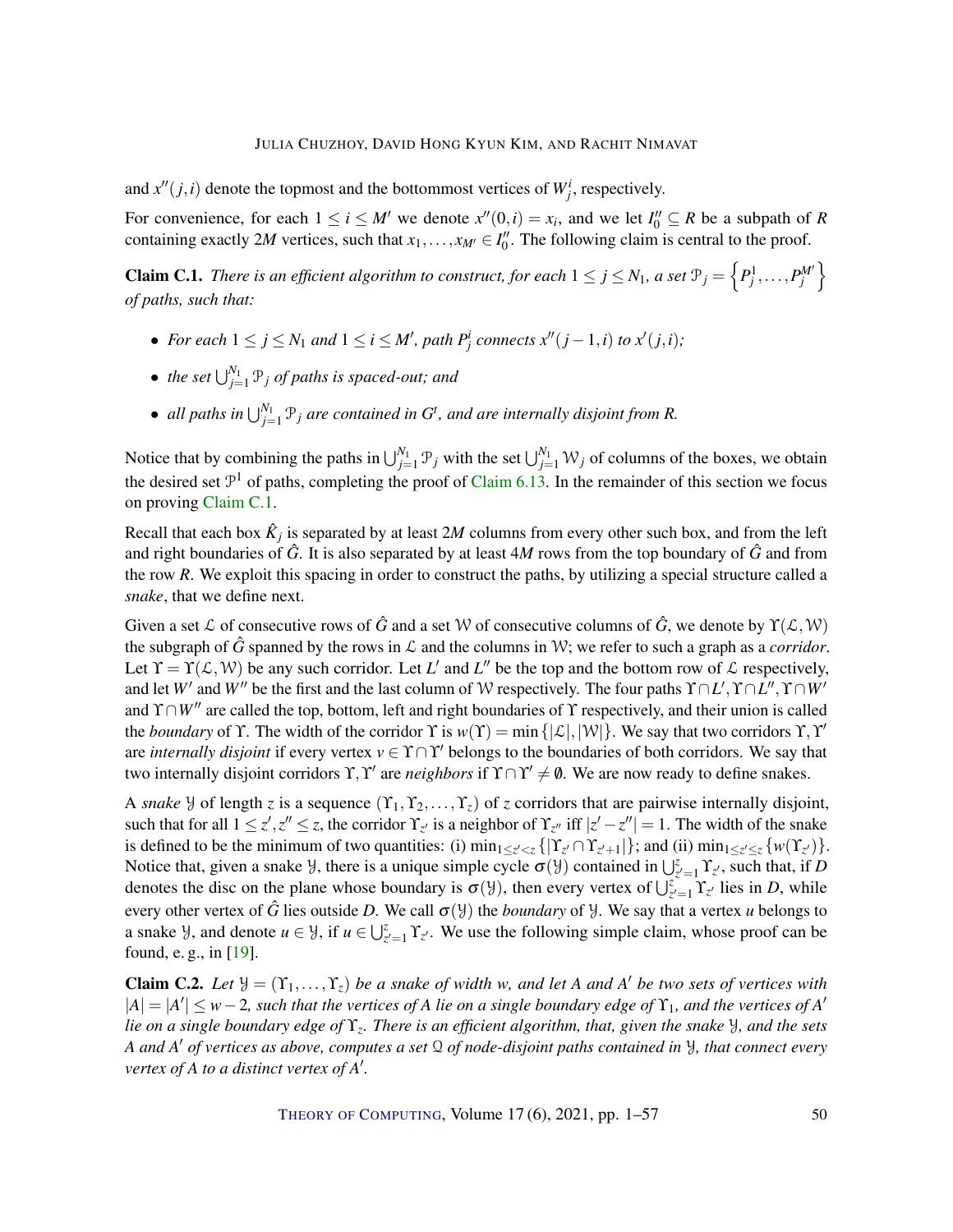and $x''(j,i)$ denote the topmost and the bottommost vertices of $W^i_j$, respectively.

For convenience, for each $1 \le i \le M'$ we denote $x''(0,i) = x_i$, and we let $I''_0 \subseteq R$ be a subpath of $R$ containing exactly $2M$ vertices, such that $x_1, \dots, x_{M'} \in I''_0$. The following claim is central to the proof.

**Claim C.1.** *There is an efficient algorithm to construct, for each $1 \le j \le N_1$, a set $\mathcal{P}_j = \left\{P^1_j, \dots, P^{M'}_j\right\}$ of paths, such that:*

- *For each $1 \le j \le N_1$ and $1 \le i \le M'$, path $P^i_j$ connects $x''(j-1,i)$ to $x'(j,i)$;*
- *the set $\bigcup_{j=1}^{N_1} \mathcal{P}_j$ of paths is spaced-out; and*
- *all paths in $\bigcup_{j=1}^{N_1} \mathcal{P}_j$ are contained in $G'$, and are internally disjoint from $R$.*

Notice that by combining the paths in $\bigcup_{j=1}^{N_1} \mathcal{P}_j$ with the set $\bigcup_{j=1}^{N_1} \mathcal{W}_j$ of columns of the boxes, we obtain the desired set $\mathcal{P}^1$ of paths, completing the proof of Claim 6.13. In the remainder of this section we focus on proving Claim C.1.

Recall that each box $\hat{K}_j$ is separated by at least $2M$ columns from every other such box, and from the left and right boundaries of $\hat{G}$. It is also separated by at least $4M$ rows from the top boundary of $\hat{G}$ and from the row $R$. We exploit this spacing in order to construct the paths, by utilizing a special structure called a *snake*, that we define next.

Given a set $\mathcal{L}$ of consecutive rows of $\hat{G}$ and a set $\mathcal{W}$ of consecutive columns of $\hat{G}$, we denote by $\Upsilon(\mathcal{L},\mathcal{W})$ the subgraph of $\hat{G}$ spanned by the rows in $\mathcal{L}$ and the columns in $\mathcal{W}$; we refer to such a graph as a *corridor*. Let $\Upsilon = \Upsilon(\mathcal{L},\mathcal{W})$ be any such corridor. Let $L'$ and $L''$ be the top and the bottom row of $\mathcal{L}$ respectively, and let $W'$ and $W''$ be the first and the last column of $\mathcal{W}$ respectively. The four paths $\Upsilon \cap L', \Upsilon \cap L'', \Upsilon \cap W'$ and $\Upsilon \cap W''$ are called the top, bottom, left and right boundaries of $\Upsilon$ respectively, and their union is called the *boundary* of $\Upsilon$. The width of the corridor $\Upsilon$ is $w(\Upsilon) = \min\{|\mathcal{L}|, |\mathcal{W}|\}$. We say that two corridors $\Upsilon, \Upsilon'$ are *internally disjoint* if every vertex $v \in \Upsilon \cap \Upsilon'$ belongs to the boundaries of both corridors. We say that two internally disjoint corridors $\Upsilon, \Upsilon'$ are *neighbors* if $\Upsilon \cap \Upsilon' \neq \emptyset$. We are now ready to define snakes.

A *snake* $\mathcal{Y}$ of length $z$ is a sequence $(\Upsilon_1, \Upsilon_2, \dots, \Upsilon_z)$ of $z$ corridors that are pairwise internally disjoint, such that for all $1 \le z', z'' \le z$, the corridor $\Upsilon_{z'}$ is a neighbor of $\Upsilon_{z''}$ iff $|z' - z''| = 1$. The width of the snake is defined to be the minimum of two quantities: (i) $\min_{1 \le z' < z}\{|\Upsilon_{z'} \cap \Upsilon_{z'+1}|\}$; and (ii) $\min_{1 \le z' \le z}\{w(\Upsilon_{z'})\}$. Notice that, given a snake $\mathcal{Y}$, there is a unique simple cycle $\sigma(\mathcal{Y})$ contained in $\bigcup_{z'=1}^{z} \Upsilon_{z'}$, such that, if $D$ denotes the disc on the plane whose boundary is $\sigma(\mathcal{Y})$, then every vertex of $\bigcup_{z'=1}^{z} \Upsilon_{z'}$ lies in $D$, while every other vertex of $\hat{G}$ lies outside $D$. We call $\sigma(\mathcal{Y})$ the *boundary* of $\mathcal{Y}$. We say that a vertex $u$ belongs to a snake $\mathcal{Y}$, and denote $u \in \mathcal{Y}$, if $u \in \bigcup_{z'=1}^{z} \Upsilon_{z'}$. We use the following simple claim, whose proof can be found, e. g., in [19].

**Claim C.2.** *Let $\mathcal{Y} = (\Upsilon_1, \dots, \Upsilon_z)$ be a snake of width $w$, and let $A$ and $A'$ be two sets of vertices with $|A| = |A'| \le w - 2$, such that the vertices of $A$ lie on a single boundary edge of $\Upsilon_1$, and the vertices of $A'$ lie on a single boundary edge of $\Upsilon_z$. There is an efficient algorithm, that, given the snake $\mathcal{Y}$, and the sets $A$ and $A'$ of vertices as above, computes a set $\mathcal{Q}$ of node-disjoint paths contained in $\mathcal{Y}$, that connect every vertex of $A$ to a distinct vertex of $A'$.*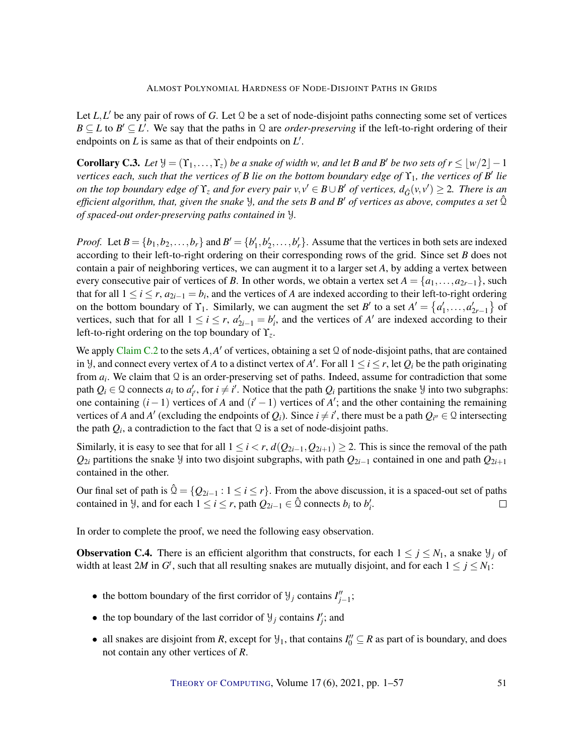Let $L, L'$ be any pair of rows of $G$. Let $\mathcal{Q}$ be a set of node-disjoint paths connecting some set of vertices $B \subseteq L$ to $B' \subseteq L'$. We say that the paths in $\mathcal{Q}$ are *order-preserving* if the left-to-right ordering of their endpoints on $L$ is same as that of their endpoints on $L'$.

**Corollary C.3.** *Let $\mathcal{Y} = (\Upsilon_1, \dots, \Upsilon_z)$ be a snake of width $w$, and let $B$ and $B'$ be two sets of $r \leq \lfloor w/2 \rfloor - 1$ vertices each, such that the vertices of $B$ lie on the bottom boundary edge of $\Upsilon_1$, the vertices of $B'$ lie on the top boundary edge of $\Upsilon_z$ and for every pair $v, v' \in B \cup B'$ of vertices, $d_{\hat{G}}(v, v') \geq 2$. There is an efficient algorithm, that, given the snake $\mathcal{Y}$, and the sets $B$ and $B'$ of vertices as above, computes a set $\hat{\mathcal{Q}}$ of spaced-out order-preserving paths contained in $\mathcal{Y}$.*

*Proof.* Let $B = \{b_1, b_2, \dots, b_r\}$ and $B' = \{b'_1, b'_2, \dots, b'_r\}$. Assume that the vertices in both sets are indexed according to their left-to-right ordering on their corresponding rows of the grid. Since set $B$ does not contain a pair of neighboring vertices, we can augment it to a larger set $A$, by adding a vertex between every consecutive pair of vertices of $B$. In other words, we obtain a vertex set $A = \{a_1, \dots, a_{2r-1}\}$, such that for all $1 \leq i \leq r$, $a_{2i-1} = b_i$, and the vertices of $A$ are indexed according to their left-to-right ordering on the bottom boundary of $\Upsilon_1$. Similarly, we can augment the set $B'$ to a set $A' = \{a'_1, \dots, a'_{2r-1}\}$ of vertices, such that for all $1 \leq i \leq r$, $a'_{2i-1} = b'_i$, and the vertices of $A'$ are indexed according to their left-to-right ordering on the top boundary of $\Upsilon_z$.

We apply Claim C.2 to the sets $A, A'$ of vertices, obtaining a set $\mathcal{Q}$ of node-disjoint paths, that are contained in $\mathcal{Y}$, and connect every vertex of $A$ to a distinct vertex of $A'$. For all $1 \leq i \leq r$, let $Q_i$ be the path originating from $a_i$. We claim that $\mathcal{Q}$ is an order-preserving set of paths. Indeed, assume for contradiction that some path $Q_i \in \mathcal{Q}$ connects $a_i$ to $a'_{i'}$, for $i \neq i'$. Notice that the path $Q_i$ partitions the snake $\mathcal{Y}$ into two subgraphs: one containing $(i-1)$ vertices of $A$ and $(i'-1)$ vertices of $A'$; and the other containing the remaining vertices of $A$ and $A'$ (excluding the endpoints of $Q_i$). Since $i \neq i'$, there must be a path $Q_{i''} \in \mathcal{Q}$ intersecting the path $Q_i$, a contradiction to the fact that $\mathcal{Q}$ is a set of node-disjoint paths.

Similarly, it is easy to see that for all $1 \leq i < r$, $d(Q_{2i-1}, Q_{2i+1}) \geq 2$. This is since the removal of the path $Q_{2i}$ partitions the snake $\mathcal{Y}$ into two disjoint subgraphs, with path $Q_{2i-1}$ contained in one and path $Q_{2i+1}$ contained in the other.

Our final set of path is $\hat{\mathcal{Q}} = \{Q_{2i-1} : 1 \leq i \leq r\}$. From the above discussion, it is a spaced-out set of paths contained in $\mathcal{Y}$, and for each $1 \leq i \leq r$, path $Q_{2i-1} \in \hat{\mathcal{Q}}$ connects $b_i$ to $b'_i$. $\square$

In order to complete the proof, we need the following easy observation.

**Observation C.4.** There is an efficient algorithm that constructs, for each $1 \leq j \leq N_1$, a snake $\mathcal{Y}_j$ of width at least $2M$ in $G'$, such that all resulting snakes are mutually disjoint, and for each $1 \leq j \leq N_1$:

- the bottom boundary of the first corridor of $\mathcal{Y}_j$ contains $I''_{j-1}$;
- the top boundary of the last corridor of $\mathcal{Y}_j$ contains $I'_j$; and
- all snakes are disjoint from $R$, except for $\mathcal{Y}_1$, that contains $I''_0 \subseteq R$ as part of is boundary, and does not contain any other vertices of $R$.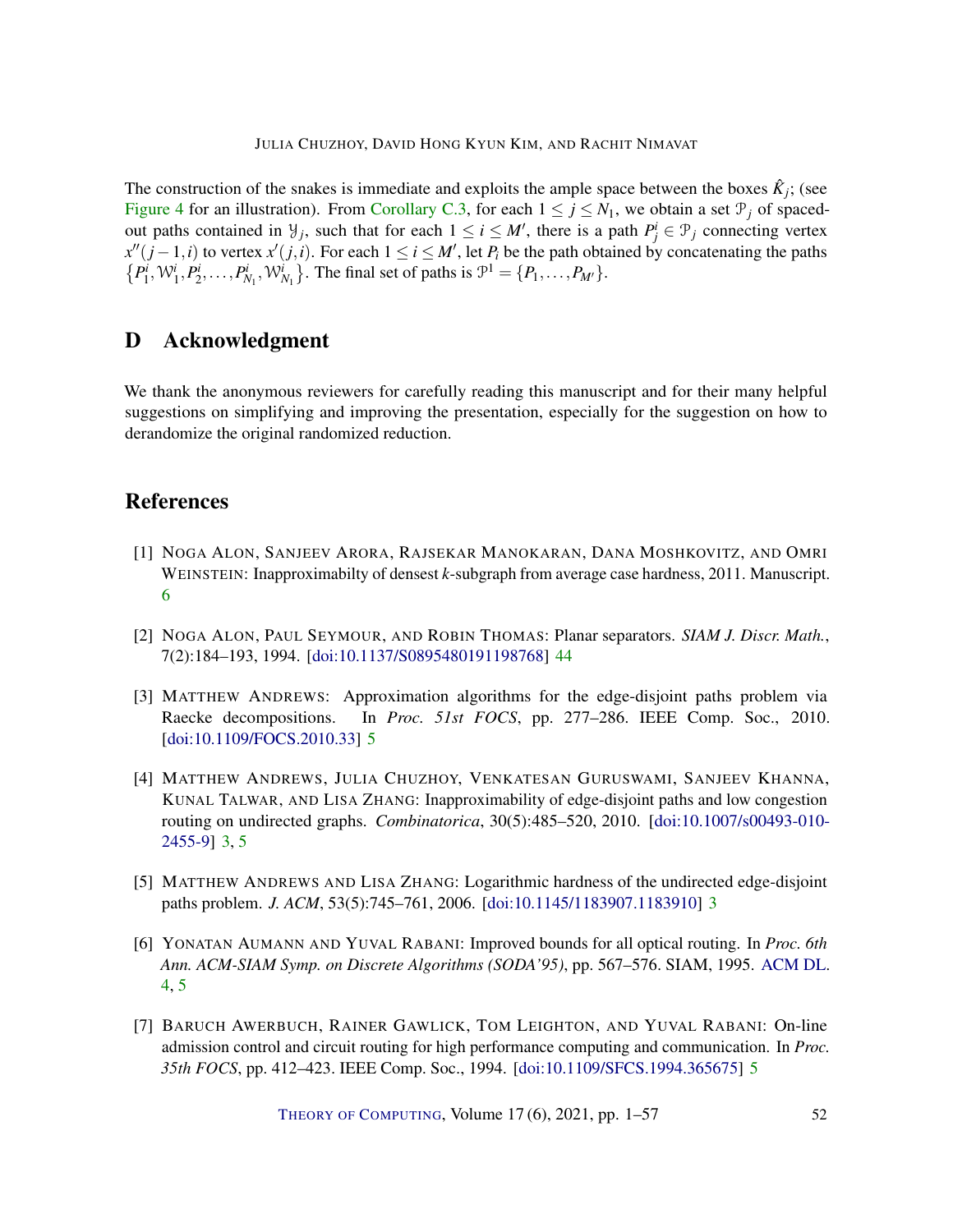The construction of the snakes is immediate and exploits the ample space between the boxes $\hat{K}_j$; (see Figure 4 for an illustration). From Corollary C.3, for each $1 \le j \le N_1$, we obtain a set $\mathcal{P}_j$ of spaced-out paths contained in $\mathcal{Y}_j$, such that for each $1 \le i \le M'$, there is a path $P^i_j \in \mathcal{P}_j$ connecting vertex $x''(j-1,i)$ to vertex $x'(j,i)$. For each $1 \le i \le M'$, let $P_i$ be the path obtained by concatenating the paths $\{P^i_1, \mathcal{W}^i_1, P^i_2, \ldots, P^i_{N_1}, \mathcal{W}^i_{N_1}\}$. The final set of paths is $\mathcal{P}^1 = \{P_1, \ldots, P_{M'}\}$.

# D Acknowledgment

We thank the anonymous reviewers for carefully reading this manuscript and for their many helpful suggestions on simplifying and improving the presentation, especially for the suggestion on how to derandomize the original randomized reduction.

# References

[1] Noga Alon, Sanjeev Arora, Rajsekar Manokaran, Dana Moshkovitz, and Omri Weinstein: Inapproximabilty of densest $k$-subgraph from average case hardness, 2011. Manuscript. 6

[2] Noga Alon, Paul Seymour, and Robin Thomas: Planar separators. *SIAM J. Discr. Math.*, 7(2):184–193, 1994. [doi:10.1137/S0895480191198768] 44

[3] Matthew Andrews: Approximation algorithms for the edge-disjoint paths problem via Raecke decompositions. In *Proc. 51st FOCS*, pp. 277–286. IEEE Comp. Soc., 2010. [doi:10.1109/FOCS.2010.33] 5

[4] Matthew Andrews, Julia Chuzhoy, Venkatesan Guruswami, Sanjeev Khanna, Kunal Talwar, and Lisa Zhang: Inapproximability of edge-disjoint paths and low congestion routing on undirected graphs. *Combinatorica*, 30(5):485–520, 2010. [doi:10.1007/s00493-010-2455-9] 3, 5

[5] Matthew Andrews and Lisa Zhang: Logarithmic hardness of the undirected edge-disjoint paths problem. *J. ACM*, 53(5):745–761, 2006. [doi:10.1145/1183907.1183910] 3

[6] Yonatan Aumann and Yuval Rabani: Improved bounds for all optical routing. In *Proc. 6th Ann. ACM-SIAM Symp. on Discrete Algorithms (SODA'95)*, pp. 567–576. SIAM, 1995. ACM DL. 4, 5

[7] Baruch Awerbuch, Rainer Gawlick, Tom Leighton, and Yuval Rabani: On-line admission control and circuit routing for high performance computing and communication. In *Proc. 35th FOCS*, pp. 412–423. IEEE Comp. Soc., 1994. [doi:10.1109/SFCS.1994.365675] 5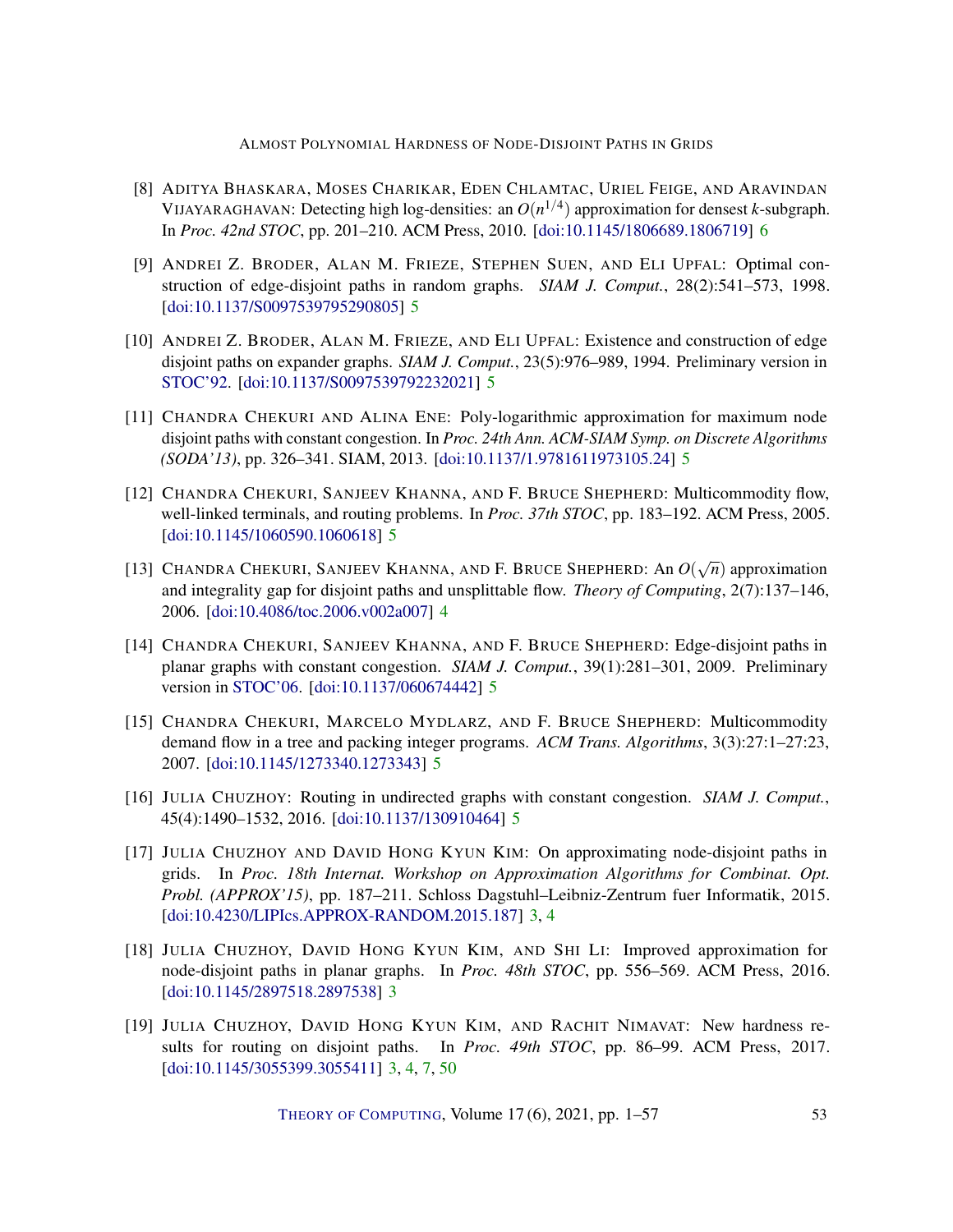[8] Aditya Bhaskara, Moses Charikar, Eden Chlamtac, Uriel Feige, and Aravindan Vijayaraghavan: Detecting high log-densities: an $O(n^{1/4})$ approximation for densest $k$-subgraph. In *Proc. 42nd STOC*, pp. 201–210. ACM Press, 2010. [doi:10.1145/1806689.1806719] 6

[9] Andrei Z. Broder, Alan M. Frieze, Stephen Suen, and Eli Upfal: Optimal construction of edge-disjoint paths in random graphs. *SIAM J. Comput.*, 28(2):541–573, 1998. [doi:10.1137/S0097539795290805] 5

[10] Andrei Z. Broder, Alan M. Frieze, and Eli Upfal: Existence and construction of edge disjoint paths on expander graphs. *SIAM J. Comput.*, 23(5):976–989, 1994. Preliminary version in STOC'92. [doi:10.1137/S0097539792232021] 5

[11] Chandra Chekuri and Alina Ene: Poly-logarithmic approximation for maximum node disjoint paths with constant congestion. In *Proc. 24th Ann. ACM-SIAM Symp. on Discrete Algorithms (SODA'13)*, pp. 326–341. SIAM, 2013. [doi:10.1137/1.9781611973105.24] 5

[12] Chandra Chekuri, Sanjeev Khanna, and F. Bruce Shepherd: Multicommodity flow, well-linked terminals, and routing problems. In *Proc. 37th STOC*, pp. 183–192. ACM Press, 2005. [doi:10.1145/1060590.1060618] 5

[13] Chandra Chekuri, Sanjeev Khanna, and F. Bruce Shepherd: An $O(\sqrt{n})$ approximation and integrality gap for disjoint paths and unsplittable flow. *Theory of Computing*, 2(7):137–146, 2006. [doi:10.4086/toc.2006.v002a007] 4

[14] Chandra Chekuri, Sanjeev Khanna, and F. Bruce Shepherd: Edge-disjoint paths in planar graphs with constant congestion. *SIAM J. Comput.*, 39(1):281–301, 2009. Preliminary version in STOC'06. [doi:10.1137/060674442] 5

[15] Chandra Chekuri, Marcelo Mydlarz, and F. Bruce Shepherd: Multicommodity demand flow in a tree and packing integer programs. *ACM Trans. Algorithms*, 3(3):27:1–27:23, 2007. [doi:10.1145/1273340.1273343] 5

[16] Julia Chuzhoy: Routing in undirected graphs with constant congestion. *SIAM J. Comput.*, 45(4):1490–1532, 2016. [doi:10.1137/130910464] 5

[17] Julia Chuzhoy and David Hong Kyun Kim: On approximating node-disjoint paths in grids. In *Proc. 18th Internat. Workshop on Approximation Algorithms for Combinat. Opt. Probl. (APPROX'15)*, pp. 187–211. Schloss Dagstuhl–Leibniz-Zentrum fuer Informatik, 2015. [doi:10.4230/LIPIcs.APPROX-RANDOM.2015.187] 3, 4

[18] Julia Chuzhoy, David Hong Kyun Kim, and Shi Li: Improved approximation for node-disjoint paths in planar graphs. In *Proc. 48th STOC*, pp. 556–569. ACM Press, 2016. [doi:10.1145/2897518.2897538] 3

[19] Julia Chuzhoy, David Hong Kyun Kim, and Rachit Nimavat: New hardness results for routing on disjoint paths. In *Proc. 49th STOC*, pp. 86–99. ACM Press, 2017. [doi:10.1145/3055399.3055411] 3, 4, 7, 50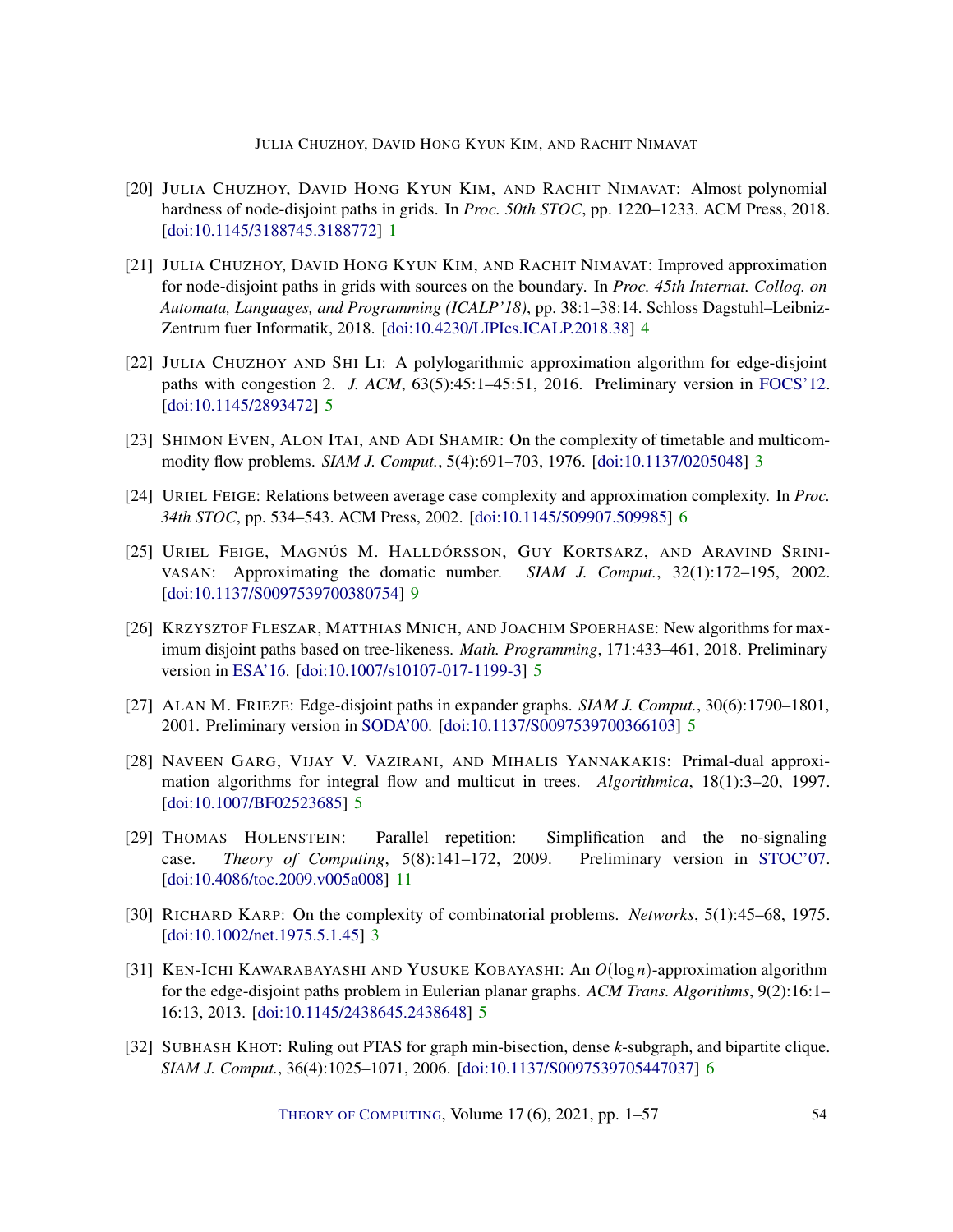[20] Julia Chuzhoy, David Hong Kyun Kim, and Rachit Nimavat: Almost polynomial hardness of node-disjoint paths in grids. In *Proc. 50th STOC*, pp. 1220–1233. ACM Press, 2018. [doi:10.1145/3188745.3188772] 1

[21] Julia Chuzhoy, David Hong Kyun Kim, and Rachit Nimavat: Improved approximation for node-disjoint paths in grids with sources on the boundary. In *Proc. 45th Internat. Colloq. on Automata, Languages, and Programming (ICALP'18)*, pp. 38:1–38:14. Schloss Dagstuhl–Leibniz-Zentrum fuer Informatik, 2018. [doi:10.4230/LIPIcs.ICALP.2018.38] 4

[22] Julia Chuzhoy and Shi Li: A polylogarithmic approximation algorithm for edge-disjoint paths with congestion 2. *J. ACM*, 63(5):45:1–45:51, 2016. Preliminary version in FOCS'12. [doi:10.1145/2893472] 5

[23] Shimon Even, Alon Itai, and Adi Shamir: On the complexity of timetable and multicommodity flow problems. *SIAM J. Comput.*, 5(4):691–703, 1976. [doi:10.1137/0205048] 3

[24] Uriel Feige: Relations between average case complexity and approximation complexity. In *Proc. 34th STOC*, pp. 534–543. ACM Press, 2002. [doi:10.1145/509907.509985] 6

[25] Uriel Feige, Magnús M. Halldórsson, Guy Kortsarz, and Aravind Srinivasan: Approximating the domatic number. *SIAM J. Comput.*, 32(1):172–195, 2002. [doi:10.1137/S0097539700380754] 9

[26] Krzysztof Fleszar, Matthias Mnich, and Joachim Spoerhase: New algorithms for maximum disjoint paths based on tree-likeness. *Math. Programming*, 171:433–461, 2018. Preliminary version in ESA'16. [doi:10.1007/s10107-017-1199-3] 5

[27] Alan M. Frieze: Edge-disjoint paths in expander graphs. *SIAM J. Comput.*, 30(6):1790–1801, 2001. Preliminary version in SODA'00. [doi:10.1137/S0097539700366103] 5

[28] Naveen Garg, Vijay V. Vazirani, and Mihalis Yannakakis: Primal-dual approximation algorithms for integral flow and multicut in trees. *Algorithmica*, 18(1):3–20, 1997. [doi:10.1007/BF02523685] 5

[29] Thomas Holenstein: Parallel repetition: Simplification and the no-signaling case. *Theory of Computing*, 5(8):141–172, 2009. Preliminary version in STOC'07. [doi:10.4086/toc.2009.v005a008] 11

[30] Richard Karp: On the complexity of combinatorial problems. *Networks*, 5(1):45–68, 1975. [doi:10.1002/net.1975.5.1.45] 3

[31] Ken-Ichi Kawarabayashi and Yusuke Kobayashi: An $O(\log n)$-approximation algorithm for the edge-disjoint paths problem in Eulerian planar graphs. *ACM Trans. Algorithms*, 9(2):16:1–16:13, 2013. [doi:10.1145/2438645.2438648] 5

[32] Subhash Khot: Ruling out PTAS for graph min-bisection, dense $k$-subgraph, and bipartite clique. *SIAM J. Comput.*, 36(4):1025–1071, 2006. [doi:10.1137/S0097539705447037] 6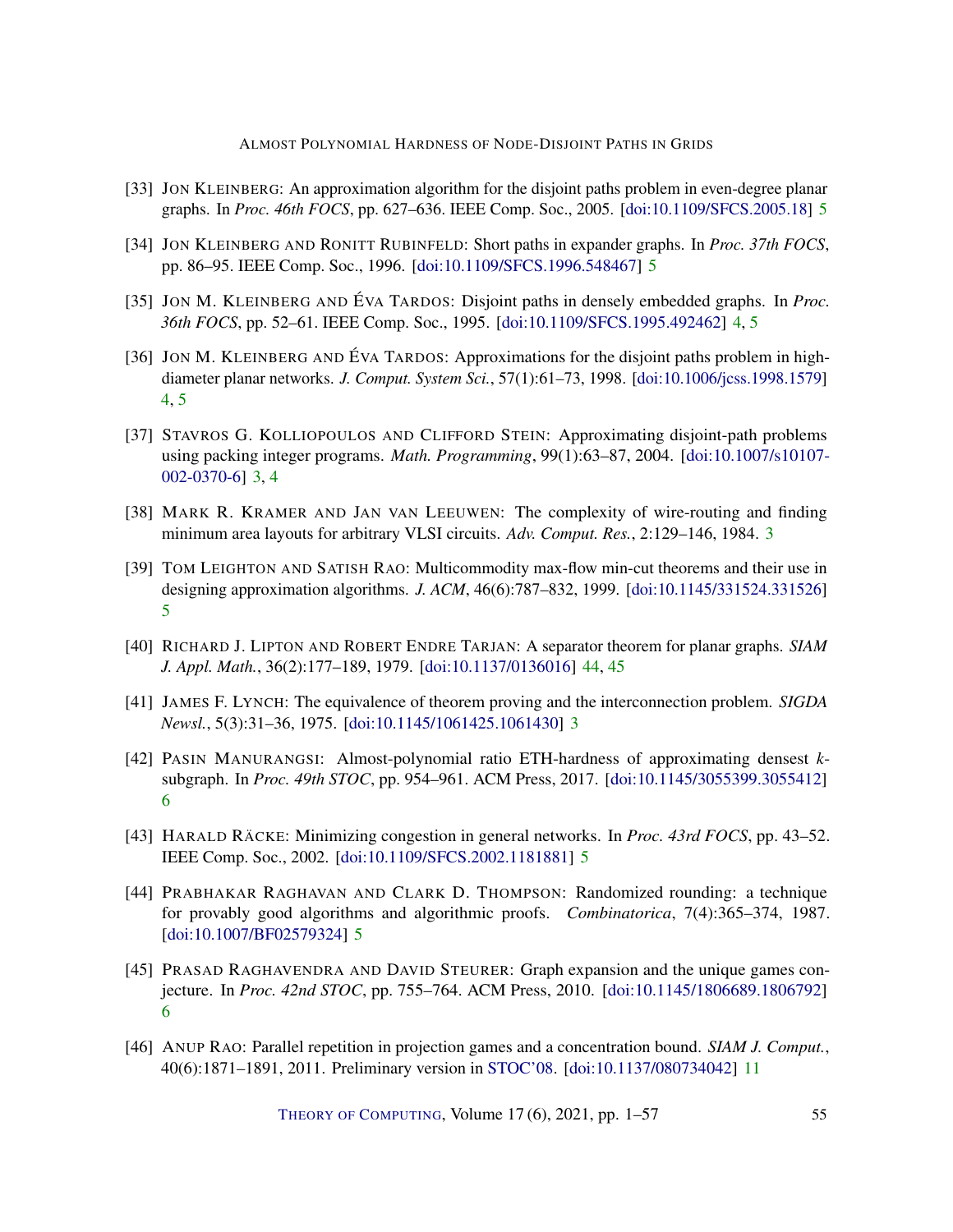[33] Jon Kleinberg: An approximation algorithm for the disjoint paths problem in even-degree planar graphs. In *Proc. 46th FOCS*, pp. 627–636. IEEE Comp. Soc., 2005. [doi:10.1109/SFCS.2005.18] 5

[34] Jon Kleinberg and Ronitt Rubinfeld: Short paths in expander graphs. In *Proc. 37th FOCS*, pp. 86–95. IEEE Comp. Soc., 1996. [doi:10.1109/SFCS.1996.548467] 5

[35] Jon M. Kleinberg and Éva Tardos: Disjoint paths in densely embedded graphs. In *Proc. 36th FOCS*, pp. 52–61. IEEE Comp. Soc., 1995. [doi:10.1109/SFCS.1995.492462] 4, 5

[36] Jon M. Kleinberg and Éva Tardos: Approximations for the disjoint paths problem in high-diameter planar networks. *J. Comput. System Sci.*, 57(1):61–73, 1998. [doi:10.1006/jcss.1998.1579] 4, 5

[37] Stavros G. Kolliopoulos and Clifford Stein: Approximating disjoint-path problems using packing integer programs. *Math. Programming*, 99(1):63–87, 2004. [doi:10.1007/s10107-002-0370-6] 3, 4

[38] Mark R. Kramer and Jan van Leeuwen: The complexity of wire-routing and finding minimum area layouts for arbitrary VLSI circuits. *Adv. Comput. Res.*, 2:129–146, 1984. 3

[39] Tom Leighton and Satish Rao: Multicommodity max-flow min-cut theorems and their use in designing approximation algorithms. *J. ACM*, 46(6):787–832, 1999. [doi:10.1145/331524.331526] 5

[40] Richard J. Lipton and Robert Endre Tarjan: A separator theorem for planar graphs. *SIAM J. Appl. Math.*, 36(2):177–189, 1979. [doi:10.1137/0136016] 44, 45

[41] James F. Lynch: The equivalence of theorem proving and the interconnection problem. *SIGDA Newsl.*, 5(3):31–36, 1975. [doi:10.1145/1061425.1061430] 3

[42] Pasin Manurangsi: Almost-polynomial ratio ETH-hardness of approximating densest $k$-subgraph. In *Proc. 49th STOC*, pp. 954–961. ACM Press, 2017. [doi:10.1145/3055399.3055412] 6

[43] Harald Räcke: Minimizing congestion in general networks. In *Proc. 43rd FOCS*, pp. 43–52. IEEE Comp. Soc., 2002. [doi:10.1109/SFCS.2002.1181881] 5

[44] Prabhakar Raghavan and Clark D. Thompson: Randomized rounding: a technique for provably good algorithms and algorithmic proofs. *Combinatorica*, 7(4):365–374, 1987. [doi:10.1007/BF02579324] 5

[45] Prasad Raghavendra and David Steurer: Graph expansion and the unique games conjecture. In *Proc. 42nd STOC*, pp. 755–764. ACM Press, 2010. [doi:10.1145/1806689.1806792] 6

[46] Anup Rao: Parallel repetition in projection games and a concentration bound. *SIAM J. Comput.*, 40(6):1871–1891, 2011. Preliminary version in STOC'08. [doi:10.1137/080734042] 11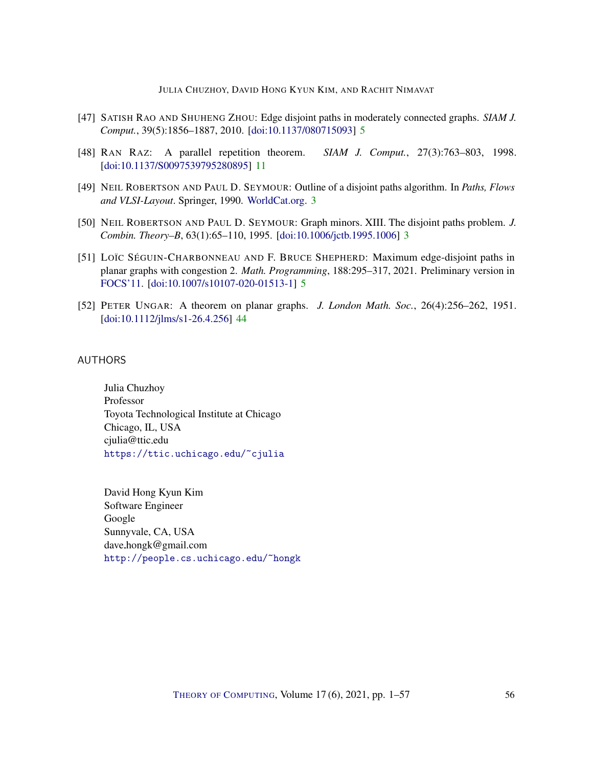[47] Satish Rao and Shuheng Zhou: Edge disjoint paths in moderately connected graphs. *SIAM J. Comput.*, 39(5):1856–1887, 2010. [doi:10.1137/080715093] 5

[48] Ran Raz: A parallel repetition theorem. *SIAM J. Comput.*, 27(3):763–803, 1998. [doi:10.1137/S0097539795280895] 11

[49] Neil Robertson and Paul D. Seymour: Outline of a disjoint paths algorithm. In *Paths, Flows and VLSI-Layout*. Springer, 1990. WorldCat.org. 3

[50] Neil Robertson and Paul D. Seymour: Graph minors. XIII. The disjoint paths problem. *J. Combin. Theory–B*, 63(1):65–110, 1995. [doi:10.1006/jctb.1995.1006] 3

[51] Loïc Séguin-Charbonneau and F. Bruce Shepherd: Maximum edge-disjoint paths in planar graphs with congestion 2. *Math. Programming*, 188:295–317, 2021. Preliminary version in FOCS'11. [doi:10.1007/s10107-020-01513-1] 5

[52] Peter Ungar: A theorem on planar graphs. *J. London Math. Soc.*, 26(4):256–262, 1951. [doi:10.1112/jlms/s1-26.4.256] 44

## AUTHORS

Julia Chuzhoy
Professor
Toyota Technological Institute at Chicago
Chicago, IL, USA
cjulia@ttic.edu
https://ttic.uchicago.edu/~cjulia

David Hong Kyun Kim
Software Engineer
Google
Sunnyvale, CA, USA
dave.hongk@gmail.com
http://people.cs.uchicago.edu/~hongk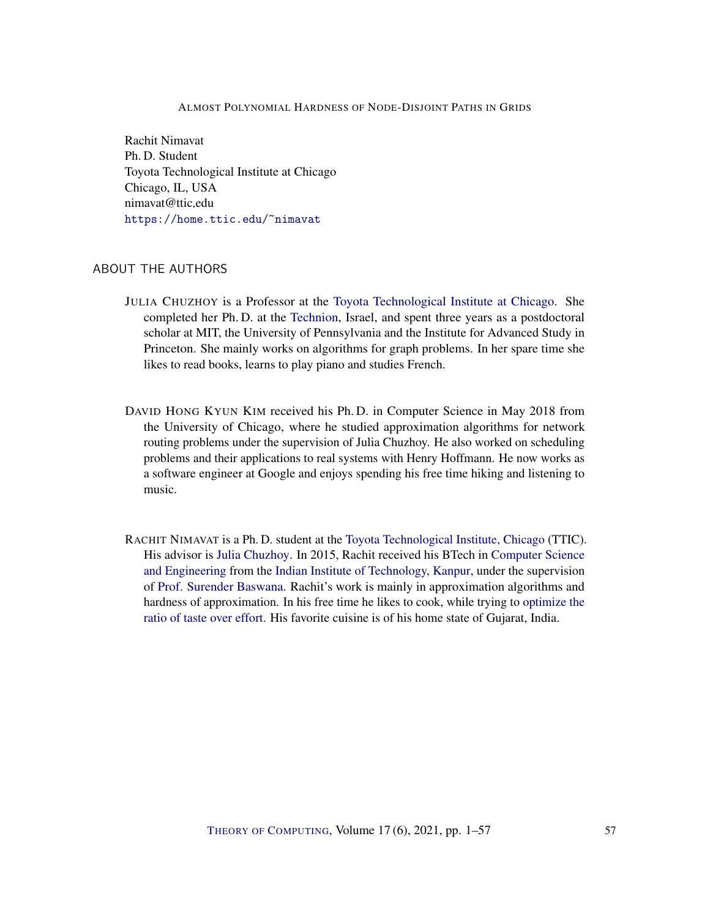Rachit Nimavat
Ph. D. Student
Toyota Technological Institute at Chicago
Chicago, IL, USA
nimavat@ttic.edu
https://home.ttic.edu/~nimavat

## About the Authors

Julia Chuzhoy is a Professor at the Toyota Technological Institute at Chicago. She completed her Ph. D. at the Technion, Israel, and spent three years as a postdoctoral scholar at MIT, the University of Pennsylvania and the Institute for Advanced Study in Princeton. She mainly works on algorithms for graph problems. In her spare time she likes to read books, learns to play piano and studies French.

David Hong Kyun Kim received his Ph. D. in Computer Science in May 2018 from the University of Chicago, where he studied approximation algorithms for network routing problems under the supervision of Julia Chuzhoy. He also worked on scheduling problems and their applications to real systems with Henry Hoffmann. He now works as a software engineer at Google and enjoys spending his free time hiking and listening to music.

Rachit Nimavat is a Ph. D. student at the Toyota Technological Institute, Chicago (TTIC). His advisor is Julia Chuzhoy. In 2015, Rachit received his BTech in Computer Science and Engineering from the Indian Institute of Technology, Kanpur, under the supervision of Prof. Surender Baswana. Rachit's work is mainly in approximation algorithms and hardness of approximation. In his free time he likes to cook, while trying to optimize the ratio of taste over effort. His favorite cuisine is of his home state of Gujarat, India.